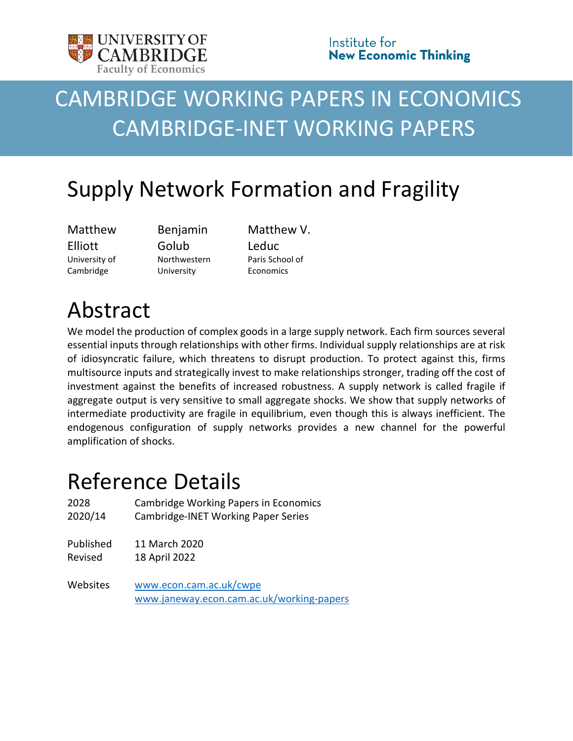# CAMBRIDGE WORKING PAPERS IN ECONOMICS
# CAMBRIDGE-INET WORKING PAPERS

# Supply Network Formation and Fragility

| Matthew Elliott | Benjamin Golub | Matthew V. Leduc |
|---|---|---|
| University of Cambridge | Northwestern University | Paris School of Economics |

## Abstract

We model the production of complex goods in a large supply network. Each firm sources several essential inputs through relationships with other firms. Individual supply relationships are at risk of idiosyncratic failure, which threatens to disrupt production. To protect against this, firms multisource inputs and strategically invest to make relationships stronger, trading off the cost of investment against the benefits of increased robustness. A supply network is called fragile if aggregate output is very sensitive to small aggregate shocks. We show that supply networks of intermediate productivity are fragile in equilibrium, even though this is always inefficient. The endogenous configuration of supply networks provides a new channel for the powerful amplification of shocks.

## Reference Details

| | |
|---|---|
| 2028 | Cambridge Working Papers in Economics |
| 2020/14 | Cambridge-INET Working Paper Series |
| | |
| Published | 11 March 2020 |
| Revised | 18 April 2022 |
| | |
| Websites | www.econ.cam.ac.uk/cwpe |
| | www.janeway.econ.cam.ac.uk/working-papers |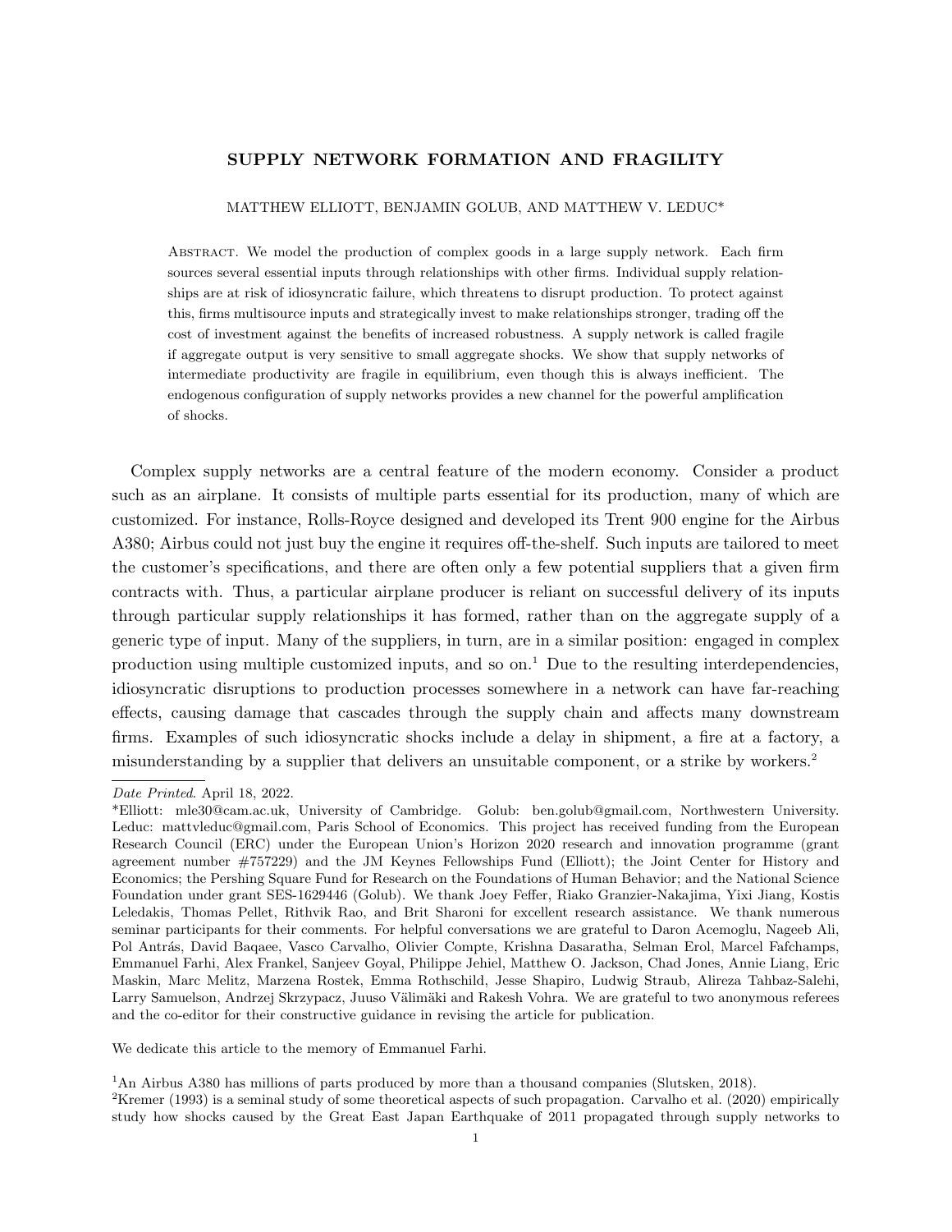**SUPPLY NETWORK FORMATION AND FRAGILITY**

MATTHEW ELLIOTT, BENJAMIN GOLUB, AND MATTHEW V. LEDUC*

Abstract. We model the production of complex goods in a large supply network. Each firm sources several essential inputs through relationships with other firms. Individual supply relationships are at risk of idiosyncratic failure, which threatens to disrupt production. To protect against this, firms multisource inputs and strategically invest to make relationships stronger, trading off the cost of investment against the benefits of increased robustness. A supply network is called fragile if aggregate output is very sensitive to small aggregate shocks. We show that supply networks of intermediate productivity are fragile in equilibrium, even though this is always inefficient. The endogenous configuration of supply networks provides a new channel for the powerful amplification of shocks.

Complex supply networks are a central feature of the modern economy. Consider a product such as an airplane. It consists of multiple parts essential for its production, many of which are customized. For instance, Rolls-Royce designed and developed its Trent 900 engine for the Airbus A380; Airbus could not just buy the engine it requires off-the-shelf. Such inputs are tailored to meet the customer's specifications, and there are often only a few potential suppliers that a given firm contracts with. Thus, a particular airplane producer is reliant on successful delivery of its inputs through particular supply relationships it has formed, rather than on the aggregate supply of a generic type of input. Many of the suppliers, in turn, are in a similar position: engaged in complex production using multiple customized inputs, and so on.[1] Due to the resulting interdependencies, idiosyncratic disruptions to production processes somewhere in a network can have far-reaching effects, causing damage that cascades through the supply chain and affects many downstream firms. Examples of such idiosyncratic shocks include a delay in shipment, a fire at a factory, a misunderstanding by a supplier that delivers an unsuitable component, or a strike by workers.[2]

---

*Date Printed*. April 18, 2022.

*Elliott: mle30@cam.ac.uk, University of Cambridge. Golub: ben.golub@gmail.com, Northwestern University. Leduc: mattvleduc@gmail.com, Paris School of Economics. This project has received funding from the European Research Council (ERC) under the European Union's Horizon 2020 research and innovation programme (grant agreement number #757229) and the JM Keynes Fellowships Fund (Elliott); the Joint Center for History and Economics; the Pershing Square Fund for Research on the Foundations of Human Behavior; and the National Science Foundation under grant SES-1629446 (Golub). We thank Joey Feffer, Riako Granzier-Nakajima, Yixi Jiang, Kostis Leledakis, Thomas Pellet, Rithvik Rao, and Brit Sharoni for excellent research assistance. We thank numerous seminar participants for their comments. For helpful conversations we are grateful to Daron Acemoglu, Nageeb Ali, Pol Antrás, David Baqaee, Vasco Carvalho, Olivier Compte, Krishna Dasaratha, Selman Erol, Marcel Fafchamps, Emmanuel Farhi, Alex Frankel, Sanjeev Goyal, Philippe Jehiel, Matthew O. Jackson, Chad Jones, Annie Liang, Eric Maskin, Marc Melitz, Marzena Rostek, Emma Rothschild, Jesse Shapiro, Ludwig Straub, Alireza Tahbaz-Salehi, Larry Samuelson, Andrzej Skrzypacz, Juuso Välimäki and Rakesh Vohra. We are grateful to two anonymous referees and the co-editor for their constructive guidance in revising the article for publication.

We dedicate this article to the memory of Emmanuel Farhi.

[1] An Airbus A380 has millions of parts produced by more than a thousand companies (Slutsken, 2018).

[2] Kremer (1993) is a seminal study of some theoretical aspects of such propagation. Carvalho et al. (2020) empirically study how shocks caused by the Great East Japan Earthquake of 2011 propagated through supply networks to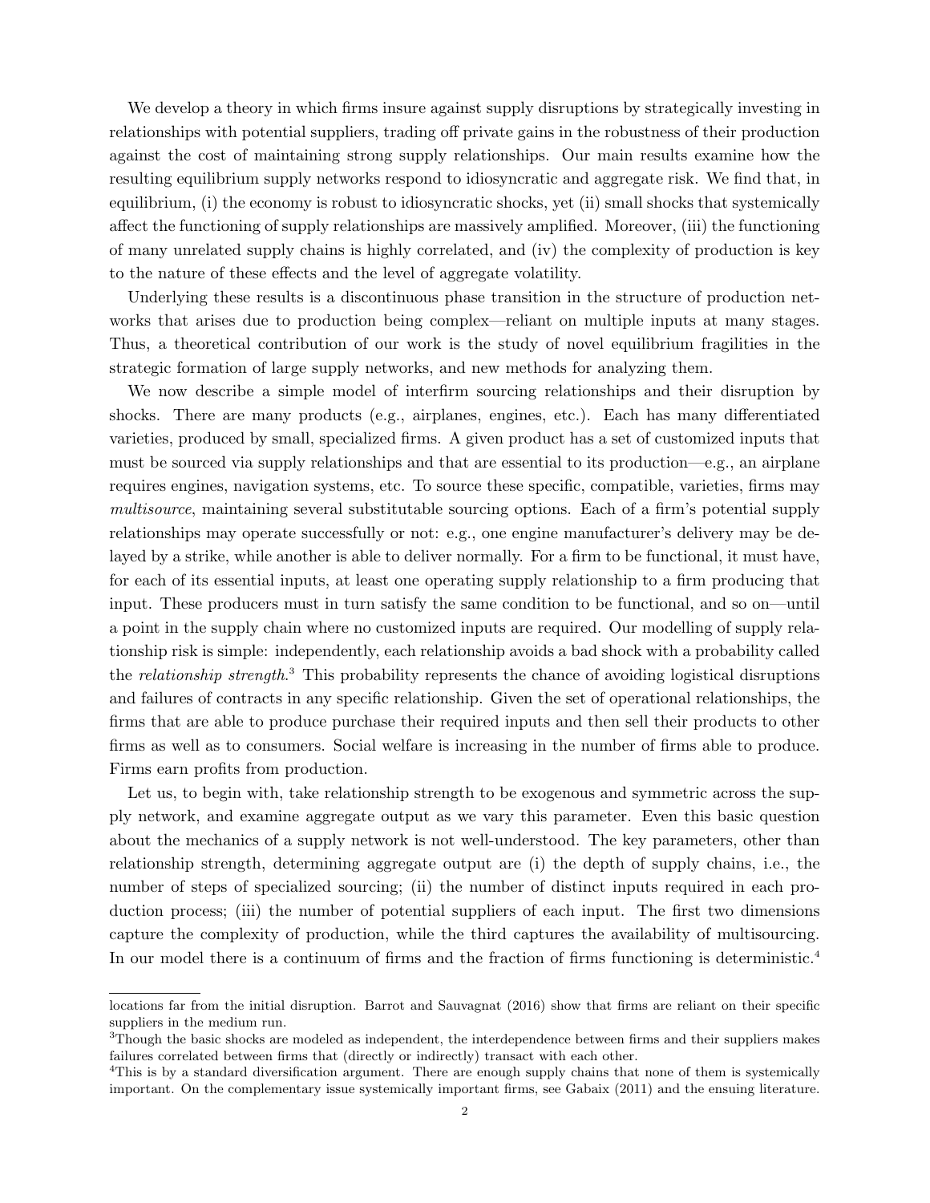We develop a theory in which firms insure against supply disruptions by strategically investing in relationships with potential suppliers, trading off private gains in the robustness of their production against the cost of maintaining strong supply relationships. Our main results examine how the resulting equilibrium supply networks respond to idiosyncratic and aggregate risk. We find that, in equilibrium, (i) the economy is robust to idiosyncratic shocks, yet (ii) small shocks that systemically affect the functioning of supply relationships are massively amplified. Moreover, (iii) the functioning of many unrelated supply chains is highly correlated, and (iv) the complexity of production is key to the nature of these effects and the level of aggregate volatility.

Underlying these results is a discontinuous phase transition in the structure of production networks that arises due to production being complex—reliant on multiple inputs at many stages. Thus, a theoretical contribution of our work is the study of novel equilibrium fragilities in the strategic formation of large supply networks, and new methods for analyzing them.

We now describe a simple model of interfirm sourcing relationships and their disruption by shocks. There are many products (e.g., airplanes, engines, etc.). Each has many differentiated varieties, produced by small, specialized firms. A given product has a set of customized inputs that must be sourced via supply relationships and that are essential to its production—e.g., an airplane requires engines, navigation systems, etc. To source these specific, compatible, varieties, firms may *multisource*, maintaining several substitutable sourcing options. Each of a firm's potential supply relationships may operate successfully or not: e.g., one engine manufacturer's delivery may be delayed by a strike, while another is able to deliver normally. For a firm to be functional, it must have, for each of its essential inputs, at least one operating supply relationship to a firm producing that input. These producers must in turn satisfy the same condition to be functional, and so on—until a point in the supply chain where no customized inputs are required. Our modelling of supply relationship risk is simple: independently, each relationship avoids a bad shock with a probability called the *relationship strength*.[3] This probability represents the chance of avoiding logistical disruptions and failures of contracts in any specific relationship. Given the set of operational relationships, the firms that are able to produce purchase their required inputs and then sell their products to other firms as well as to consumers. Social welfare is increasing in the number of firms able to produce. Firms earn profits from production.

Let us, to begin with, take relationship strength to be exogenous and symmetric across the supply network, and examine aggregate output as we vary this parameter. Even this basic question about the mechanics of a supply network is not well-understood. The key parameters, other than relationship strength, determining aggregate output are (i) the depth of supply chains, i.e., the number of steps of specialized sourcing; (ii) the number of distinct inputs required in each production process; (iii) the number of potential suppliers of each input. The first two dimensions capture the complexity of production, while the third captures the availability of multisourcing. In our model there is a continuum of firms and the fraction of firms functioning is deterministic.[4]

locations far from the initial disruption. Barrot and Sauvagnat (2016) show that firms are reliant on their specific suppliers in the medium run.

[3]Though the basic shocks are modeled as independent, the interdependence between firms and their suppliers makes failures correlated between firms that (directly or indirectly) transact with each other.

[4]This is by a standard diversification argument. There are enough supply chains that none of them is systemically important. On the complementary issue systemically important firms, see Gabaix (2011) and the ensuing literature.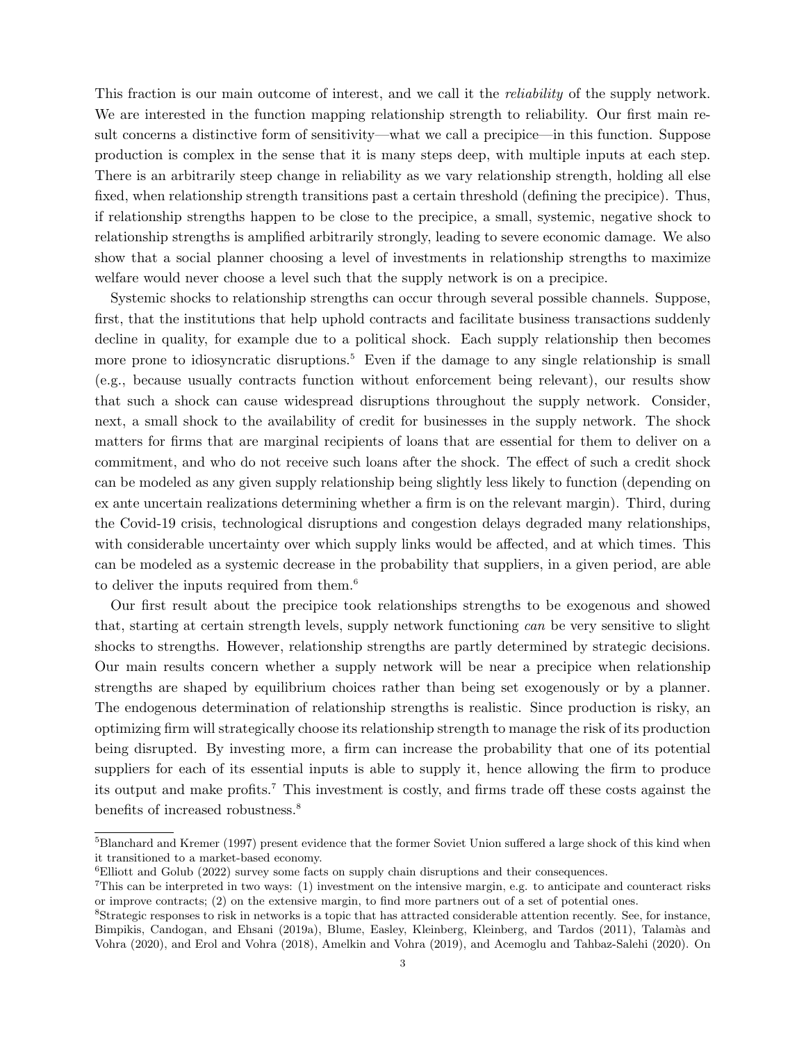This fraction is our main outcome of interest, and we call it the *reliability* of the supply network. We are interested in the function mapping relationship strength to reliability. Our first main result concerns a distinctive form of sensitivity—what we call a precipice—in this function. Suppose production is complex in the sense that it is many steps deep, with multiple inputs at each step. There is an arbitrarily steep change in reliability as we vary relationship strength, holding all else fixed, when relationship strength transitions past a certain threshold (defining the precipice). Thus, if relationship strengths happen to be close to the precipice, a small, systemic, negative shock to relationship strengths is amplified arbitrarily strongly, leading to severe economic damage. We also show that a social planner choosing a level of investments in relationship strengths to maximize welfare would never choose a level such that the supply network is on a precipice.

Systemic shocks to relationship strengths can occur through several possible channels. Suppose, first, that the institutions that help uphold contracts and facilitate business transactions suddenly decline in quality, for example due to a political shock. Each supply relationship then becomes more prone to idiosyncratic disruptions.[5] Even if the damage to any single relationship is small (e.g., because usually contracts function without enforcement being relevant), our results show that such a shock can cause widespread disruptions throughout the supply network. Consider, next, a small shock to the availability of credit for businesses in the supply network. The shock matters for firms that are marginal recipients of loans that are essential for them to deliver on a commitment, and who do not receive such loans after the shock. The effect of such a credit shock can be modeled as any given supply relationship being slightly less likely to function (depending on ex ante uncertain realizations determining whether a firm is on the relevant margin). Third, during the Covid-19 crisis, technological disruptions and congestion delays degraded many relationships, with considerable uncertainty over which supply links would be affected, and at which times. This can be modeled as a systemic decrease in the probability that suppliers, in a given period, are able to deliver the inputs required from them.[6]

Our first result about the precipice took relationships strengths to be exogenous and showed that, starting at certain strength levels, supply network functioning *can* be very sensitive to slight shocks to strengths. However, relationship strengths are partly determined by strategic decisions. Our main results concern whether a supply network will be near a precipice when relationship strengths are shaped by equilibrium choices rather than being set exogenously or by a planner. The endogenous determination of relationship strengths is realistic. Since production is risky, an optimizing firm will strategically choose its relationship strength to manage the risk of its production being disrupted. By investing more, a firm can increase the probability that one of its potential suppliers for each of its essential inputs is able to supply it, hence allowing the firm to produce its output and make profits.[7] This investment is costly, and firms trade off these costs against the benefits of increased robustness.[8]

[5] Blanchard and Kremer (1997) present evidence that the former Soviet Union suffered a large shock of this kind when it transitioned to a market-based economy.

[6] Elliott and Golub (2022) survey some facts on supply chain disruptions and their consequences.

[7] This can be interpreted in two ways: (1) investment on the intensive margin, e.g. to anticipate and counteract risks or improve contracts; (2) on the extensive margin, to find more partners out of a set of potential ones.

[8] Strategic responses to risk in networks is a topic that has attracted considerable attention recently. See, for instance, Bimpikis, Candogan, and Ehsani (2019a), Blume, Easley, Kleinberg, Kleinberg, and Tardos (2011), Talamàs and Vohra (2020), and Erol and Vohra (2018), Amelkin and Vohra (2019), and Acemoglu and Tahbaz-Salehi (2020). On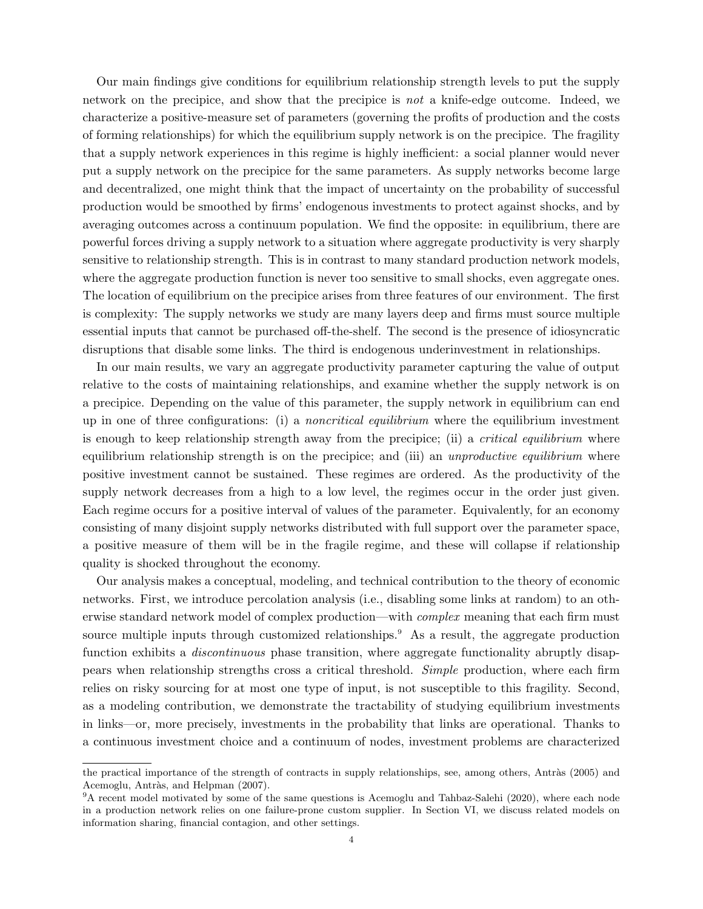Our main findings give conditions for equilibrium relationship strength levels to put the supply network on the precipice, and show that the precipice is *not* a knife-edge outcome. Indeed, we characterize a positive-measure set of parameters (governing the profits of production and the costs of forming relationships) for which the equilibrium supply network is on the precipice. The fragility that a supply network experiences in this regime is highly inefficient: a social planner would never put a supply network on the precipice for the same parameters. As supply networks become large and decentralized, one might think that the impact of uncertainty on the probability of successful production would be smoothed by firms' endogenous investments to protect against shocks, and by averaging outcomes across a continuum population. We find the opposite: in equilibrium, there are powerful forces driving a supply network to a situation where aggregate productivity is very sharply sensitive to relationship strength. This is in contrast to many standard production network models, where the aggregate production function is never too sensitive to small shocks, even aggregate ones. The location of equilibrium on the precipice arises from three features of our environment. The first is complexity: The supply networks we study are many layers deep and firms must source multiple essential inputs that cannot be purchased off-the-shelf. The second is the presence of idiosyncratic disruptions that disable some links. The third is endogenous underinvestment in relationships.

In our main results, we vary an aggregate productivity parameter capturing the value of output relative to the costs of maintaining relationships, and examine whether the supply network is on a precipice. Depending on the value of this parameter, the supply network in equilibrium can end up in one of three configurations: (i) a *noncritical equilibrium* where the equilibrium investment is enough to keep relationship strength away from the precipice; (ii) a *critical equilibrium* where equilibrium relationship strength is on the precipice; and (iii) an *unproductive equilibrium* where positive investment cannot be sustained. These regimes are ordered. As the productivity of the supply network decreases from a high to a low level, the regimes occur in the order just given. Each regime occurs for a positive interval of values of the parameter. Equivalently, for an economy consisting of many disjoint supply networks distributed with full support over the parameter space, a positive measure of them will be in the fragile regime, and these will collapse if relationship quality is shocked throughout the economy.

Our analysis makes a conceptual, modeling, and technical contribution to the theory of economic networks. First, we introduce percolation analysis (i.e., disabling some links at random) to an otherwise standard network model of complex production—with *complex* meaning that each firm must source multiple inputs through customized relationships.[9] As a result, the aggregate production function exhibits a *discontinuous* phase transition, where aggregate functionality abruptly disappears when relationship strengths cross a critical threshold. *Simple* production, where each firm relies on risky sourcing for at most one type of input, is not susceptible to this fragility. Second, as a modeling contribution, we demonstrate the tractability of studying equilibrium investments in links—or, more precisely, investments in the probability that links are operational. Thanks to a continuous investment choice and a continuum of nodes, investment problems are characterized

---

the practical importance of the strength of contracts in supply relationships, see, among others, Antràs (2005) and Acemoglu, Antràs, and Helpman (2007).

[9] A recent model motivated by some of the same questions is Acemoglu and Tahbaz-Salehi (2020), where each node in a production network relies on one failure-prone custom supplier. In Section VI, we discuss related models on information sharing, financial contagion, and other settings.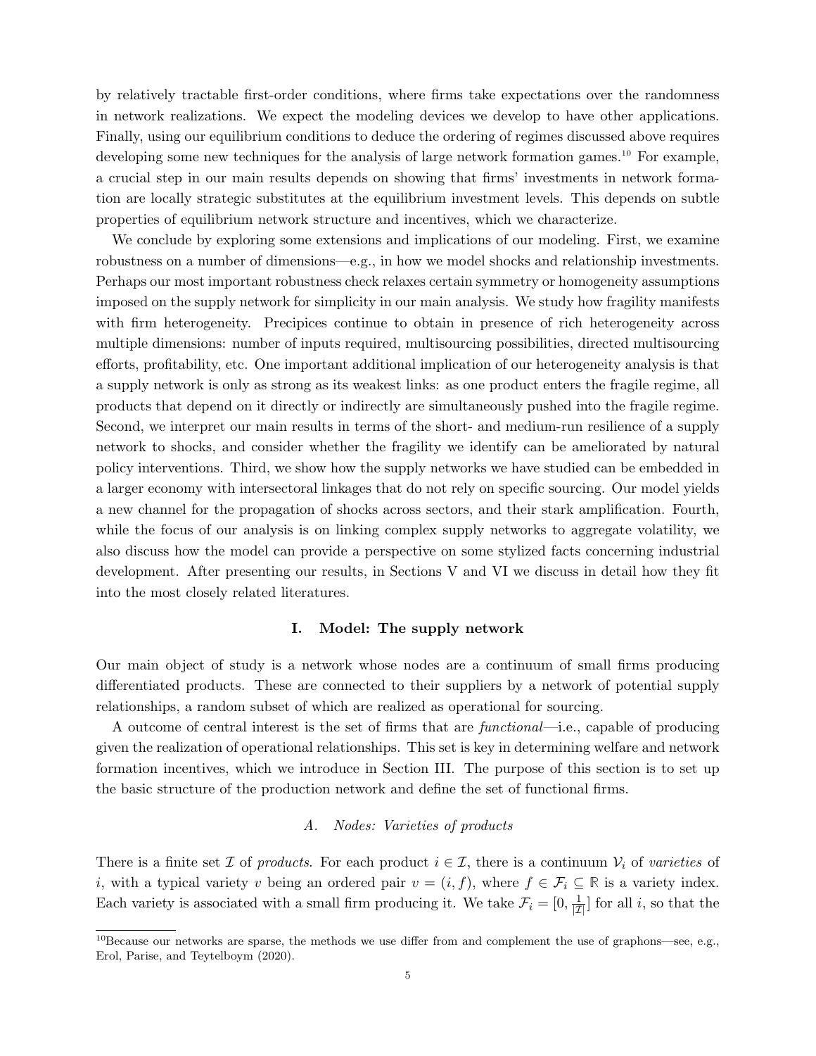by relatively tractable first-order conditions, where firms take expectations over the randomness in network realizations. We expect the modeling devices we develop to have other applications. Finally, using our equilibrium conditions to deduce the ordering of regimes discussed above requires developing some new techniques for the analysis of large network formation games.[10] For example, a crucial step in our main results depends on showing that firms' investments in network formation are locally strategic substitutes at the equilibrium investment levels. This depends on subtle properties of equilibrium network structure and incentives, which we characterize.

We conclude by exploring some extensions and implications of our modeling. First, we examine robustness on a number of dimensions—e.g., in how we model shocks and relationship investments. Perhaps our most important robustness check relaxes certain symmetry or homogeneity assumptions imposed on the supply network for simplicity in our main analysis. We study how fragility manifests with firm heterogeneity. Precipices continue to obtain in presence of rich heterogeneity across multiple dimensions: number of inputs required, multisourcing possibilities, directed multisourcing efforts, profitability, etc. One important additional implication of our heterogeneity analysis is that a supply network is only as strong as its weakest links: as one product enters the fragile regime, all products that depend on it directly or indirectly are simultaneously pushed into the fragile regime. Second, we interpret our main results in terms of the short- and medium-run resilience of a supply network to shocks, and consider whether the fragility we identify can be ameliorated by natural policy interventions. Third, we show how the supply networks we have studied can be embedded in a larger economy with intersectoral linkages that do not rely on specific sourcing. Our model yields a new channel for the propagation of shocks across sectors, and their stark amplification. Fourth, while the focus of our analysis is on linking complex supply networks to aggregate volatility, we also discuss how the model can provide a perspective on some stylized facts concerning industrial development. After presenting our results, in Sections V and VI we discuss in detail how they fit into the most closely related literatures.

## I. Model: The supply network

Our main object of study is a network whose nodes are a continuum of small firms producing differentiated products. These are connected to their suppliers by a network of potential supply relationships, a random subset of which are realized as operational for sourcing.

A outcome of central interest is the set of firms that are *functional*—i.e., capable of producing given the realization of operational relationships. This set is key in determining welfare and network formation incentives, which we introduce in Section III. The purpose of this section is to set up the basic structure of the production network and define the set of functional firms.

### A. Nodes: Varieties of products

There is a finite set $\mathcal{I}$ of *products*. For each product $i \in \mathcal{I}$, there is a continuum $\mathcal{V}_i$ of *varieties* of $i$, with a typical variety $v$ being an ordered pair $v = (i, f)$, where $f \in \mathcal{F}_i \subseteq \mathbb{R}$ is a variety index. Each variety is associated with a small firm producing it. We take $\mathcal{F}_i = [0, \frac{1}{|\mathcal{I}|}]$ for all $i$, so that the

[10] Because our networks are sparse, the methods we use differ from and complement the use of graphons—see, e.g., Erol, Parise, and Teytelboym (2020).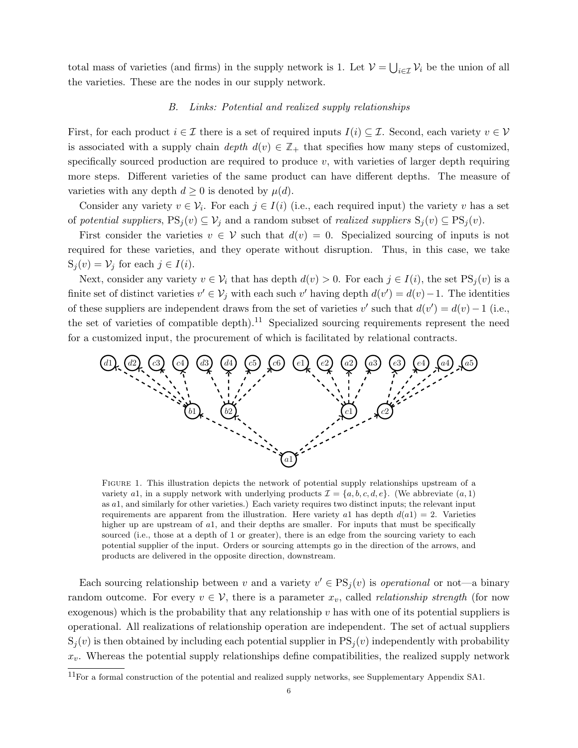total mass of varieties (and firms) in the supply network is 1. Let $\mathcal{V} = \bigcup_{i \in \mathcal{I}} \mathcal{V}_i$ be the union of all the varieties. These are the nodes in our supply network.

### *B. Links: Potential and realized supply relationships*

First, for each product $i \in \mathcal{I}$ there is a set of required inputs $I(i) \subseteq \mathcal{I}$. Second, each variety $v \in \mathcal{V}$ is associated with a supply chain *depth* $d(v) \in \mathbb{Z}_+$ that specifies how many steps of customized, specifically sourced production are required to produce $v$, with varieties of larger depth requiring more steps. Different varieties of the same product can have different depths. The measure of varieties with any depth $d \geq 0$ is denoted by $\mu(d)$.

Consider any variety $v \in \mathcal{V}_i$. For each $j \in I(i)$ (i.e., each required input) the variety $v$ has a set of *potential suppliers*, $\mathrm{PS}_j(v) \subseteq \mathcal{V}_j$ and a random subset of *realized suppliers* $\mathrm{S}_j(v) \subseteq \mathrm{PS}_j(v)$.

First consider the varieties $v \in \mathcal{V}$ such that $d(v) = 0$. Specialized sourcing of inputs is not required for these varieties, and they operate without disruption. Thus, in this case, we take $\mathrm{S}_j(v) = \mathcal{V}_j$ for each $j \in I(i)$.

Next, consider any variety $v \in \mathcal{V}_i$ that has depth $d(v) > 0$. For each $j \in I(i)$, the set $\mathrm{PS}_j(v)$ is a finite set of distinct varieties $v' \in \mathcal{V}_j$ with each such $v'$ having depth $d(v') = d(v) - 1$. The identities of these suppliers are independent draws from the set of varieties $v'$ such that $d(v') = d(v) - 1$ (i.e., the set of varieties of compatible depth).[11] Specialized sourcing requirements represent the need for a customized input, the procurement of which is facilitated by relational contracts.

FIGURE 1. This illustration depicts the network of potential supply relationships upstream of a variety $a1$, in a supply network with underlying products $\mathcal{I} = \{a, b, c, d, e\}$. (We abbreviate $(a, 1)$ as $a1$, and similarly for other varieties.) Each variety requires two distinct inputs; the relevant input requirements are apparent from the illustration. Here variety $a1$ has depth $d(a1) = 2$. Varieties higher up are upstream of $a1$, and their depths are smaller. For inputs that must be specifically sourced (i.e., those at a depth of 1 or greater), there is an edge from the sourcing variety to each potential supplier of the input. Orders or sourcing attempts go in the direction of the arrows, and products are delivered in the opposite direction, downstream.

Each sourcing relationship between $v$ and a variety $v' \in \mathrm{PS}_j(v)$ is *operational* or not—a binary random outcome. For every $v \in \mathcal{V}$, there is a parameter $x_v$, called *relationship strength* (for now exogenous) which is the probability that any relationship $v$ has with one of its potential suppliers is operational. All realizations of relationship operation are independent. The set of actual suppliers $\mathrm{S}_j(v)$ is then obtained by including each potential supplier in $\mathrm{PS}_j(v)$ independently with probability $x_v$. Whereas the potential supply relationships define compatibilities, the realized supply network

[11] For a formal construction of the potential and realized supply networks, see Supplementary Appendix SA1.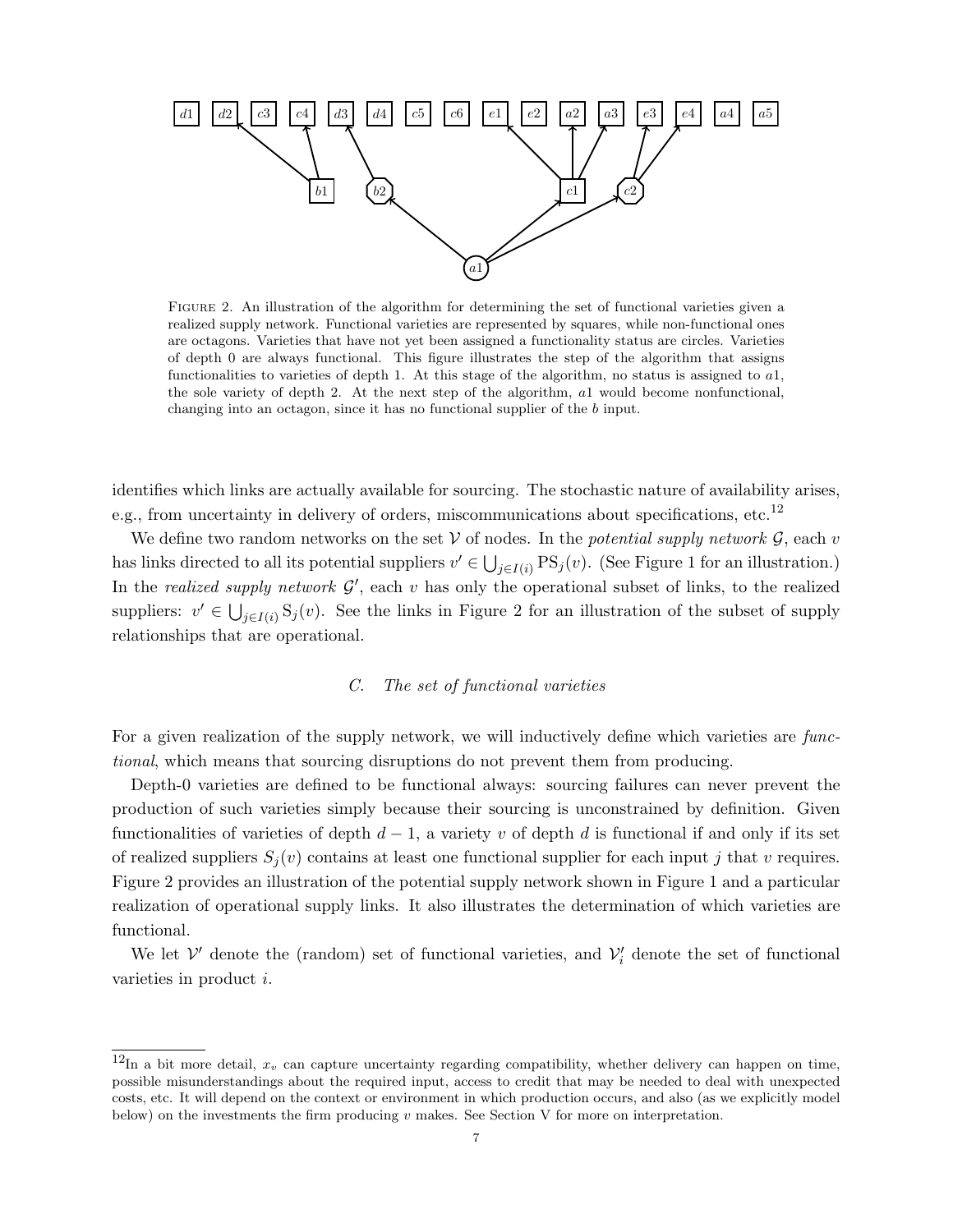FIGURE 2. An illustration of the algorithm for determining the set of functional varieties given a realized supply network. Functional varieties are represented by squares, while non-functional ones are octagons. Varieties that have not yet been assigned a functionality status are circles. Varieties of depth 0 are always functional. This figure illustrates the step of the algorithm that assigns functionalities to varieties of depth 1. At this stage of the algorithm, no status is assigned to $a1$, the sole variety of depth 2. At the next step of the algorithm, $a1$ would become nonfunctional, changing into an octagon, since it has no functional supplier of the $b$ input.

identifies which links are actually available for sourcing. The stochastic nature of availability arises, e.g., from uncertainty in delivery of orders, miscommunications about specifications, etc.[12]

We define two random networks on the set $\mathcal{V}$ of nodes. In the *potential supply network* $\mathcal{G}$, each $v$ has links directed to all its potential suppliers $v' \in \bigcup_{j \in I(i)} \mathrm{PS}_j(v)$. (See Figure 1 for an illustration.) In the *realized supply network* $\mathcal{G}'$, each $v$ has only the operational subset of links, to the realized suppliers: $v' \in \bigcup_{j \in I(i)} \mathrm{S}_j(v)$. See the links in Figure 2 for an illustration of the subset of supply relationships that are operational.

### C. *The set of functional varieties*

For a given realization of the supply network, we will inductively define which varieties are *functional*, which means that sourcing disruptions do not prevent them from producing.

Depth-0 varieties are defined to be functional always: sourcing failures can never prevent the production of such varieties simply because their sourcing is unconstrained by definition. Given functionalities of varieties of depth $d-1$, a variety $v$ of depth $d$ is functional if and only if its set of realized suppliers $S_j(v)$ contains at least one functional supplier for each input $j$ that $v$ requires. Figure 2 provides an illustration of the potential supply network shown in Figure 1 and a particular realization of operational supply links. It also illustrates the determination of which varieties are functional.

We let $\mathcal{V}'$ denote the (random) set of functional varieties, and $\mathcal{V}'_i$ denote the set of functional varieties in product $i$.

[12]In a bit more detail, $x_v$ can capture uncertainty regarding compatibility, whether delivery can happen on time, possible misunderstandings about the required input, access to credit that may be needed to deal with unexpected costs, etc. It will depend on the context or environment in which production occurs, and also (as we explicitly model below) on the investments the firm producing $v$ makes. See Section V for more on interpretation.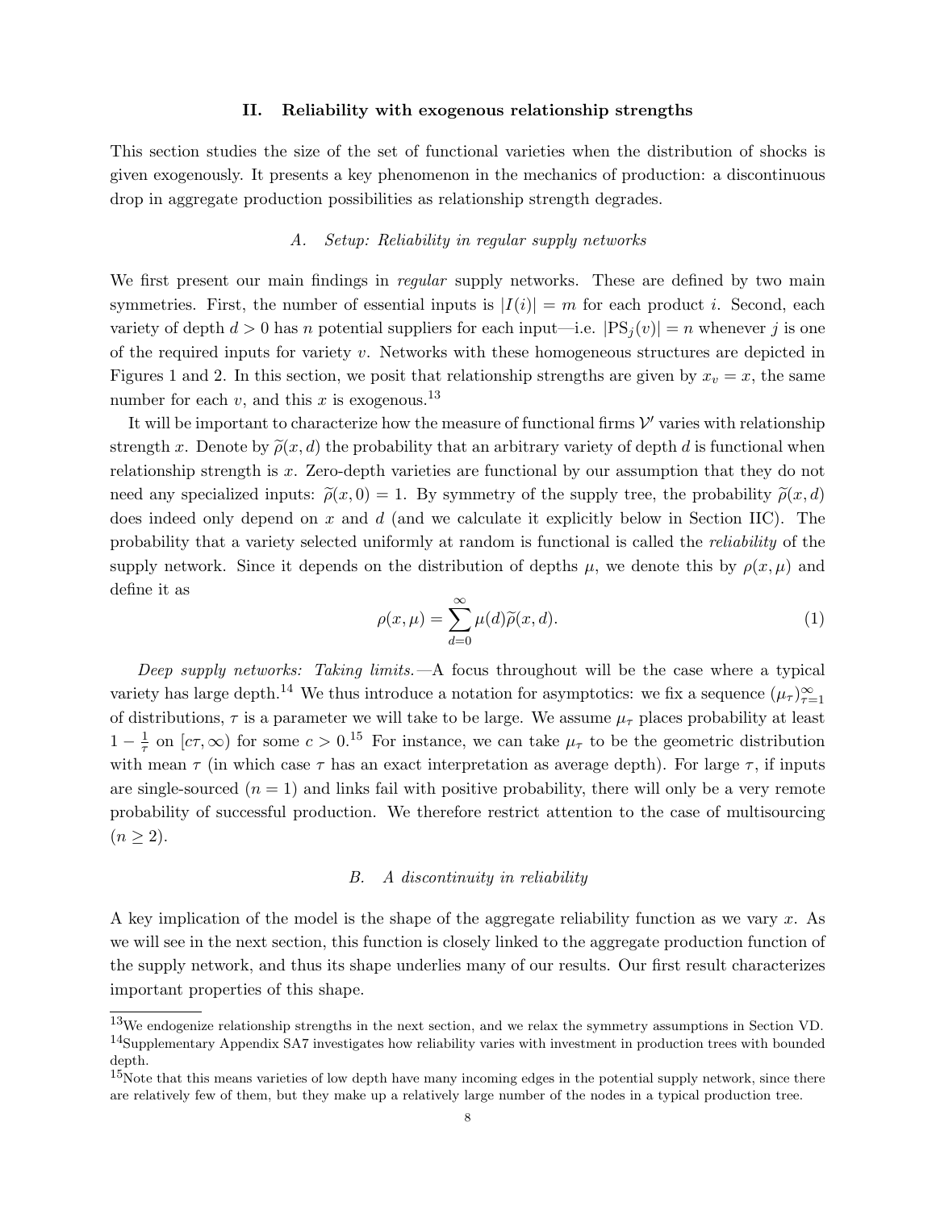## II. Reliability with exogenous relationship strengths

This section studies the size of the set of functional varieties when the distribution of shocks is given exogenously. It presents a key phenomenon in the mechanics of production: a discontinuous drop in aggregate production possibilities as relationship strength degrades.

### A. Setup: Reliability in regular supply networks

We first present our main findings in *regular* supply networks. These are defined by two main symmetries. First, the number of essential inputs is $|I(i)| = m$ for each product $i$. Second, each variety of depth $d > 0$ has $n$ potential suppliers for each input—i.e. $|\mathrm{PS}_j(v)| = n$ whenever $j$ is one of the required inputs for variety $v$. Networks with these homogeneous structures are depicted in Figures 1 and 2. In this section, we posit that relationship strengths are given by $x_v = x$, the same number for each $v$, and this $x$ is exogenous.[13]

It will be important to characterize how the measure of functional firms $\mathcal{V}'$ varies with relationship strength $x$. Denote by $\widetilde{\rho}(x, d)$ the probability that an arbitrary variety of depth $d$ is functional when relationship strength is $x$. Zero-depth varieties are functional by our assumption that they do not need any specialized inputs: $\widetilde{\rho}(x, 0) = 1$. By symmetry of the supply tree, the probability $\widetilde{\rho}(x, d)$ does indeed only depend on $x$ and $d$ (and we calculate it explicitly below in Section IIC). The probability that a variety selected uniformly at random is functional is called the *reliability* of the supply network. Since it depends on the distribution of depths $\mu$, we denote this by $\rho(x, \mu)$ and define it as

$$\rho(x, \mu) = \sum_{d=0}^{\infty} \mu(d)\widetilde{\rho}(x, d). \tag{1}$$

*Deep supply networks: Taking limits.*—A focus throughout will be the case where a typical variety has large depth.[14] We thus introduce a notation for asymptotics: we fix a sequence $(\mu_\tau)_{\tau=1}^{\infty}$ of distributions, $\tau$ is a parameter we will take to be large. We assume $\mu_\tau$ places probability at least $1 - \frac{1}{\tau}$ on $[c\tau, \infty)$ for some $c > 0$.[15] For instance, we can take $\mu_\tau$ to be the geometric distribution with mean $\tau$ (in which case $\tau$ has an exact interpretation as average depth). For large $\tau$, if inputs are single-sourced ($n = 1$) and links fail with positive probability, there will only be a very remote probability of successful production. We therefore restrict attention to the case of multisourcing ($n \geq 2$).

### B. A discontinuity in reliability

A key implication of the model is the shape of the aggregate reliability function as we vary $x$. As we will see in the next section, this function is closely linked to the aggregate production function of the supply network, and thus its shape underlies many of our results. Our first result characterizes important properties of this shape.

---

[13] We endogenize relationship strengths in the next section, and we relax the symmetry assumptions in Section VD.

[14] Supplementary Appendix SA7 investigates how reliability varies with investment in production trees with bounded depth.

[15] Note that this means varieties of low depth have many incoming edges in the potential supply network, since there are relatively few of them, but they make up a relatively large number of the nodes in a typical production tree.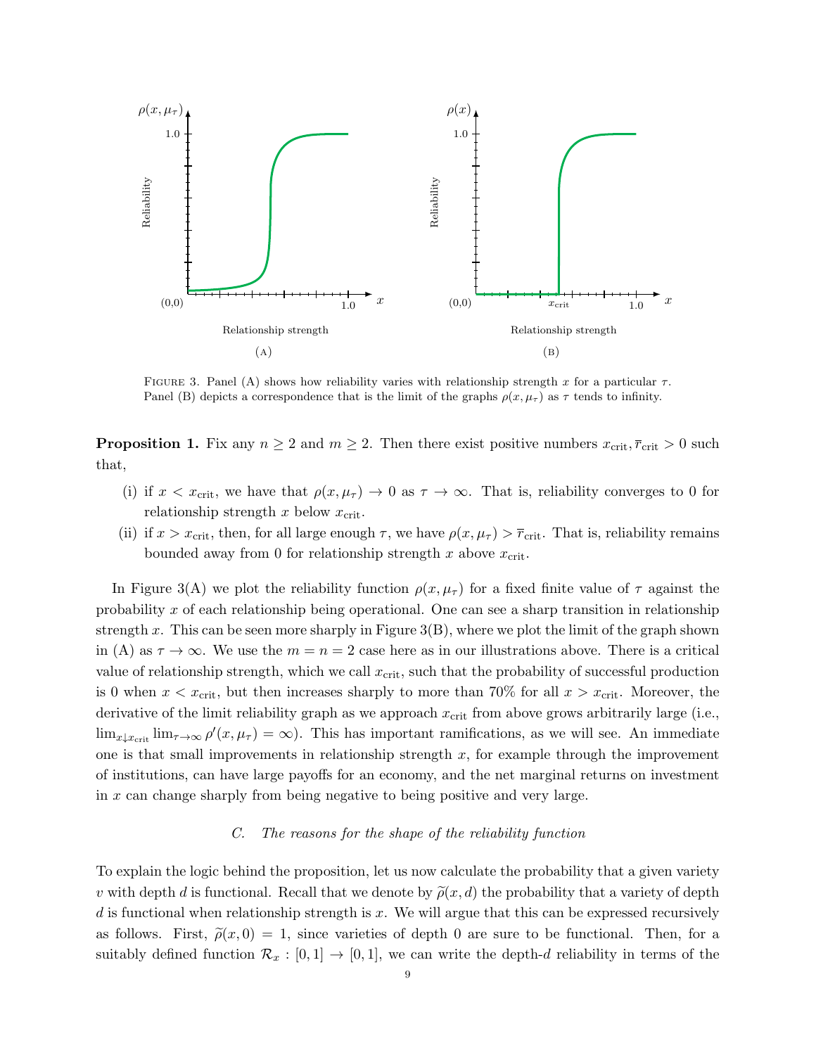FIGURE 3. Panel (A) shows how reliability varies with relationship strength $x$ for a particular $\tau$. Panel (B) depicts a correspondence that is the limit of the graphs $\rho(x, \mu_\tau)$ as $\tau$ tends to infinity.

**Proposition 1.** Fix any $n \geq 2$ and $m \geq 2$. Then there exist positive numbers $x_{\text{crit}}, \overline{r}_{\text{crit}} > 0$ such that,

(i) if $x < x_{\text{crit}}$, we have that $\rho(x, \mu_\tau) \to 0$ as $\tau \to \infty$. That is, reliability converges to 0 for relationship strength $x$ below $x_{\text{crit}}$.

(ii) if $x > x_{\text{crit}}$, then, for all large enough $\tau$, we have $\rho(x, \mu_\tau) > \overline{r}_{\text{crit}}$. That is, reliability remains bounded away from 0 for relationship strength $x$ above $x_{\text{crit}}$.

In Figure 3(A) we plot the reliability function $\rho(x, \mu_\tau)$ for a fixed finite value of $\tau$ against the probability $x$ of each relationship being operational. One can see a sharp transition in relationship strength $x$. This can be seen more sharply in Figure 3(B), where we plot the limit of the graph shown in (A) as $\tau \to \infty$. We use the $m = n = 2$ case here as in our illustrations above. There is a critical value of relationship strength, which we call $x_{\text{crit}}$, such that the probability of successful production is 0 when $x < x_{\text{crit}}$, but then increases sharply to more than 70% for all $x > x_{\text{crit}}$. Moreover, the derivative of the limit reliability graph as we approach $x_{\text{crit}}$ from above grows arbitrarily large (i.e., $\lim_{x \downarrow x_{\text{crit}}} \lim_{\tau \to \infty} \rho'(x, \mu_\tau) = \infty$). This has important ramifications, as we will see. An immediate one is that small improvements in relationship strength $x$, for example through the improvement of institutions, can have large payoffs for an economy, and the net marginal returns on investment in $x$ can change sharply from being negative to being positive and very large.

### C. *The reasons for the shape of the reliability function*

To explain the logic behind the proposition, let us now calculate the probability that a given variety $v$ with depth $d$ is functional. Recall that we denote by $\widetilde{\rho}(x, d)$ the probability that a variety of depth $d$ is functional when relationship strength is $x$. We will argue that this can be expressed recursively as follows. First, $\widetilde{\rho}(x, 0) = 1$, since varieties of depth 0 are sure to be functional. Then, for a suitably defined function $\mathcal{R}_x : [0, 1] \to [0, 1]$, we can write the depth-$d$ reliability in terms of the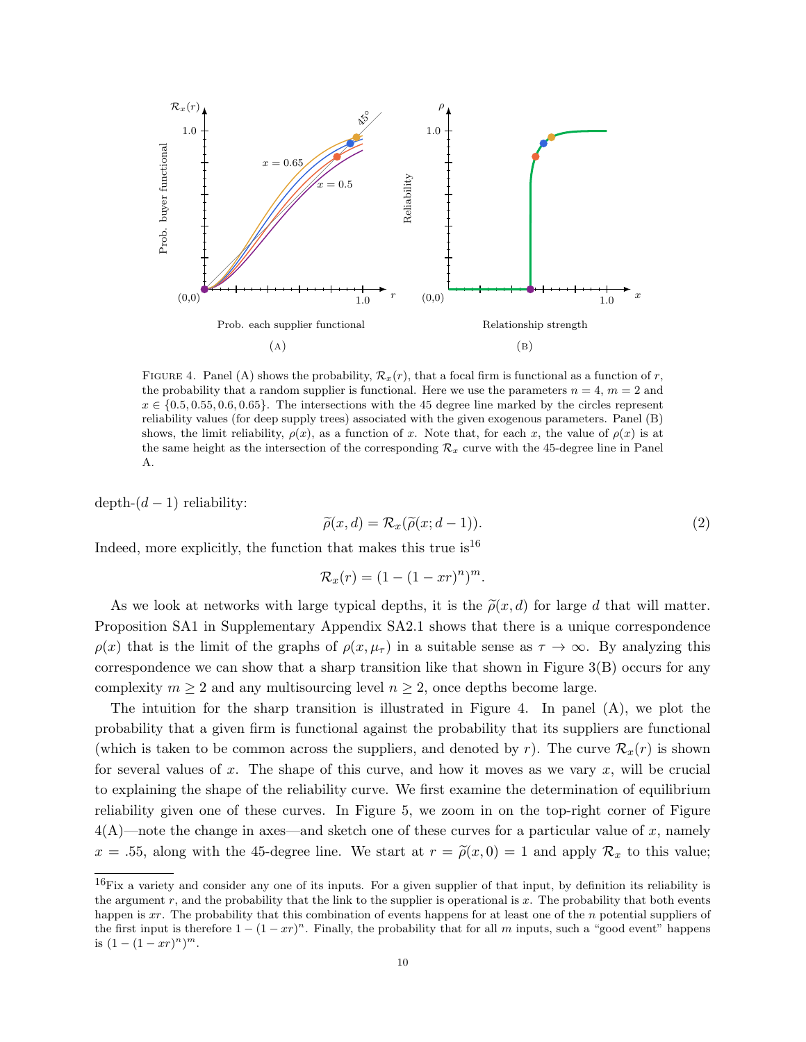FIGURE 4. Panel (A) shows the probability, $\mathcal{R}_x(r)$, that a focal firm is functional as a function of $r$, the probability that a random supplier is functional. Here we use the parameters $n = 4$, $m = 2$ and $x \in \{0.5, 0.55, 0.6, 0.65\}$. The intersections with the 45 degree line marked by the circles represent reliability values (for deep supply trees) associated with the given exogenous parameters. Panel (B) shows, the limit reliability, $\rho(x)$, as a function of $x$. Note that, for each $x$, the value of $\rho(x)$ is at the same height as the intersection of the corresponding $\mathcal{R}_x$ curve with the 45-degree line in Panel A.

depth-$(d-1)$ reliability:

$$\widetilde{\rho}(x,d) = \mathcal{R}_x(\widetilde{\rho}(x;d-1)). \tag{2}$$

Indeed, more explicitly, the function that makes this true is[16]

$$\mathcal{R}_x(r) = (1-(1-xr)^n)^m.$$

As we look at networks with large typical depths, it is the $\widetilde{\rho}(x,d)$ for large $d$ that will matter. Proposition SA1 in Supplementary Appendix SA2.1 shows that there is a unique correspondence $\rho(x)$ that is the limit of the graphs of $\rho(x, \mu_\tau)$ in a suitable sense as $\tau \to \infty$. By analyzing this correspondence we can show that a sharp transition like that shown in Figure 3(B) occurs for any complexity $m \geq 2$ and any multisourcing level $n \geq 2$, once depths become large.

The intuition for the sharp transition is illustrated in Figure 4. In panel (A), we plot the probability that a given firm is functional against the probability that its suppliers are functional (which is taken to be common across the suppliers, and denoted by $r$). The curve $\mathcal{R}_x(r)$ is shown for several values of $x$. The shape of this curve, and how it moves as we vary $x$, will be crucial to explaining the shape of the reliability curve. We first examine the determination of equilibrium reliability given one of these curves. In Figure 5, we zoom in on the top-right corner of Figure 4(A)—note the change in axes—and sketch one of these curves for a particular value of $x$, namely $x = .55$, along with the 45-degree line. We start at $r = \widetilde{\rho}(x,0) = 1$ and apply $\mathcal{R}_x$ to this value;

[16] Fix a variety and consider any one of its inputs. For a given supplier of that input, by definition its reliability is the argument $r$, and the probability that the link to the supplier is operational is $x$. The probability that both events happen is $xr$. The probability that this combination of events happens for at least one of the $n$ potential suppliers of the first input is therefore $1-(1-xr)^n$. Finally, the probability that for all $m$ inputs, such a "good event" happens is $(1-(1-xr)^n)^m$.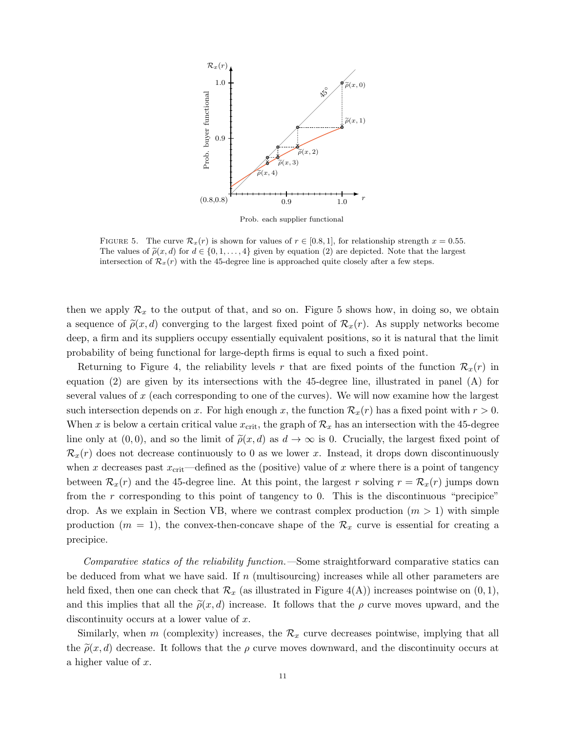FIGURE 5. The curve $\mathcal{R}_x(r)$ is shown for values of $r \in [0.8, 1]$, for relationship strength $x = 0.55$. The values of $\widetilde{\rho}(x, d)$ for $d \in \{0, 1, \ldots, 4\}$ given by equation (2) are depicted. Note that the largest intersection of $\mathcal{R}_x(r)$ with the 45-degree line is approached quite closely after a few steps.

then we apply $\mathcal{R}_x$ to the output of that, and so on. Figure 5 shows how, in doing so, we obtain a sequence of $\widetilde{\rho}(x, d)$ converging to the largest fixed point of $\mathcal{R}_x(r)$. As supply networks become deep, a firm and its suppliers occupy essentially equivalent positions, so it is natural that the limit probability of being functional for large-depth firms is equal to such a fixed point.

Returning to Figure 4, the reliability levels $r$ that are fixed points of the function $\mathcal{R}_x(r)$ in equation (2) are given by its intersections with the 45-degree line, illustrated in panel (A) for several values of $x$ (each corresponding to one of the curves). We will now examine how the largest such intersection depends on $x$. For high enough $x$, the function $\mathcal{R}_x(r)$ has a fixed point with $r > 0$. When $x$ is below a certain critical value $x_{\text{crit}}$, the graph of $\mathcal{R}_x$ has an intersection with the 45-degree line only at $(0, 0)$, and so the limit of $\widetilde{\rho}(x, d)$ as $d \to \infty$ is 0. Crucially, the largest fixed point of $\mathcal{R}_x(r)$ does not decrease continuously to 0 as we lower $x$. Instead, it drops down discontinuously when $x$ decreases past $x_{\text{crit}}$—defined as the (positive) value of $x$ where there is a point of tangency between $\mathcal{R}_x(r)$ and the 45-degree line. At this point, the largest $r$ solving $r = \mathcal{R}_x(r)$ jumps down from the $r$ corresponding to this point of tangency to 0. This is the discontinuous "precipice" drop. As we explain in Section VB, where we contrast complex production ($m > 1$) with simple production ($m = 1$), the convex-then-concave shape of the $\mathcal{R}_x$ curve is essential for creating a precipice.

*Comparative statics of the reliability function.*—Some straightforward comparative statics can be deduced from what we have said. If $n$ (multisourcing) increases while all other parameters are held fixed, then one can check that $\mathcal{R}_x$ (as illustrated in Figure 4(A)) increases pointwise on $(0, 1)$, and this implies that all the $\widetilde{\rho}(x, d)$ increase. It follows that the $\rho$ curve moves upward, and the discontinuity occurs at a lower value of $x$.

Similarly, when $m$ (complexity) increases, the $\mathcal{R}_x$ curve decreases pointwise, implying that all the $\widetilde{\rho}(x, d)$ decrease. It follows that the $\rho$ curve moves downward, and the discontinuity occurs at a higher value of $x$.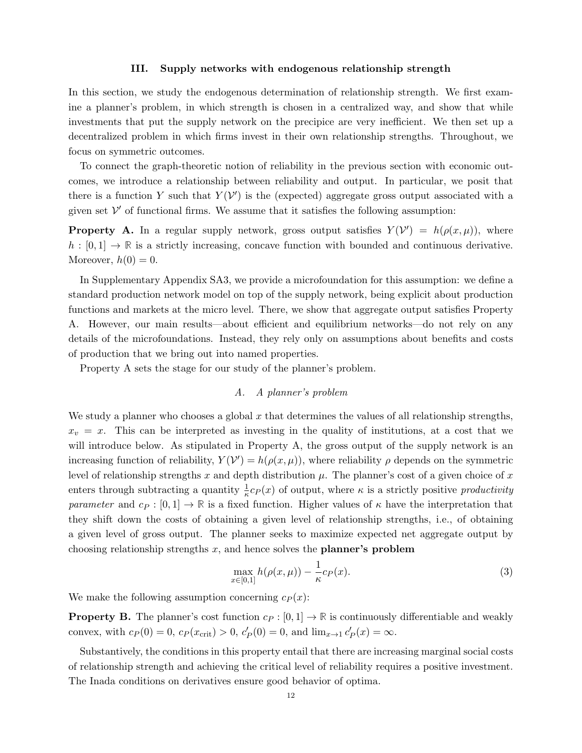## III. Supply networks with endogenous relationship strength

In this section, we study the endogenous determination of relationship strength. We first examine a planner's problem, in which strength is chosen in a centralized way, and show that while investments that put the supply network on the precipice are very inefficient. We then set up a decentralized problem in which firms invest in their own relationship strengths. Throughout, we focus on symmetric outcomes.

To connect the graph-theoretic notion of reliability in the previous section with economic outcomes, we introduce a relationship between reliability and output. In particular, we posit that there is a function $Y$ such that $Y(\mathcal{V}')$ is the (expected) aggregate gross output associated with a given set $\mathcal{V}'$ of functional firms. We assume that it satisfies the following assumption:

**Property A.** In a regular supply network, gross output satisfies $Y(\mathcal{V}') = h(\rho(x, \mu))$, where $h : [0, 1] \to \mathbb{R}$ is a strictly increasing, concave function with bounded and continuous derivative. Moreover, $h(0) = 0$.

In Supplementary Appendix SA3, we provide a microfoundation for this assumption: we define a standard production network model on top of the supply network, being explicit about production functions and markets at the micro level. There, we show that aggregate output satisfies Property A. However, our main results—about efficient and equilibrium networks—do not rely on any details of the microfoundations. Instead, they rely only on assumptions about benefits and costs of production that we bring out into named properties.

Property A sets the stage for our study of the planner's problem.

### A. A planner's problem

We study a planner who chooses a global $x$ that determines the values of all relationship strengths, $x_v = x$. This can be interpreted as investing in the quality of institutions, at a cost that we will introduce below. As stipulated in Property A, the gross output of the supply network is an increasing function of reliability, $Y(\mathcal{V}') = h(\rho(x, \mu))$, where reliability $\rho$ depends on the symmetric level of relationship strengths $x$ and depth distribution $\mu$. The planner's cost of a given choice of $x$ enters through subtracting a quantity $\frac{1}{\kappa} c_P(x)$ of output, where $\kappa$ is a strictly positive *productivity parameter* and $c_P : [0, 1] \to \mathbb{R}$ is a fixed function. Higher values of $\kappa$ have the interpretation that they shift down the costs of obtaining a given level of relationship strengths, i.e., of obtaining a given level of gross output. The planner seeks to maximize expected net aggregate output by choosing relationship strengths $x$, and hence solves the **planner's problem**

$$\max_{x \in [0,1]} h(\rho(x, \mu)) - \frac{1}{\kappa} c_P(x). \tag{3}$$

We make the following assumption concerning $c_P(x)$:

**Property B.** The planner's cost function $c_P : [0, 1] \to \mathbb{R}$ is continuously differentiable and weakly convex, with $c_P(0) = 0$, $c_P(x_{\text{crit}}) > 0$, $c_P'(0) = 0$, and $\lim_{x \to 1} c_P'(x) = \infty$.

Substantively, the conditions in this property entail that there are increasing marginal social costs of relationship strength and achieving the critical level of reliability requires a positive investment. The Inada conditions on derivatives ensure good behavior of optima.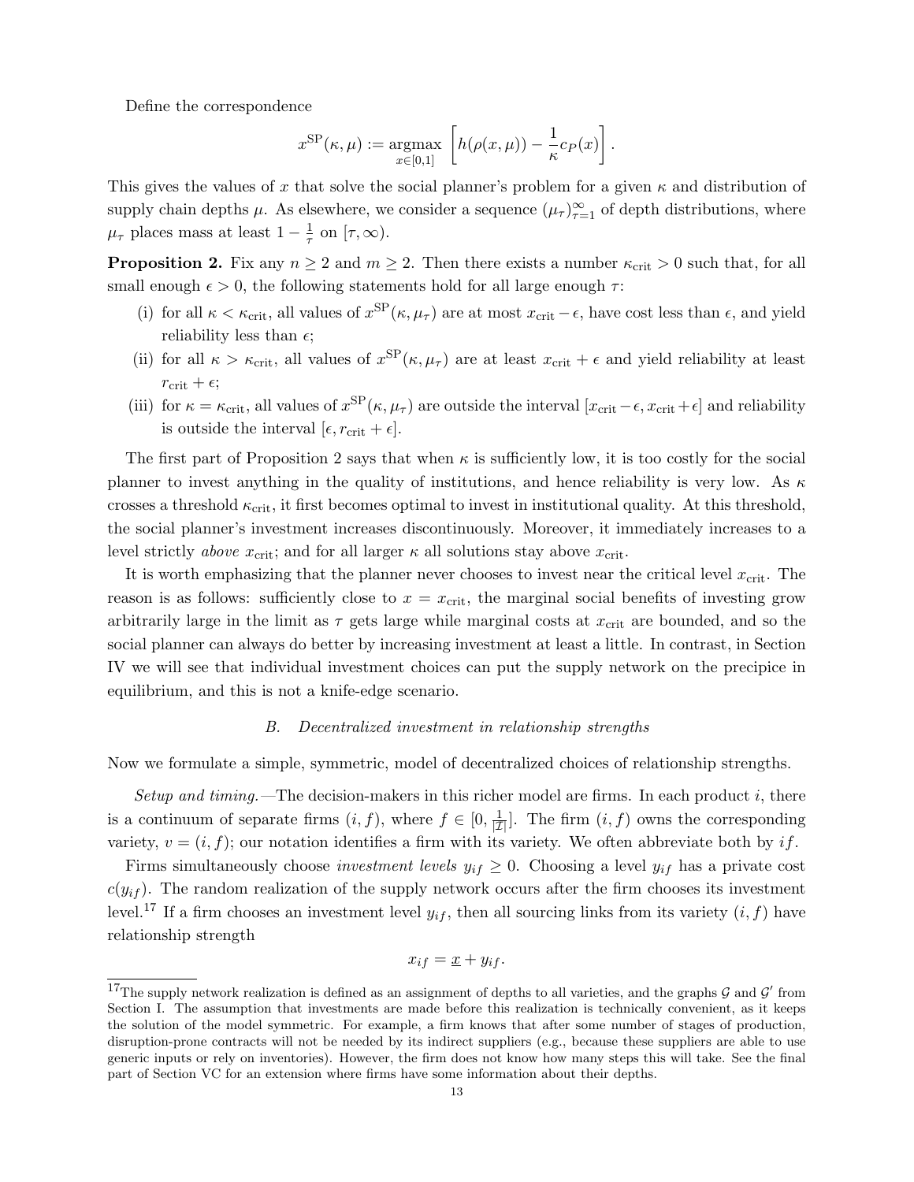Define the correspondence

$$x^{\text{SP}}(\kappa, \mu) := \underset{x \in [0,1]}{\operatorname{argmax}} \left[ h(\rho(x, \mu)) - \frac{1}{\kappa} c_P(x) \right].$$

This gives the values of $x$ that solve the social planner's problem for a given $\kappa$ and distribution of supply chain depths $\mu$. As elsewhere, we consider a sequence $(\mu_\tau)_{\tau=1}^{\infty}$ of depth distributions, where $\mu_\tau$ places mass at least $1 - \frac{1}{\tau}$ on $[\tau, \infty)$.

**Proposition 2.** Fix any $n \geq 2$ and $m \geq 2$. Then there exists a number $\kappa_{\text{crit}} > 0$ such that, for all small enough $\epsilon > 0$, the following statements hold for all large enough $\tau$:

(i) for all $\kappa < \kappa_{\text{crit}}$, all values of $x^{\text{SP}}(\kappa, \mu_\tau)$ are at most $x_{\text{crit}} - \epsilon$, have cost less than $\epsilon$, and yield reliability less than $\epsilon$;

(ii) for all $\kappa > \kappa_{\text{crit}}$, all values of $x^{\text{SP}}(\kappa, \mu_\tau)$ are at least $x_{\text{crit}} + \epsilon$ and yield reliability at least $r_{\text{crit}} + \epsilon$;

(iii) for $\kappa = \kappa_{\text{crit}}$, all values of $x^{\text{SP}}(\kappa, \mu_\tau)$ are outside the interval $[x_{\text{crit}} - \epsilon, x_{\text{crit}} + \epsilon]$ and reliability is outside the interval $[\epsilon, r_{\text{crit}} + \epsilon]$.

The first part of Proposition 2 says that when $\kappa$ is sufficiently low, it is too costly for the social planner to invest anything in the quality of institutions, and hence reliability is very low. As $\kappa$ crosses a threshold $\kappa_{\text{crit}}$, it first becomes optimal to invest in institutional quality. At this threshold, the social planner's investment increases discontinuously. Moreover, it immediately increases to a level strictly *above* $x_{\text{crit}}$; and for all larger $\kappa$ all solutions stay above $x_{\text{crit}}$.

It is worth emphasizing that the planner never chooses to invest near the critical level $x_{\text{crit}}$. The reason is as follows: sufficiently close to $x = x_{\text{crit}}$, the marginal social benefits of investing grow arbitrarily large in the limit as $\tau$ gets large while marginal costs at $x_{\text{crit}}$ are bounded, and so the social planner can always do better by increasing investment at least a little. In contrast, in Section IV we will see that individual investment choices can put the supply network on the precipice in equilibrium, and this is not a knife-edge scenario.

### *B. Decentralized investment in relationship strengths*

Now we formulate a simple, symmetric, model of decentralized choices of relationship strengths.

*Setup and timing.*—The decision-makers in this richer model are firms. In each product $i$, there is a continuum of separate firms $(i, f)$, where $f \in [0, \frac{1}{|\mathcal{I}|}]$. The firm $(i, f)$ owns the corresponding variety, $v = (i, f)$; our notation identifies a firm with its variety. We often abbreviate both by $if$.

Firms simultaneously choose *investment levels* $y_{if} \geq 0$. Choosing a level $y_{if}$ has a private cost $c(y_{if})$. The random realization of the supply network occurs after the firm chooses its investment level.[17] If a firm chooses an investment level $y_{if}$, then all sourcing links from its variety $(i, f)$ have relationship strength

$$x_{if} = \underline{x} + y_{if}.$$

[17] The supply network realization is defined as an assignment of depths to all varieties, and the graphs $\mathcal{G}$ and $\mathcal{G}'$ from Section I. The assumption that investments are made before this realization is technically convenient, as it keeps the solution of the model symmetric. For example, a firm knows that after some number of stages of production, disruption-prone contracts will not be needed by its indirect suppliers (e.g., because these suppliers are able to use generic inputs or rely on inventories). However, the firm does not know how many steps this will take. See the final part of Section VC for an extension where firms have some information about their depths.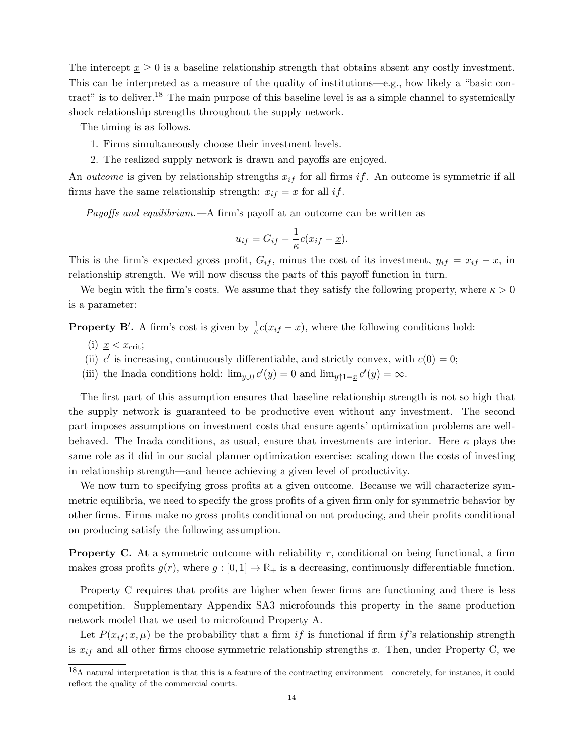The intercept $\underline{x} \geq 0$ is a baseline relationship strength that obtains absent any costly investment. This can be interpreted as a measure of the quality of institutions—e.g., how likely a "basic contract" is to deliver.[18] The main purpose of this baseline level is as a simple channel to systemically shock relationship strengths throughout the supply network.

The timing is as follows.

1. Firms simultaneously choose their investment levels.
2. The realized supply network is drawn and payoffs are enjoyed.

An *outcome* is given by relationship strengths $x_{if}$ for all firms $if$. An outcome is symmetric if all firms have the same relationship strength: $x_{if} = x$ for all $if$.

*Payoffs and equilibrium.*—A firm's payoff at an outcome can be written as

$$u_{if} = G_{if} - \frac{1}{\kappa}c(x_{if} - \underline{x}).$$

This is the firm's expected gross profit, $G_{if}$, minus the cost of its investment, $y_{if} = x_{if} - \underline{x}$, in relationship strength. We will now discuss the parts of this payoff function in turn.

We begin with the firm's costs. We assume that they satisfy the following property, where $\kappa > 0$ is a parameter:

**Property B′.** A firm's cost is given by $\frac{1}{\kappa}c(x_{if} - \underline{x})$, where the following conditions hold:

(i) $\underline{x} < x_{\text{crit}}$;

(ii) $c'$ is increasing, continuously differentiable, and strictly convex, with $c(0) = 0$;

(iii) the Inada conditions hold: $\lim_{y \downarrow 0} c'(y) = 0$ and $\lim_{y \uparrow 1 - \underline{x}} c'(y) = \infty$.

The first part of this assumption ensures that baseline relationship strength is not so high that the supply network is guaranteed to be productive even without any investment. The second part imposes assumptions on investment costs that ensure agents' optimization problems are well-behaved. The Inada conditions, as usual, ensure that investments are interior. Here $\kappa$ plays the same role as it did in our social planner optimization exercise: scaling down the costs of investing in relationship strength—and hence achieving a given level of productivity.

We now turn to specifying gross profits at a given outcome. Because we will characterize symmetric equilibria, we need to specify the gross profits of a given firm only for symmetric behavior by other firms. Firms make no gross profits conditional on not producing, and their profits conditional on producing satisfy the following assumption.

**Property C.** At a symmetric outcome with reliability $r$, conditional on being functional, a firm makes gross profits $g(r)$, where $g : [0, 1] \to \mathbb{R}_+$ is a decreasing, continuously differentiable function.

Property C requires that profits are higher when fewer firms are functioning and there is less competition. Supplementary Appendix SA3 microfounds this property in the same production network model that we used to microfound Property A.

Let $P(x_{if}; x, \mu)$ be the probability that a firm $if$ is functional if firm $if$'s relationship strength is $x_{if}$ and all other firms choose symmetric relationship strengths $x$. Then, under Property C, we

[18] A natural interpretation is that this is a feature of the contracting environment—concretely, for instance, it could reflect the quality of the commercial courts.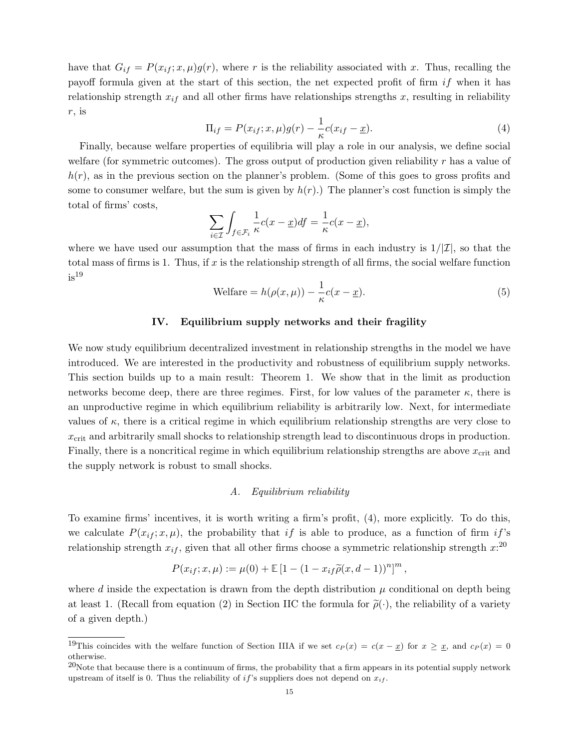have that $G_{if} = P(x_{if}; x, \mu)g(r)$, where $r$ is the reliability associated with $x$. Thus, recalling the payoff formula given at the start of this section, the net expected profit of firm $if$ when it has relationship strength $x_{if}$ and all other firms have relationships strengths $x$, resulting in reliability $r$, is

$$\Pi_{if} = P(x_{if}; x, \mu)g(r) - \frac{1}{\kappa}c(x_{if} - \underline{x}). \tag{4}$$

Finally, because welfare properties of equilibria will play a role in our analysis, we define social welfare (for symmetric outcomes). The gross output of production given reliability $r$ has a value of $h(r)$, as in the previous section on the planner's problem. (Some of this goes to gross profits and some to consumer welfare, but the sum is given by $h(r)$.) The planner's cost function is simply the total of firms' costs,

$$\sum_{i \in \mathcal{I}} \int_{f \in \mathcal{F}_i} \frac{1}{\kappa}c(x - \underline{x})df = \frac{1}{\kappa}c(x - \underline{x}),$$

where we have used our assumption that the mass of firms in each industry is $1/|\mathcal{I}|$, so that the total mass of firms is 1. Thus, if $x$ is the relationship strength of all firms, the social welfare function is[19]

$$\text{Welfare} = h(\rho(x, \mu)) - \frac{1}{\kappa}c(x - \underline{x}). \tag{5}$$

## IV. Equilibrium supply networks and their fragility

We now study equilibrium decentralized investment in relationship strengths in the model we have introduced. We are interested in the productivity and robustness of equilibrium supply networks. This section builds up to a main result: Theorem 1. We show that in the limit as production networks become deep, there are three regimes. First, for low values of the parameter $\kappa$, there is an unproductive regime in which equilibrium reliability is arbitrarily low. Next, for intermediate values of $\kappa$, there is a critical regime in which equilibrium relationship strengths are very close to $x_{\text{crit}}$ and arbitrarily small shocks to relationship strength lead to discontinuous drops in production. Finally, there is a noncritical regime in which equilibrium relationship strengths are above $x_{\text{crit}}$ and the supply network is robust to small shocks.

### A. *Equilibrium reliability*

To examine firms' incentives, it is worth writing a firm's profit, (4), more explicitly. To do this, we calculate $P(x_{if}; x, \mu)$, the probability that $if$ is able to produce, as a function of firm $if$'s relationship strength $x_{if}$, given that all other firms choose a symmetric relationship strength $x$:[20]

$$P(x_{if}; x, \mu) := \mu(0) + \mathbb{E}\left[1 - (1 - x_{if}\widetilde{\rho}(x, d-1))^n\right]^m,$$

where $d$ inside the expectation is drawn from the depth distribution $\mu$ conditional on depth being at least 1. (Recall from equation (2) in Section IIC the formula for $\widetilde{\rho}(\cdot)$, the reliability of a variety of a given depth.)

---

[19] This coincides with the welfare function of Section IIIA if we set $c_P(x) = c(x - \underline{x})$ for $x \geq \underline{x}$, and $c_P(x) = 0$ otherwise.

[20] Note that because there is a continuum of firms, the probability that a firm appears in its potential supply network upstream of itself is 0. Thus the reliability of $if$'s suppliers does not depend on $x_{if}$.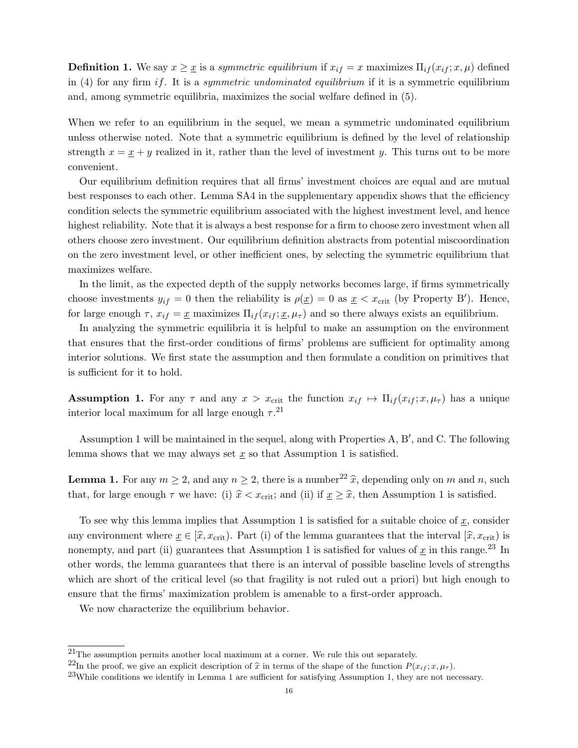**Definition 1.** We say $x \geq \underline{x}$ is a *symmetric equilibrium* if $x_{if} = x$ maximizes $\Pi_{if}(x_{if}; x, \mu)$ defined in (4) for any firm $if$. It is a *symmetric undominated equilibrium* if it is a symmetric equilibrium and, among symmetric equilibria, maximizes the social welfare defined in (5).

When we refer to an equilibrium in the sequel, we mean a symmetric undominated equilibrium unless otherwise noted. Note that a symmetric equilibrium is defined by the level of relationship strength $x = \underline{x} + y$ realized in it, rather than the level of investment $y$. This turns out to be more convenient.

Our equilibrium definition requires that all firms' investment choices are equal and are mutual best responses to each other. Lemma SA4 in the supplementary appendix shows that the efficiency condition selects the symmetric equilibrium associated with the highest investment level, and hence highest reliability. Note that it is always a best response for a firm to choose zero investment when all others choose zero investment. Our equilibrium definition abstracts from potential miscoordination on the zero investment level, or other inefficient ones, by selecting the symmetric equilibrium that maximizes welfare.

In the limit, as the expected depth of the supply networks becomes large, if firms symmetrically choose investments $y_{if} = 0$ then the reliability is $\rho(\underline{x}) = 0$ as $\underline{x} < x_{\text{crit}}$ (by Property B′). Hence, for large enough $\tau$, $x_{if} = \underline{x}$ maximizes $\Pi_{if}(x_{if}; \underline{x}, \mu_\tau)$ and so there always exists an equilibrium.

In analyzing the symmetric equilibria it is helpful to make an assumption on the environment that ensures that the first-order conditions of firms' problems are sufficient for optimality among interior solutions. We first state the assumption and then formulate a condition on primitives that is sufficient for it to hold.

**Assumption 1.** For any $\tau$ and any $x > x_{\text{crit}}$ the function $x_{if} \mapsto \Pi_{if}(x_{if}; x, \mu_\tau)$ has a unique interior local maximum for all large enough $\tau$.[21]

Assumption 1 will be maintained in the sequel, along with Properties A, B′, and C. The following lemma shows that we may always set $\underline{x}$ so that Assumption 1 is satisfied.

**Lemma 1.** For any $m \geq 2$, and any $n \geq 2$, there is a number[22] $\widehat{x}$, depending only on $m$ and $n$, such that, for large enough $\tau$ we have: (i) $\widehat{x} < x_{\text{crit}}$; and (ii) if $\underline{x} \geq \widehat{x}$, then Assumption 1 is satisfied.

To see why this lemma implies that Assumption 1 is satisfied for a suitable choice of $\underline{x}$, consider any environment where $\underline{x} \in [\widehat{x}, x_{\text{crit}})$. Part (i) of the lemma guarantees that the interval $[\widehat{x}, x_{\text{crit}})$ is nonempty, and part (ii) guarantees that Assumption 1 is satisfied for values of $\underline{x}$ in this range.[23] In other words, the lemma guarantees that there is an interval of possible baseline levels of strengths which are short of the critical level (so that fragility is not ruled out a priori) but high enough to ensure that the firms' maximization problem is amenable to a first-order approach.

We now characterize the equilibrium behavior.

---

[21] The assumption permits another local maximum at a corner. We rule this out separately.

[22] In the proof, we give an explicit description of $\widehat{x}$ in terms of the shape of the function $P(x_{if}; x, \mu_\tau)$.

[23] While conditions we identify in Lemma 1 are sufficient for satisfying Assumption 1, they are not necessary.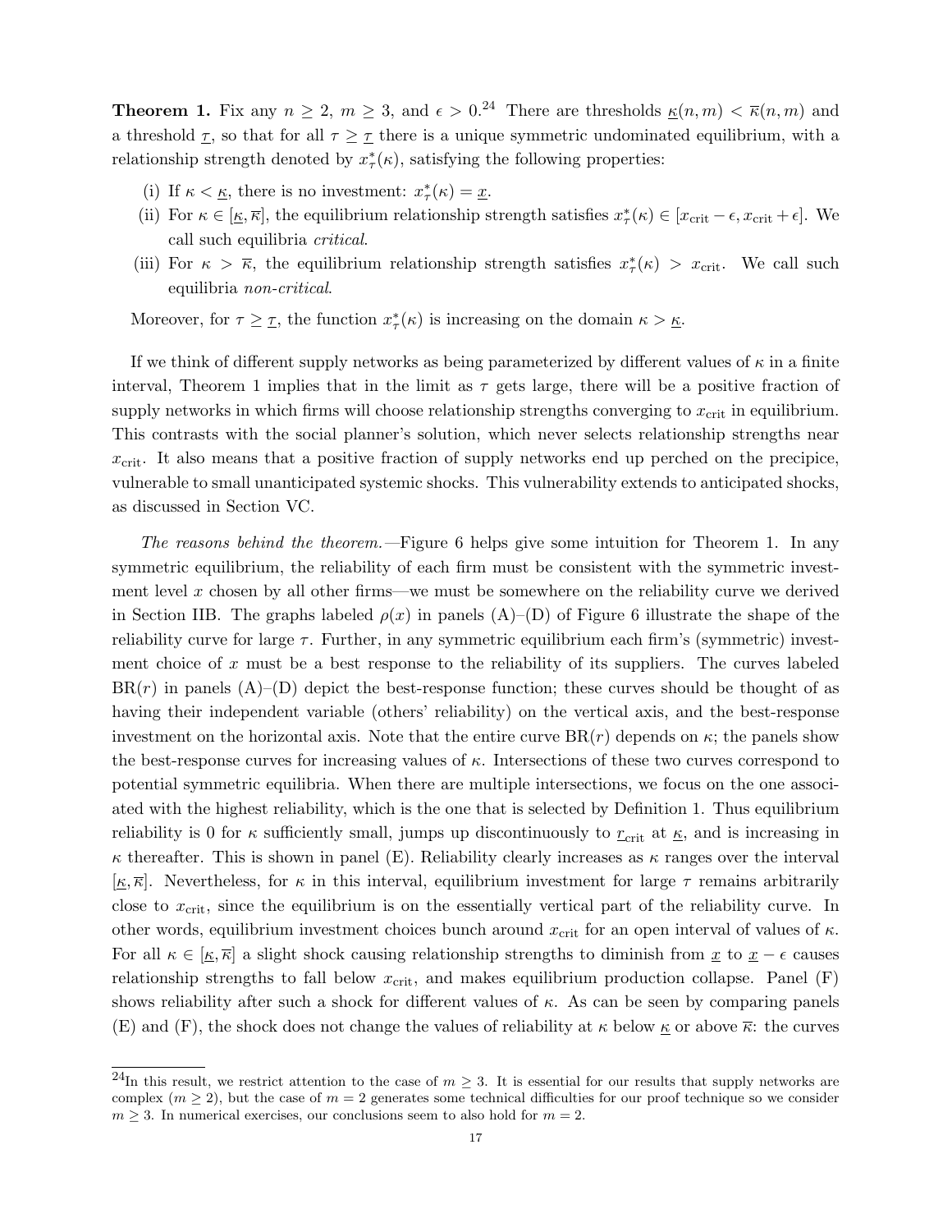**Theorem 1.** Fix any $n \geq 2$, $m \geq 3$, and $\epsilon > 0$.[24] There are thresholds $\underline{\kappa}(n,m) < \overline{\kappa}(n,m)$ and a threshold $\underline{\tau}$, so that for all $\tau \geq \underline{\tau}$ there is a unique symmetric undominated equilibrium, with a relationship strength denoted by $x^*_\tau(\kappa)$, satisfying the following properties:

(i) If $\kappa < \underline{\kappa}$, there is no investment: $x^*_\tau(\kappa) = \underline{x}$.

(ii) For $\kappa \in [\underline{\kappa}, \overline{\kappa}]$, the equilibrium relationship strength satisfies $x^*_\tau(\kappa) \in [x_{\text{crit}} - \epsilon, x_{\text{crit}} + \epsilon]$. We call such equilibria *critical*.

(iii) For $\kappa > \overline{\kappa}$, the equilibrium relationship strength satisfies $x^*_\tau(\kappa) > x_{\text{crit}}$. We call such equilibria *non-critical*.

Moreover, for $\tau \geq \underline{\tau}$, the function $x^*_\tau(\kappa)$ is increasing on the domain $\kappa > \underline{\kappa}$.

If we think of different supply networks as being parameterized by different values of $\kappa$ in a finite interval, Theorem 1 implies that in the limit as $\tau$ gets large, there will be a positive fraction of supply networks in which firms will choose relationship strengths converging to $x_{\text{crit}}$ in equilibrium. This contrasts with the social planner's solution, which never selects relationship strengths near $x_{\text{crit}}$. It also means that a positive fraction of supply networks end up perched on the precipice, vulnerable to small unanticipated systemic shocks. This vulnerability extends to anticipated shocks, as discussed in Section VC.

*The reasons behind the theorem.*—Figure 6 helps give some intuition for Theorem 1. In any symmetric equilibrium, the reliability of each firm must be consistent with the symmetric investment level $x$ chosen by all other firms—we must be somewhere on the reliability curve we derived in Section IIB. The graphs labeled $\rho(x)$ in panels (A)–(D) of Figure 6 illustrate the shape of the reliability curve for large $\tau$. Further, in any symmetric equilibrium each firm's (symmetric) investment choice of $x$ must be a best response to the reliability of its suppliers. The curves labeled $\text{BR}(r)$ in panels (A)–(D) depict the best-response function; these curves should be thought of as having their independent variable (others' reliability) on the vertical axis, and the best-response investment on the horizontal axis. Note that the entire curve $\text{BR}(r)$ depends on $\kappa$; the panels show the best-response curves for increasing values of $\kappa$. Intersections of these two curves correspond to potential symmetric equilibria. When there are multiple intersections, we focus on the one associated with the highest reliability, which is the one that is selected by Definition 1. Thus equilibrium reliability is 0 for $\kappa$ sufficiently small, jumps up discontinuously to $\underline{r}_{\text{crit}}$ at $\underline{\kappa}$, and is increasing in $\kappa$ thereafter. This is shown in panel (E). Reliability clearly increases as $\kappa$ ranges over the interval $[\underline{\kappa}, \overline{\kappa}]$. Nevertheless, for $\kappa$ in this interval, equilibrium investment for large $\tau$ remains arbitrarily close to $x_{\text{crit}}$, since the equilibrium is on the essentially vertical part of the reliability curve. In other words, equilibrium investment choices bunch around $x_{\text{crit}}$ for an open interval of values of $\kappa$. For all $\kappa \in [\underline{\kappa}, \overline{\kappa}]$ a slight shock causing relationship strengths to diminish from $\underline{x}$ to $\underline{x} - \epsilon$ causes relationship strengths to fall below $x_{\text{crit}}$, and makes equilibrium production collapse. Panel (F) shows reliability after such a shock for different values of $\kappa$. As can be seen by comparing panels (E) and (F), the shock does not change the values of reliability at $\kappa$ below $\underline{\kappa}$ or above $\overline{\kappa}$: the curves

[24] In this result, we restrict attention to the case of $m \geq 3$. It is essential for our results that supply networks are complex ($m \geq 2$), but the case of $m = 2$ generates some technical difficulties for our proof technique so we consider $m \geq 3$. In numerical exercises, our conclusions seem to also hold for $m = 2$.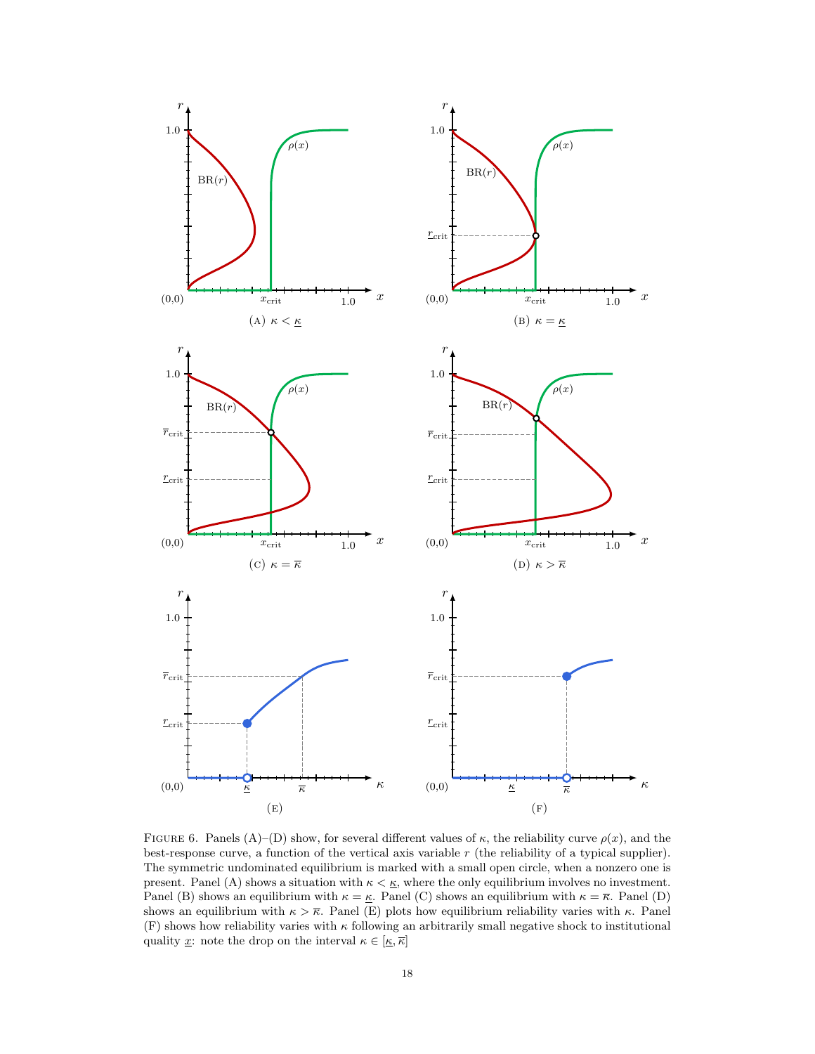(A) $\kappa < \underline{\kappa}$

(B) $\kappa = \underline{\kappa}$

(C) $\kappa = \overline{\kappa}$

(D) $\kappa > \overline{\kappa}$

(E)

(F)

Figure 6. Panels (A)–(D) show, for several different values of $\kappa$, the reliability curve $\rho(x)$, and the best-response curve, a function of the vertical axis variable $r$ (the reliability of a typical supplier). The symmetric undominated equilibrium is marked with a small open circle, when a nonzero one is present. Panel (A) shows a situation with $\kappa < \underline{\kappa}$, where the only equilibrium involves no investment. Panel (B) shows an equilibrium with $\kappa = \underline{\kappa}$. Panel (C) shows an equilibrium with $\kappa = \overline{\kappa}$. Panel (D) shows an equilibrium with $\kappa > \overline{\kappa}$. Panel (E) plots how equilibrium reliability varies with $\kappa$. Panel (F) shows how reliability varies with $\kappa$ following an arbitrarily small negative shock to institutional quality $\underline{x}$: note the drop on the interval $\kappa \in [\underline{\kappa}, \overline{\kappa}]$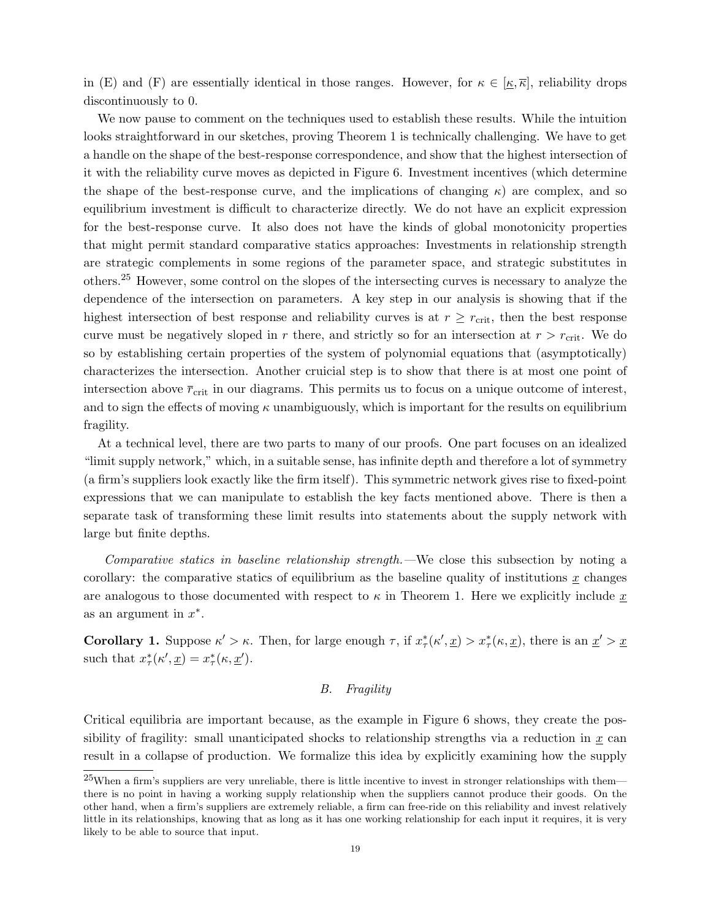in (E) and (F) are essentially identical in those ranges. However, for $\kappa \in [\underline{\kappa}, \overline{\kappa}]$, reliability drops discontinuously to 0.

We now pause to comment on the techniques used to establish these results. While the intuition looks straightforward in our sketches, proving Theorem 1 is technically challenging. We have to get a handle on the shape of the best-response correspondence, and show that the highest intersection of it with the reliability curve moves as depicted in Figure 6. Investment incentives (which determine the shape of the best-response curve, and the implications of changing $\kappa$) are complex, and so equilibrium investment is difficult to characterize directly. We do not have an explicit expression for the best-response curve. It also does not have the kinds of global monotonicity properties that might permit standard comparative statics approaches: Investments in relationship strength are strategic complements in some regions of the parameter space, and strategic substitutes in others.[25] However, some control on the slopes of the intersecting curves is necessary to analyze the dependence of the intersection on parameters. A key step in our analysis is showing that if the highest intersection of best response and reliability curves is at $r \geq r_{\text{crit}}$, then the best response curve must be negatively sloped in $r$ there, and strictly so for an intersection at $r > r_{\text{crit}}$. We do so by establishing certain properties of the system of polynomial equations that (asymptotically) characterizes the intersection. Another cruicial step is to show that there is at most one point of intersection above $\overline{r}_{\text{crit}}$ in our diagrams. This permits us to focus on a unique outcome of interest, and to sign the effects of moving $\kappa$ unambiguously, which is important for the results on equilibrium fragility.

At a technical level, there are two parts to many of our proofs. One part focuses on an idealized "limit supply network," which, in a suitable sense, has infinite depth and therefore a lot of symmetry (a firm's suppliers look exactly like the firm itself). This symmetric network gives rise to fixed-point expressions that we can manipulate to establish the key facts mentioned above. There is then a separate task of transforming these limit results into statements about the supply network with large but finite depths.

*Comparative statics in baseline relationship strength.*—We close this subsection by noting a corollary: the comparative statics of equilibrium as the baseline quality of institutions $\underline{x}$ changes are analogous to those documented with respect to $\kappa$ in Theorem 1. Here we explicitly include $\underline{x}$ as an argument in $x^*$.

**Corollary 1.** Suppose $\kappa' > \kappa$. Then, for large enough $\tau$, if $x^*_\tau(\kappa', \underline{x}) > x^*_\tau(\kappa, \underline{x})$, there is an $\underline{x}' > \underline{x}$ such that $x^*_\tau(\kappa', \underline{x}) = x^*_\tau(\kappa, \underline{x}')$.

### B. *Fragility*

Critical equilibria are important because, as the example in Figure 6 shows, they create the possibility of fragility: small unanticipated shocks to relationship strengths via a reduction in $\underline{x}$ can result in a collapse of production. We formalize this idea by explicitly examining how the supply

[25] When a firm's suppliers are very unreliable, there is little incentive to invest in stronger relationships with them—there is no point in having a working supply relationship when the suppliers cannot produce their goods. On the other hand, when a firm's suppliers are extremely reliable, a firm can free-ride on this reliability and invest relatively little in its relationships, knowing that as long as it has one working relationship for each input it requires, it is very likely to be able to source that input.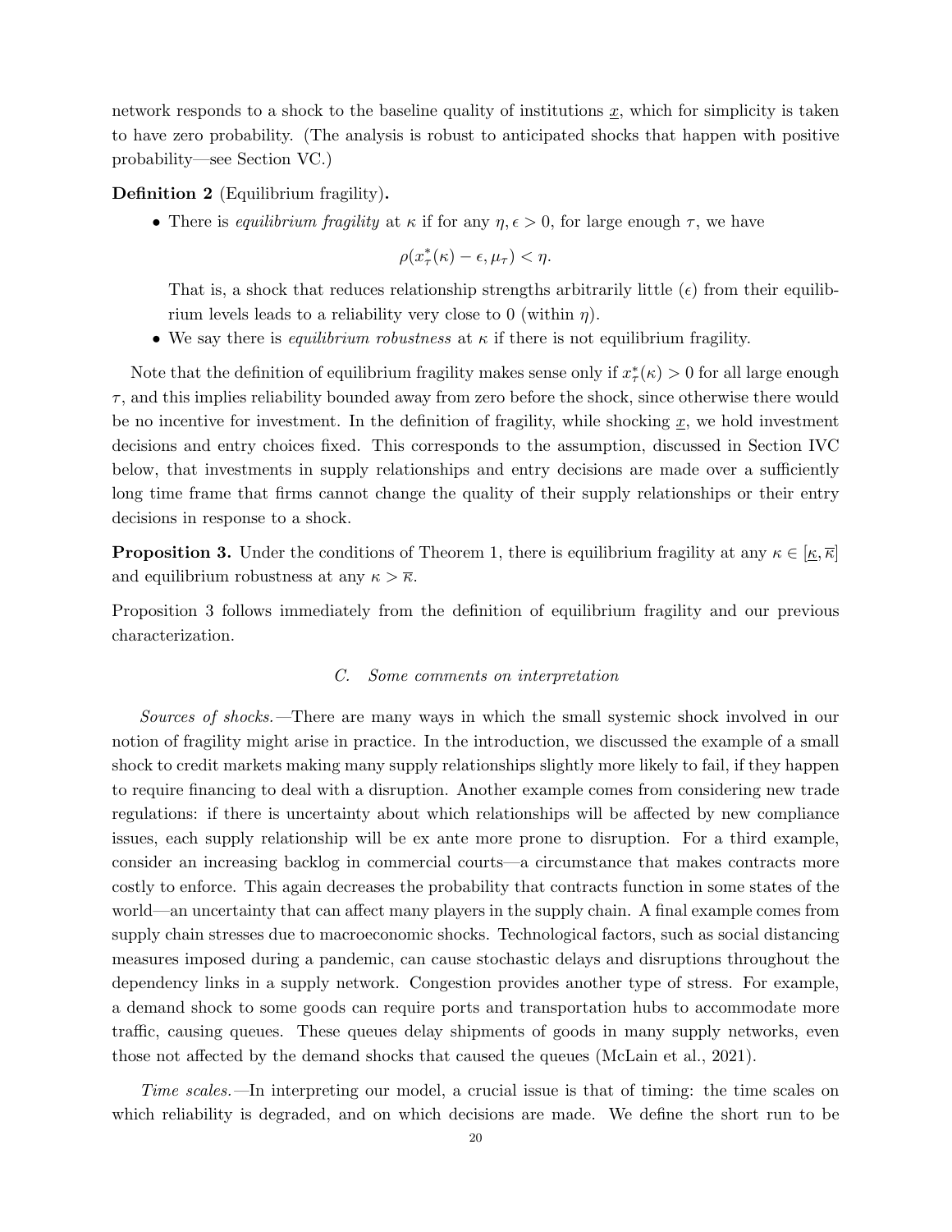network responds to a shock to the baseline quality of institutions $\underline{x}$, which for simplicity is taken to have zero probability. (The analysis is robust to anticipated shocks that happen with positive probability—see Section VC.)

**Definition 2** (Equilibrium fragility)**.**

- There is *equilibrium fragility* at $\kappa$ if for any $\eta, \epsilon > 0$, for large enough $\tau$, we have

$$\rho(x^*_\tau(\kappa) - \epsilon, \mu_\tau) < \eta.$$

  That is, a shock that reduces relationship strengths arbitrarily little ($\epsilon$) from their equilibrium levels leads to a reliability very close to 0 (within $\eta$).
- We say there is *equilibrium robustness* at $\kappa$ if there is not equilibrium fragility.

Note that the definition of equilibrium fragility makes sense only if $x^*_\tau(\kappa) > 0$ for all large enough $\tau$, and this implies reliability bounded away from zero before the shock, since otherwise there would be no incentive for investment. In the definition of fragility, while shocking $\underline{x}$, we hold investment decisions and entry choices fixed. This corresponds to the assumption, discussed in Section IVC below, that investments in supply relationships and entry decisions are made over a sufficiently long time frame that firms cannot change the quality of their supply relationships or their entry decisions in response to a shock.

**Proposition 3.** Under the conditions of Theorem 1, there is equilibrium fragility at any $\kappa \in [\underline{\kappa}, \overline{\kappa}]$ and equilibrium robustness at any $\kappa > \overline{\kappa}$.

Proposition 3 follows immediately from the definition of equilibrium fragility and our previous characterization.

### C. Some comments on interpretation

*Sources of shocks.*—There are many ways in which the small systemic shock involved in our notion of fragility might arise in practice. In the introduction, we discussed the example of a small shock to credit markets making many supply relationships slightly more likely to fail, if they happen to require financing to deal with a disruption. Another example comes from considering new trade regulations: if there is uncertainty about which relationships will be affected by new compliance issues, each supply relationship will be ex ante more prone to disruption. For a third example, consider an increasing backlog in commercial courts—a circumstance that makes contracts more costly to enforce. This again decreases the probability that contracts function in some states of the world—an uncertainty that can affect many players in the supply chain. A final example comes from supply chain stresses due to macroeconomic shocks. Technological factors, such as social distancing measures imposed during a pandemic, can cause stochastic delays and disruptions throughout the dependency links in a supply network. Congestion provides another type of stress. For example, a demand shock to some goods can require ports and transportation hubs to accommodate more traffic, causing queues. These queues delay shipments of goods in many supply networks, even those not affected by the demand shocks that caused the queues (McLain et al., 2021).

*Time scales.*—In interpreting our model, a crucial issue is that of timing: the time scales on which reliability is degraded, and on which decisions are made. We define the short run to be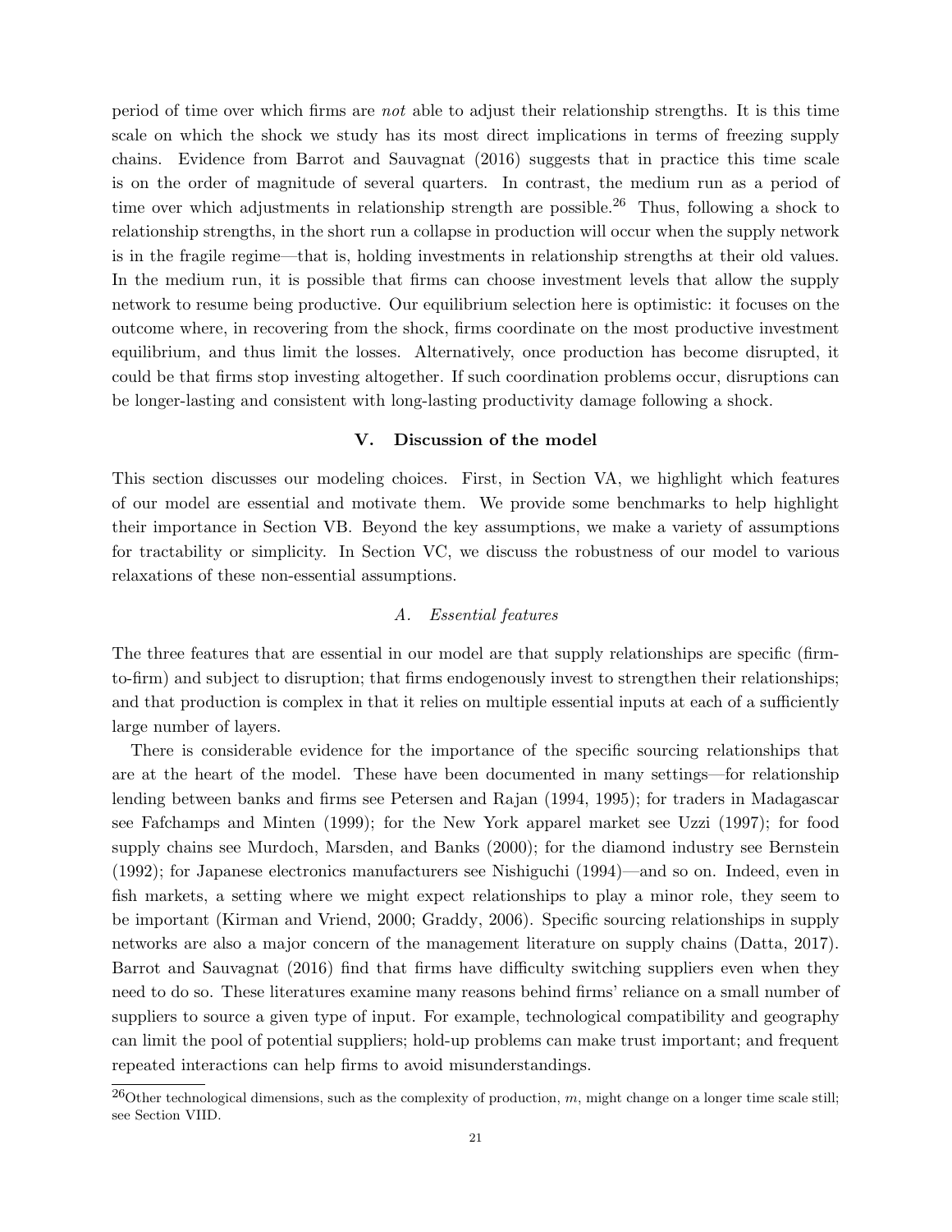period of time over which firms are *not* able to adjust their relationship strengths. It is this time scale on which the shock we study has its most direct implications in terms of freezing supply chains. Evidence from Barrot and Sauvagnat (2016) suggests that in practice this time scale is on the order of magnitude of several quarters. In contrast, the medium run as a period of time over which adjustments in relationship strength are possible.[26] Thus, following a shock to relationship strengths, in the short run a collapse in production will occur when the supply network is in the fragile regime—that is, holding investments in relationship strengths at their old values. In the medium run, it is possible that firms can choose investment levels that allow the supply network to resume being productive. Our equilibrium selection here is optimistic: it focuses on the outcome where, in recovering from the shock, firms coordinate on the most productive investment equilibrium, and thus limit the losses. Alternatively, once production has become disrupted, it could be that firms stop investing altogether. If such coordination problems occur, disruptions can be longer-lasting and consistent with long-lasting productivity damage following a shock.

## V. Discussion of the model

This section discusses our modeling choices. First, in Section VA, we highlight which features of our model are essential and motivate them. We provide some benchmarks to help highlight their importance in Section VB. Beyond the key assumptions, we make a variety of assumptions for tractability or simplicity. In Section VC, we discuss the robustness of our model to various relaxations of these non-essential assumptions.

### *A. Essential features*

The three features that are essential in our model are that supply relationships are specific (firm-to-firm) and subject to disruption; that firms endogenously invest to strengthen their relationships; and that production is complex in that it relies on multiple essential inputs at each of a sufficiently large number of layers.

There is considerable evidence for the importance of the specific sourcing relationships that are at the heart of the model. These have been documented in many settings—for relationship lending between banks and firms see Petersen and Rajan (1994, 1995); for traders in Madagascar see Fafchamps and Minten (1999); for the New York apparel market see Uzzi (1997); for food supply chains see Murdoch, Marsden, and Banks (2000); for the diamond industry see Bernstein (1992); for Japanese electronics manufacturers see Nishiguchi (1994)—and so on. Indeed, even in fish markets, a setting where we might expect relationships to play a minor role, they seem to be important (Kirman and Vriend, 2000; Graddy, 2006). Specific sourcing relationships in supply networks are also a major concern of the management literature on supply chains (Datta, 2017). Barrot and Sauvagnat (2016) find that firms have difficulty switching suppliers even when they need to do so. These literatures examine many reasons behind firms' reliance on a small number of suppliers to source a given type of input. For example, technological compatibility and geography can limit the pool of potential suppliers; hold-up problems can make trust important; and frequent repeated interactions can help firms to avoid misunderstandings.

[26]Other technological dimensions, such as the complexity of production, $m$, might change on a longer time scale still; see Section VIIID.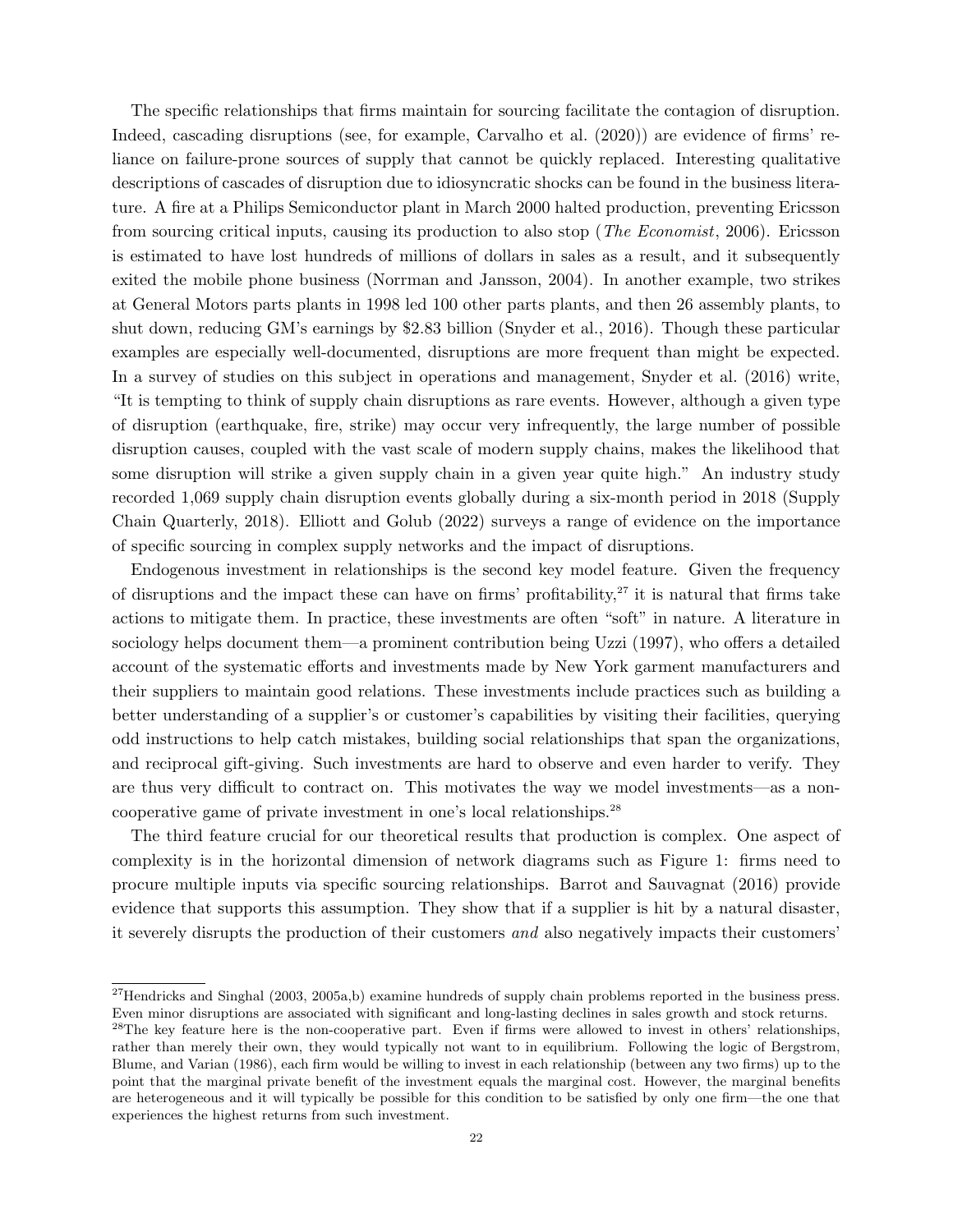The specific relationships that firms maintain for sourcing facilitate the contagion of disruption. Indeed, cascading disruptions (see, for example, Carvalho et al. (2020)) are evidence of firms' reliance on failure-prone sources of supply that cannot be quickly replaced. Interesting qualitative descriptions of cascades of disruption due to idiosyncratic shocks can be found in the business literature. A fire at a Philips Semiconductor plant in March 2000 halted production, preventing Ericsson from sourcing critical inputs, causing its production to also stop (*The Economist*, 2006). Ericsson is estimated to have lost hundreds of millions of dollars in sales as a result, and it subsequently exited the mobile phone business (Norrman and Jansson, 2004). In another example, two strikes at General Motors parts plants in 1998 led 100 other parts plants, and then 26 assembly plants, to shut down, reducing GM's earnings by $2.83 billion (Snyder et al., 2016). Though these particular examples are especially well-documented, disruptions are more frequent than might be expected. In a survey of studies on this subject in operations and management, Snyder et al. (2016) write, "It is tempting to think of supply chain disruptions as rare events. However, although a given type of disruption (earthquake, fire, strike) may occur very infrequently, the large number of possible disruption causes, coupled with the vast scale of modern supply chains, makes the likelihood that some disruption will strike a given supply chain in a given year quite high." An industry study recorded 1,069 supply chain disruption events globally during a six-month period in 2018 (Supply Chain Quarterly, 2018). Elliott and Golub (2022) surveys a range of evidence on the importance of specific sourcing in complex supply networks and the impact of disruptions.

Endogenous investment in relationships is the second key model feature. Given the frequency of disruptions and the impact these can have on firms' profitability,[27] it is natural that firms take actions to mitigate them. In practice, these investments are often "soft" in nature. A literature in sociology helps document them—a prominent contribution being Uzzi (1997), who offers a detailed account of the systematic efforts and investments made by New York garment manufacturers and their suppliers to maintain good relations. These investments include practices such as building a better understanding of a supplier's or customer's capabilities by visiting their facilities, querying odd instructions to help catch mistakes, building social relationships that span the organizations, and reciprocal gift-giving. Such investments are hard to observe and even harder to verify. They are thus very difficult to contract on. This motivates the way we model investments—as a non-cooperative game of private investment in one's local relationships.[28]

The third feature crucial for our theoretical results that production is complex. One aspect of complexity is in the horizontal dimension of network diagrams such as Figure 1: firms need to procure multiple inputs via specific sourcing relationships. Barrot and Sauvagnat (2016) provide evidence that supports this assumption. They show that if a supplier is hit by a natural disaster, it severely disrupts the production of their customers *and* also negatively impacts their customers'

[27] Hendricks and Singhal (2003, 2005a,b) examine hundreds of supply chain problems reported in the business press. Even minor disruptions are associated with significant and long-lasting declines in sales growth and stock returns.

[28] The key feature here is the non-cooperative part. Even if firms were allowed to invest in others' relationships, rather than merely their own, they would typically not want to in equilibrium. Following the logic of Bergstrom, Blume, and Varian (1986), each firm would be willing to invest in each relationship (between any two firms) up to the point that the marginal private benefit of the investment equals the marginal cost. However, the marginal benefits are heterogeneous and it will typically be possible for this condition to be satisfied by only one firm—the one that experiences the highest returns from such investment.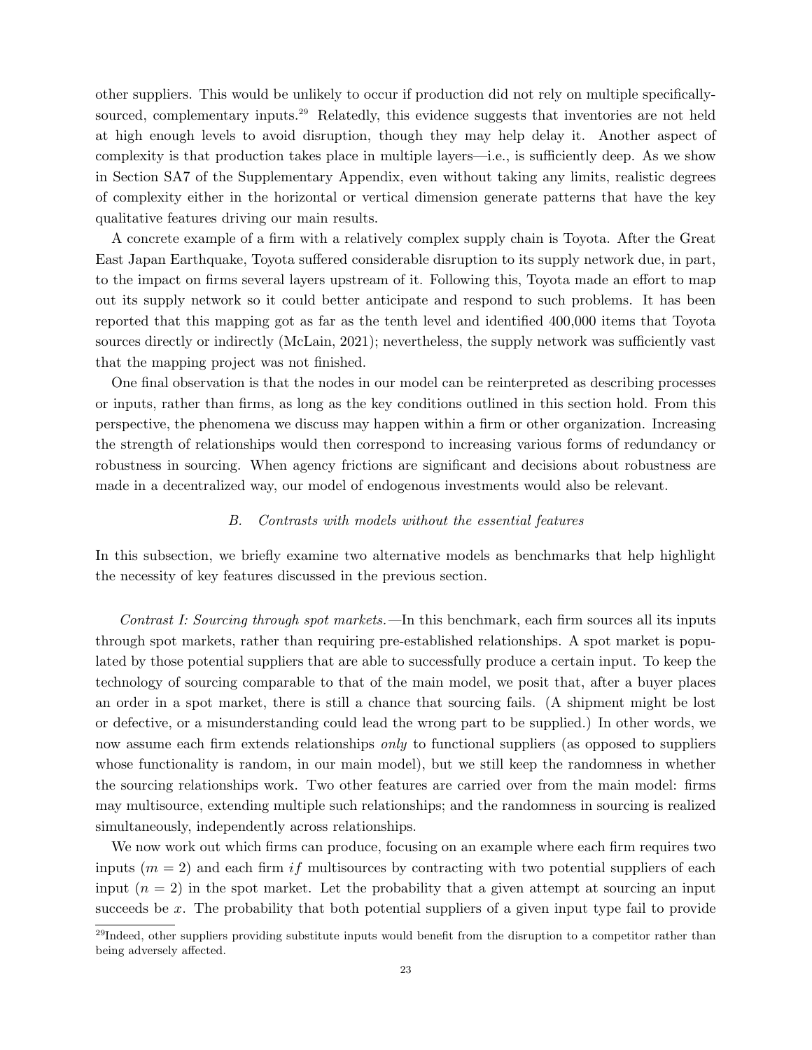other suppliers. This would be unlikely to occur if production did not rely on multiple specifically-sourced, complementary inputs.[29] Relatedly, this evidence suggests that inventories are not held at high enough levels to avoid disruption, though they may help delay it. Another aspect of complexity is that production takes place in multiple layers—i.e., is sufficiently deep. As we show in Section SA7 of the Supplementary Appendix, even without taking any limits, realistic degrees of complexity either in the horizontal or vertical dimension generate patterns that have the key qualitative features driving our main results.

A concrete example of a firm with a relatively complex supply chain is Toyota. After the Great East Japan Earthquake, Toyota suffered considerable disruption to its supply network due, in part, to the impact on firms several layers upstream of it. Following this, Toyota made an effort to map out its supply network so it could better anticipate and respond to such problems. It has been reported that this mapping got as far as the tenth level and identified 400,000 items that Toyota sources directly or indirectly (McLain, 2021); nevertheless, the supply network was sufficiently vast that the mapping project was not finished.

One final observation is that the nodes in our model can be reinterpreted as describing processes or inputs, rather than firms, as long as the key conditions outlined in this section hold. From this perspective, the phenomena we discuss may happen within a firm or other organization. Increasing the strength of relationships would then correspond to increasing various forms of redundancy or robustness in sourcing. When agency frictions are significant and decisions about robustness are made in a decentralized way, our model of endogenous investments would also be relevant.

### *B. Contrasts with models without the essential features*

In this subsection, we briefly examine two alternative models as benchmarks that help highlight the necessity of key features discussed in the previous section.

*Contrast I: Sourcing through spot markets.*—In this benchmark, each firm sources all its inputs through spot markets, rather than requiring pre-established relationships. A spot market is populated by those potential suppliers that are able to successfully produce a certain input. To keep the technology of sourcing comparable to that of the main model, we posit that, after a buyer places an order in a spot market, there is still a chance that sourcing fails. (A shipment might be lost or defective, or a misunderstanding could lead the wrong part to be supplied.) In other words, we now assume each firm extends relationships *only* to functional suppliers (as opposed to suppliers whose functionality is random, in our main model), but we still keep the randomness in whether the sourcing relationships work. Two other features are carried over from the main model: firms may multisource, extending multiple such relationships; and the randomness in sourcing is realized simultaneously, independently across relationships.

We now work out which firms can produce, focusing on an example where each firm requires two inputs ($m = 2$) and each firm $if$ multisources by contracting with two potential suppliers of each input ($n = 2$) in the spot market. Let the probability that a given attempt at sourcing an input succeeds be $x$. The probability that both potential suppliers of a given input type fail to provide

[29] Indeed, other suppliers providing substitute inputs would benefit from the disruption to a competitor rather than being adversely affected.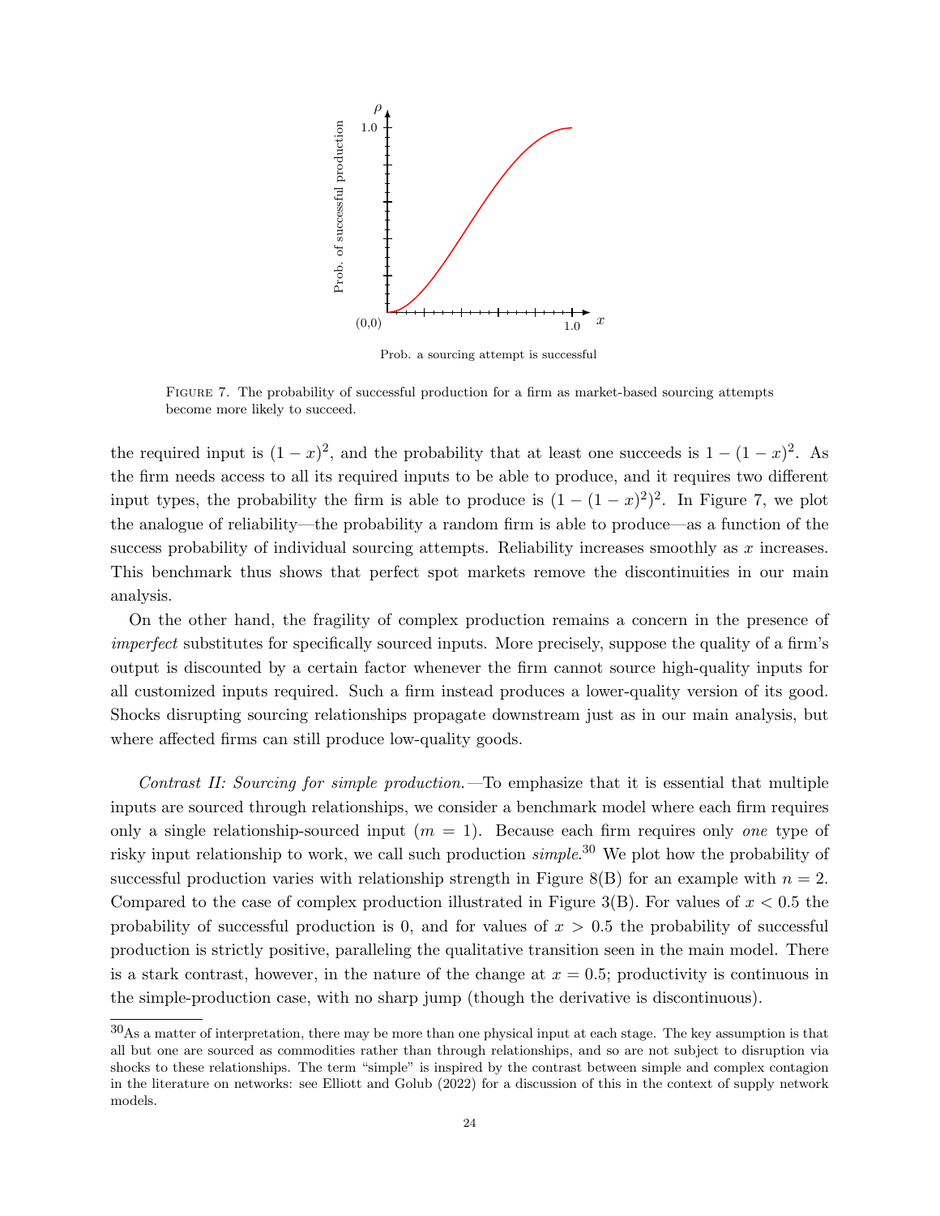FIGURE 7. The probability of successful production for a firm as market-based sourcing attempts become more likely to succeed.

the required input is $(1-x)^2$, and the probability that at least one succeeds is $1-(1-x)^2$. As the firm needs access to all its required inputs to be able to produce, and it requires two different input types, the probability the firm is able to produce is $(1-(1-x)^2)^2$. In Figure 7, we plot the analogue of reliability—the probability a random firm is able to produce—as a function of the success probability of individual sourcing attempts. Reliability increases smoothly as $x$ increases. This benchmark thus shows that perfect spot markets remove the discontinuities in our main analysis.

On the other hand, the fragility of complex production remains a concern in the presence of *imperfect* substitutes for specifically sourced inputs. More precisely, suppose the quality of a firm's output is discounted by a certain factor whenever the firm cannot source high-quality inputs for all customized inputs required. Such a firm instead produces a lower-quality version of its good. Shocks disrupting sourcing relationships propagate downstream just as in our main analysis, but where affected firms can still produce low-quality goods.

*Contrast II: Sourcing for simple production.*—To emphasize that it is essential that multiple inputs are sourced through relationships, we consider a benchmark model where each firm requires only a single relationship-sourced input ($m=1$). Because each firm requires only *one* type of risky input relationship to work, we call such production *simple*.[30] We plot how the probability of successful production varies with relationship strength in Figure 8(B) for an example with $n=2$. Compared to the case of complex production illustrated in Figure 3(B). For values of $x<0.5$ the probability of successful production is 0, and for values of $x>0.5$ the probability of successful production is strictly positive, paralleling the qualitative transition seen in the main model. There is a stark contrast, however, in the nature of the change at $x=0.5$; productivity is continuous in the simple-production case, with no sharp jump (though the derivative is discontinuous).

[30] As a matter of interpretation, there may be more than one physical input at each stage. The key assumption is that all but one are sourced as commodities rather than through relationships, and so are not subject to disruption via shocks to these relationships. The term "simple" is inspired by the contrast between simple and complex contagion in the literature on networks: see Elliott and Golub (2022) for a discussion of this in the context of supply network models.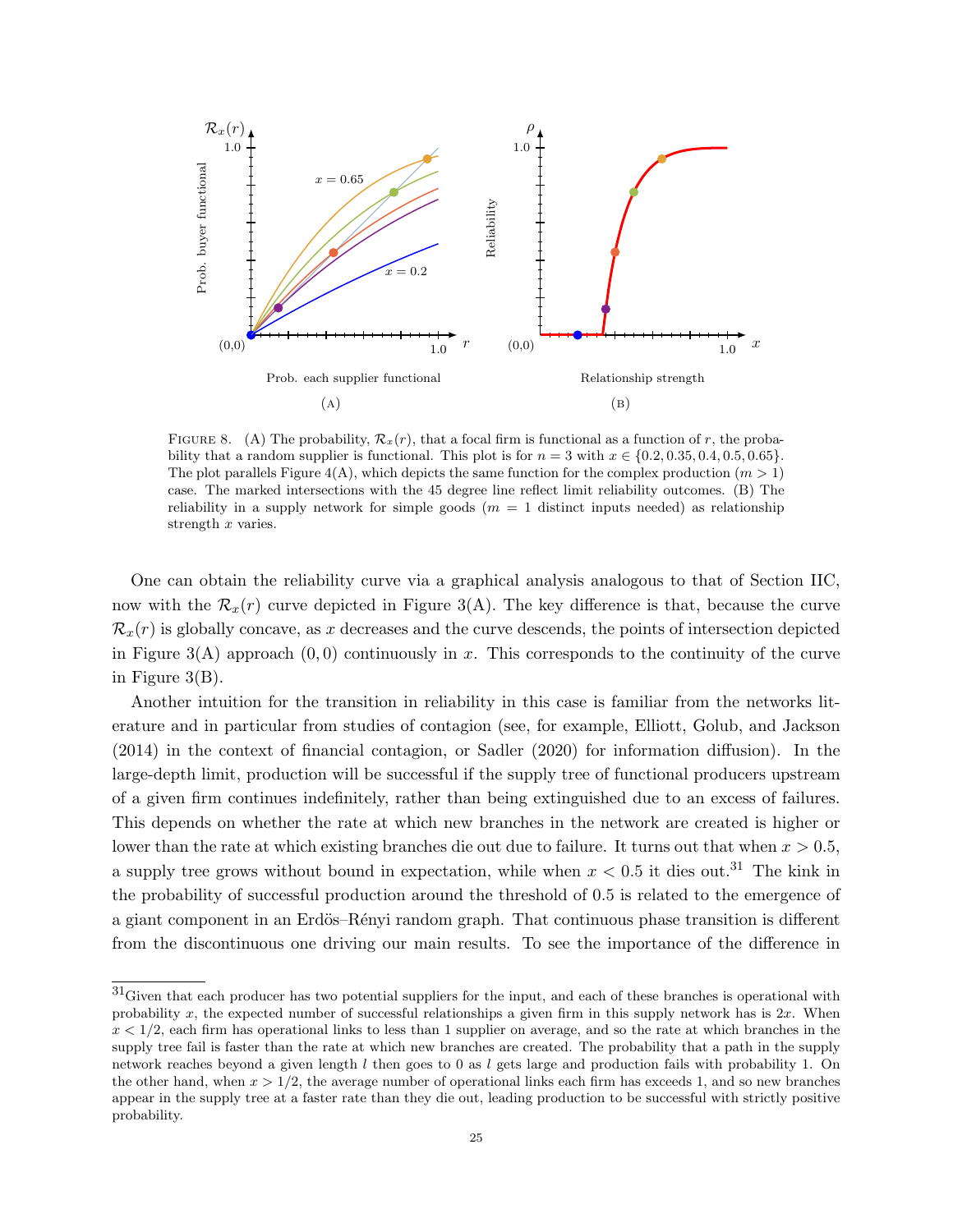FIGURE 8. (A) The probability, $\mathcal{R}_x(r)$, that a focal firm is functional as a function of $r$, the probability that a random supplier is functional. This plot is for $n = 3$ with $x \in \{0.2, 0.35, 0.4, 0.5, 0.65\}$. The plot parallels Figure 4(A), which depicts the same function for the complex production ($m > 1$) case. The marked intersections with the 45 degree line reflect limit reliability outcomes. (B) The reliability in a supply network for simple goods ($m = 1$ distinct inputs needed) as relationship strength $x$ varies.

One can obtain the reliability curve via a graphical analysis analogous to that of Section IIC, now with the $\mathcal{R}_x(r)$ curve depicted in Figure 3(A). The key difference is that, because the curve $\mathcal{R}_x(r)$ is globally concave, as $x$ decreases and the curve descends, the points of intersection depicted in Figure 3(A) approach $(0, 0)$ continuously in $x$. This corresponds to the continuity of the curve in Figure 3(B).

Another intuition for the transition in reliability in this case is familiar from the networks literature and in particular from studies of contagion (see, for example, Elliott, Golub, and Jackson (2014) in the context of financial contagion, or Sadler (2020) for information diffusion). In the large-depth limit, production will be successful if the supply tree of functional producers upstream of a given firm continues indefinitely, rather than being extinguished due to an excess of failures. This depends on whether the rate at which new branches in the network are created is higher or lower than the rate at which existing branches die out due to failure. It turns out that when $x > 0.5$, a supply tree grows without bound in expectation, while when $x < 0.5$ it dies out.[31] The kink in the probability of successful production around the threshold of 0.5 is related to the emergence of a giant component in an Erdös–Rényi random graph. That continuous phase transition is different from the discontinuous one driving our main results. To see the importance of the difference in

[31] Given that each producer has two potential suppliers for the input, and each of these branches is operational with probability $x$, the expected number of successful relationships a given firm in this supply network has is $2x$. When $x < 1/2$, each firm has operational links to less than 1 supplier on average, and so the rate at which branches in the supply tree fail is faster than the rate at which new branches are created. The probability that a path in the supply network reaches beyond a given length $l$ then goes to 0 as $l$ gets large and production fails with probability 1. On the other hand, when $x > 1/2$, the average number of operational links each firm has exceeds 1, and so new branches appear in the supply tree at a faster rate than they die out, leading production to be successful with strictly positive probability.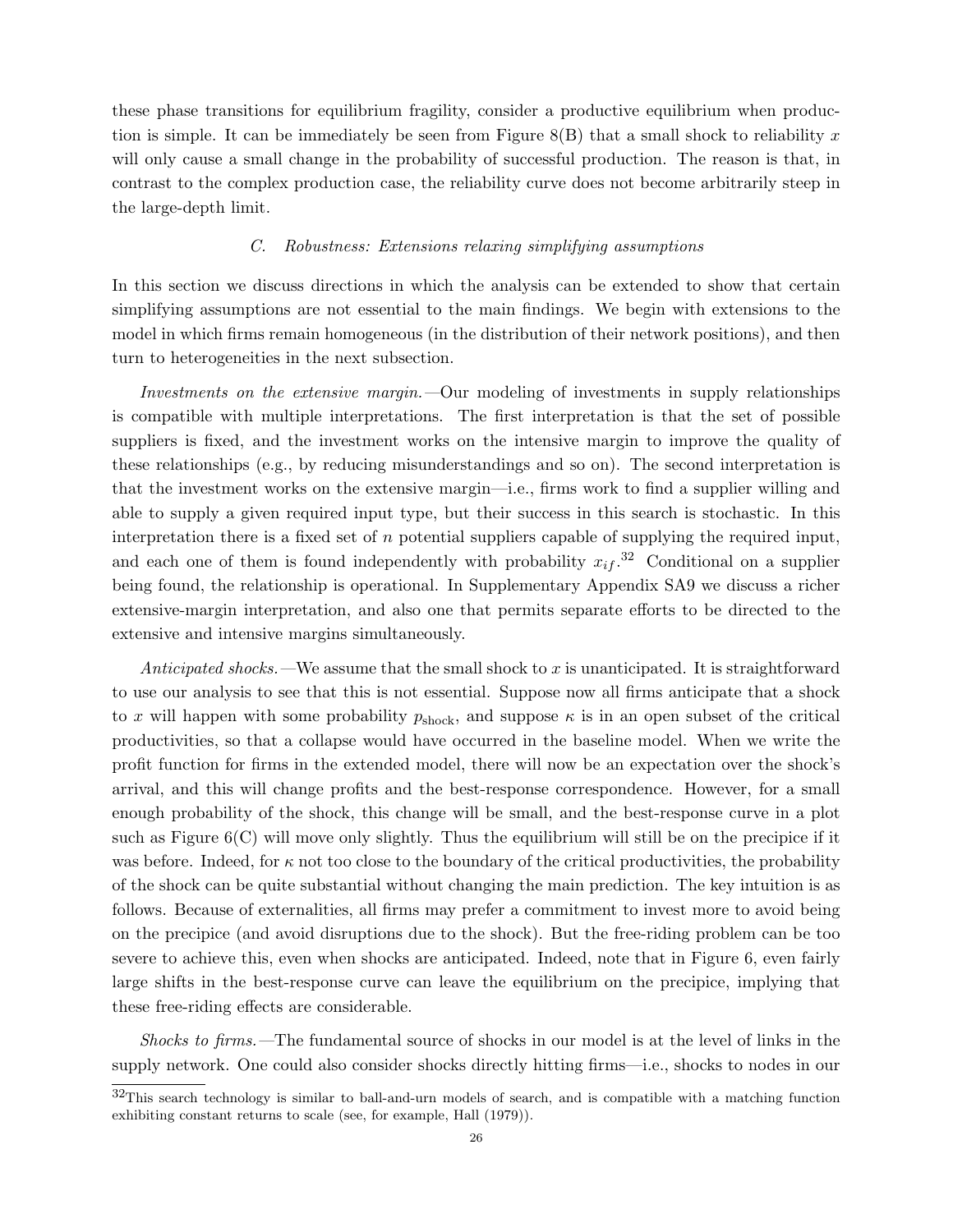these phase transitions for equilibrium fragility, consider a productive equilibrium when production is simple. It can be immediately be seen from Figure 8(B) that a small shock to reliability $x$ will only cause a small change in the probability of successful production. The reason is that, in contrast to the complex production case, the reliability curve does not become arbitrarily steep in the large-depth limit.

### C. Robustness: Extensions relaxing simplifying assumptions

In this section we discuss directions in which the analysis can be extended to show that certain simplifying assumptions are not essential to the main findings. We begin with extensions to the model in which firms remain homogeneous (in the distribution of their network positions), and then turn to heterogeneities in the next subsection.

*Investments on the extensive margin.*—Our modeling of investments in supply relationships is compatible with multiple interpretations. The first interpretation is that the set of possible suppliers is fixed, and the investment works on the intensive margin to improve the quality of these relationships (e.g., by reducing misunderstandings and so on). The second interpretation is that the investment works on the extensive margin—i.e., firms work to find a supplier willing and able to supply a given required input type, but their success in this search is stochastic. In this interpretation there is a fixed set of $n$ potential suppliers capable of supplying the required input, and each one of them is found independently with probability $x_{if}$.[32] Conditional on a supplier being found, the relationship is operational. In Supplementary Appendix SA9 we discuss a richer extensive-margin interpretation, and also one that permits separate efforts to be directed to the extensive and intensive margins simultaneously.

*Anticipated shocks.*—We assume that the small shock to $x$ is unanticipated. It is straightforward to use our analysis to see that this is not essential. Suppose now all firms anticipate that a shock to $x$ will happen with some probability $p_{\text{shock}}$, and suppose $\kappa$ is in an open subset of the critical productivities, so that a collapse would have occurred in the baseline model. When we write the profit function for firms in the extended model, there will now be an expectation over the shock's arrival, and this will change profits and the best-response correspondence. However, for a small enough probability of the shock, this change will be small, and the best-response curve in a plot such as Figure 6(C) will move only slightly. Thus the equilibrium will still be on the precipice if it was before. Indeed, for $\kappa$ not too close to the boundary of the critical productivities, the probability of the shock can be quite substantial without changing the main prediction. The key intuition is as follows. Because of externalities, all firms may prefer a commitment to invest more to avoid being on the precipice (and avoid disruptions due to the shock). But the free-riding problem can be too severe to achieve this, even when shocks are anticipated. Indeed, note that in Figure 6, even fairly large shifts in the best-response curve can leave the equilibrium on the precipice, implying that these free-riding effects are considerable.

*Shocks to firms.*—The fundamental source of shocks in our model is at the level of links in the supply network. One could also consider shocks directly hitting firms—i.e., shocks to nodes in our

[32]This search technology is similar to ball-and-urn models of search, and is compatible with a matching function exhibiting constant returns to scale (see, for example, Hall (1979)).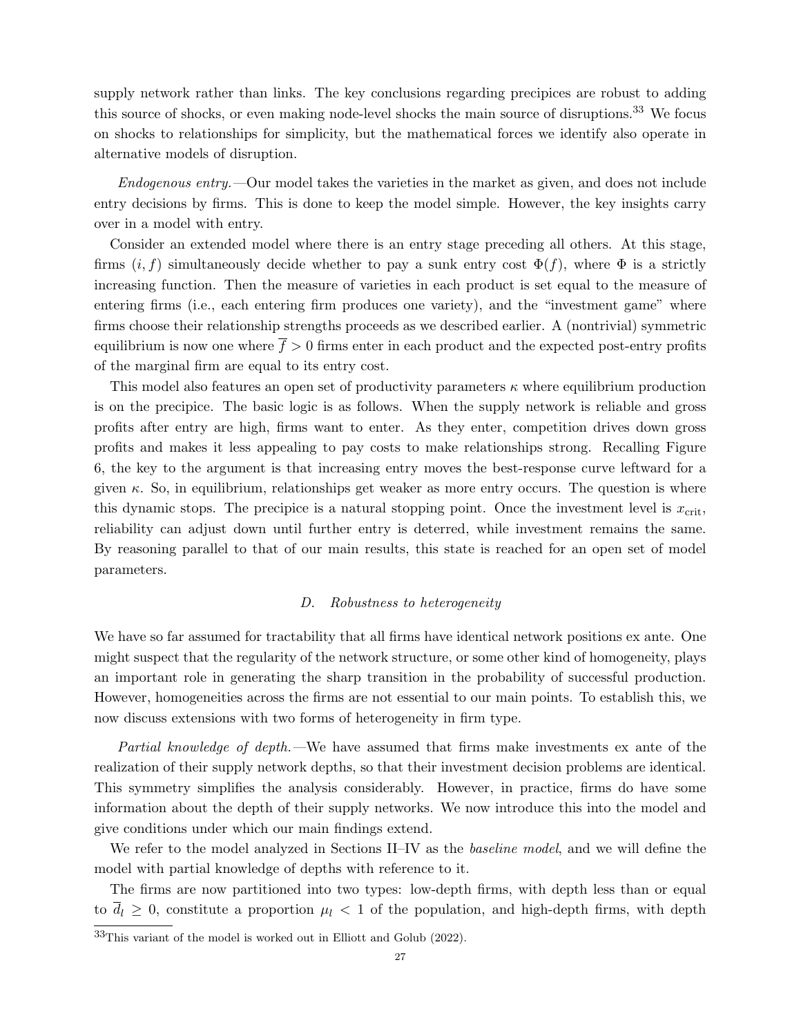supply network rather than links. The key conclusions regarding precipices are robust to adding this source of shocks, or even making node-level shocks the main source of disruptions.[33] We focus on shocks to relationships for simplicity, but the mathematical forces we identify also operate in alternative models of disruption.

*Endogenous entry.*—Our model takes the varieties in the market as given, and does not include entry decisions by firms. This is done to keep the model simple. However, the key insights carry over in a model with entry.

Consider an extended model where there is an entry stage preceding all others. At this stage, firms $(i, f)$ simultaneously decide whether to pay a sunk entry cost $\Phi(f)$, where $\Phi$ is a strictly increasing function. Then the measure of varieties in each product is set equal to the measure of entering firms (i.e., each entering firm produces one variety), and the "investment game" where firms choose their relationship strengths proceeds as we described earlier. A (nontrivial) symmetric equilibrium is now one where $\overline{f} > 0$ firms enter in each product and the expected post-entry profits of the marginal firm are equal to its entry cost.

This model also features an open set of productivity parameters $\kappa$ where equilibrium production is on the precipice. The basic logic is as follows. When the supply network is reliable and gross profits after entry are high, firms want to enter. As they enter, competition drives down gross profits and makes it less appealing to pay costs to make relationships strong. Recalling Figure 6, the key to the argument is that increasing entry moves the best-response curve leftward for a given $\kappa$. So, in equilibrium, relationships get weaker as more entry occurs. The question is where this dynamic stops. The precipice is a natural stopping point. Once the investment level is $x_{\text{crit}}$, reliability can adjust down until further entry is deterred, while investment remains the same. By reasoning parallel to that of our main results, this state is reached for an open set of model parameters.

### D. *Robustness to heterogeneity*

We have so far assumed for tractability that all firms have identical network positions ex ante. One might suspect that the regularity of the network structure, or some other kind of homogeneity, plays an important role in generating the sharp transition in the probability of successful production. However, homogeneities across the firms are not essential to our main points. To establish this, we now discuss extensions with two forms of heterogeneity in firm type.

*Partial knowledge of depth.*—We have assumed that firms make investments ex ante of the realization of their supply network depths, so that their investment decision problems are identical. This symmetry simplifies the analysis considerably. However, in practice, firms do have some information about the depth of their supply networks. We now introduce this into the model and give conditions under which our main findings extend.

We refer to the model analyzed in Sections II–IV as the *baseline model*, and we will define the model with partial knowledge of depths with reference to it.

The firms are now partitioned into two types: low-depth firms, with depth less than or equal to $\overline{d}_l \geq 0$, constitute a proportion $\mu_l < 1$ of the population, and high-depth firms, with depth

[33]This variant of the model is worked out in Elliott and Golub (2022).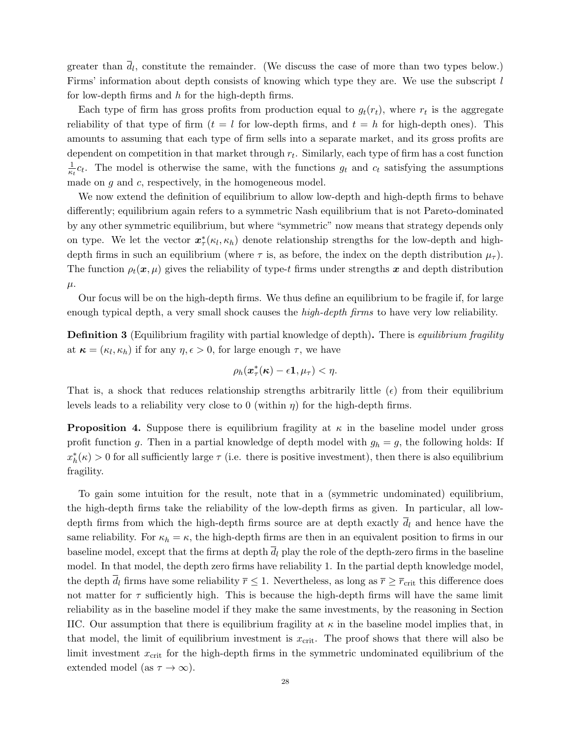greater than $\overline{d}_l$, constitute the remainder. (We discuss the case of more than two types below.) Firms' information about depth consists of knowing which type they are. We use the subscript $l$ for low-depth firms and $h$ for the high-depth firms.

Each type of firm has gross profits from production equal to $g_t(r_t)$, where $r_t$ is the aggregate reliability of that type of firm ($t = l$ for low-depth firms, and $t = h$ for high-depth ones). This amounts to assuming that each type of firm sells into a separate market, and its gross profits are dependent on competition in that market through $r_t$. Similarly, each type of firm has a cost function $\frac{1}{\kappa_t} c_t$. The model is otherwise the same, with the functions $g_t$ and $c_t$ satisfying the assumptions made on $g$ and $c$, respectively, in the homogeneous model.

We now extend the definition of equilibrium to allow low-depth and high-depth firms to behave differently; equilibrium again refers to a symmetric Nash equilibrium that is not Pareto-dominated by any other symmetric equilibrium, but where "symmetric" now means that strategy depends only on type. We let the vector $\boldsymbol{x}^*_\tau(\kappa_l, \kappa_h)$ denote relationship strengths for the low-depth and high-depth firms in such an equilibrium (where $\tau$ is, as before, the index on the depth distribution $\mu_\tau$). The function $\rho_t(\boldsymbol{x}, \mu)$ gives the reliability of type-$t$ firms under strengths $\boldsymbol{x}$ and depth distribution $\mu$.

Our focus will be on the high-depth firms. We thus define an equilibrium to be fragile if, for large enough typical depth, a very small shock causes the *high-depth firms* to have very low reliability.

**Definition 3** (Equilibrium fragility with partial knowledge of depth)**.** There is *equilibrium fragility* at $\boldsymbol{\kappa} = (\kappa_l, \kappa_h)$ if for any $\eta, \epsilon > 0$, for large enough $\tau$, we have

$$\rho_h(\boldsymbol{x}^*_\tau(\boldsymbol{\kappa}) - \epsilon \mathbf{1}, \mu_\tau) < \eta.$$

That is, a shock that reduces relationship strengths arbitrarily little ($\epsilon$) from their equilibrium levels leads to a reliability very close to 0 (within $\eta$) for the high-depth firms.

**Proposition 4.** Suppose there is equilibrium fragility at $\kappa$ in the baseline model under gross profit function $g$. Then in a partial knowledge of depth model with $g_h = g$, the following holds: If $x^*_h(\kappa) > 0$ for all sufficiently large $\tau$ (i.e. there is positive investment), then there is also equilibrium fragility.

To gain some intuition for the result, note that in a (symmetric undominated) equilibrium, the high-depth firms take the reliability of the low-depth firms as given. In particular, all low-depth firms from which the high-depth firms source are at depth exactly $\overline{d}_l$ and hence have the same reliability. For $\kappa_h = \kappa$, the high-depth firms are then in an equivalent position to firms in our baseline model, except that the firms at depth $\overline{d}_l$ play the role of the depth-zero firms in the baseline model. In that model, the depth zero firms have reliability 1. In the partial depth knowledge model, the depth $\overline{d}_l$ firms have some reliability $\overline{r} \leq 1$. Nevertheless, as long as $\overline{r} \geq \overline{r}_{\text{crit}}$ this difference does not matter for $\tau$ sufficiently high. This is because the high-depth firms will have the same limit reliability as in the baseline model if they make the same investments, by the reasoning in Section IIC. Our assumption that there is equilibrium fragility at $\kappa$ in the baseline model implies that, in that model, the limit of equilibrium investment is $x_{\text{crit}}$. The proof shows that there will also be limit investment $x_{\text{crit}}$ for the high-depth firms in the symmetric undominated equilibrium of the extended model (as $\tau \to \infty$).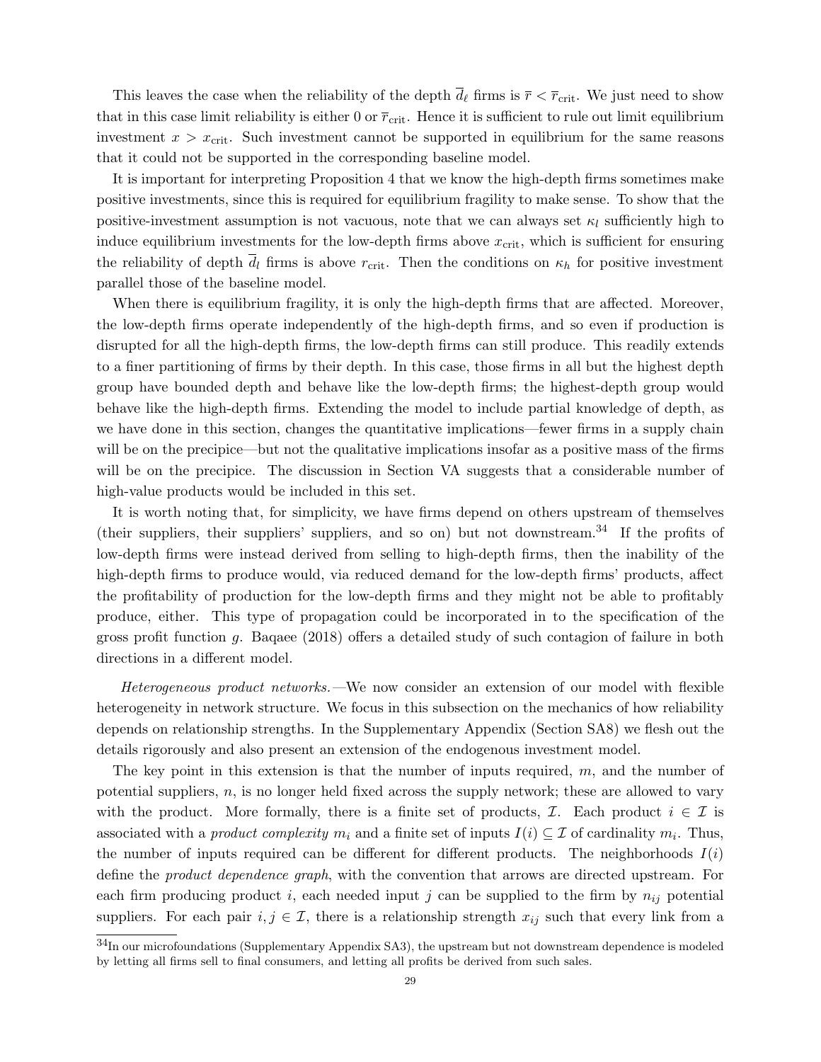This leaves the case when the reliability of the depth $\overline{d}_\ell$ firms is $\overline{r} < \overline{r}_{\text{crit}}$. We just need to show that in this case limit reliability is either 0 or $\overline{r}_{\text{crit}}$. Hence it is sufficient to rule out limit equilibrium investment $x > x_{\text{crit}}$. Such investment cannot be supported in equilibrium for the same reasons that it could not be supported in the corresponding baseline model.

It is important for interpreting Proposition 4 that we know the high-depth firms sometimes make positive investments, since this is required for equilibrium fragility to make sense. To show that the positive-investment assumption is not vacuous, note that we can always set $\kappa_l$ sufficiently high to induce equilibrium investments for the low-depth firms above $x_{\text{crit}}$, which is sufficient for ensuring the reliability of depth $\overline{d}_l$ firms is above $r_{\text{crit}}$. Then the conditions on $\kappa_h$ for positive investment parallel those of the baseline model.

When there is equilibrium fragility, it is only the high-depth firms that are affected. Moreover, the low-depth firms operate independently of the high-depth firms, and so even if production is disrupted for all the high-depth firms, the low-depth firms can still produce. This readily extends to a finer partitioning of firms by their depth. In this case, those firms in all but the highest depth group have bounded depth and behave like the low-depth firms; the highest-depth group would behave like the high-depth firms. Extending the model to include partial knowledge of depth, as we have done in this section, changes the quantitative implications—fewer firms in a supply chain will be on the precipice—but not the qualitative implications insofar as a positive mass of the firms will be on the precipice. The discussion in Section VA suggests that a considerable number of high-value products would be included in this set.

It is worth noting that, for simplicity, we have firms depend on others upstream of themselves (their suppliers, their suppliers' suppliers, and so on) but not downstream.[34] If the profits of low-depth firms were instead derived from selling to high-depth firms, then the inability of the high-depth firms to produce would, via reduced demand for the low-depth firms' products, affect the profitability of production for the low-depth firms and they might not be able to profitably produce, either. This type of propagation could be incorporated in to the specification of the gross profit function $g$. Baqaee (2018) offers a detailed study of such contagion of failure in both directions in a different model.

*Heterogeneous product networks.*—We now consider an extension of our model with flexible heterogeneity in network structure. We focus in this subsection on the mechanics of how reliability depends on relationship strengths. In the Supplementary Appendix (Section SA8) we flesh out the details rigorously and also present an extension of the endogenous investment model.

The key point in this extension is that the number of inputs required, $m$, and the number of potential suppliers, $n$, is no longer held fixed across the supply network; these are allowed to vary with the product. More formally, there is a finite set of products, $\mathcal{I}$. Each product $i \in \mathcal{I}$ is associated with a *product complexity* $m_i$ and a finite set of inputs $I(i) \subseteq \mathcal{I}$ of cardinality $m_i$. Thus, the number of inputs required can be different for different products. The neighborhoods $I(i)$ define the *product dependence graph*, with the convention that arrows are directed upstream. For each firm producing product $i$, each needed input $j$ can be supplied to the firm by $n_{ij}$ potential suppliers. For each pair $i, j \in \mathcal{I}$, there is a relationship strength $x_{ij}$ such that every link from a

[34]In our microfoundations (Supplementary Appendix SA3), the upstream but not downstream dependence is modeled by letting all firms sell to final consumers, and letting all profits be derived from such sales.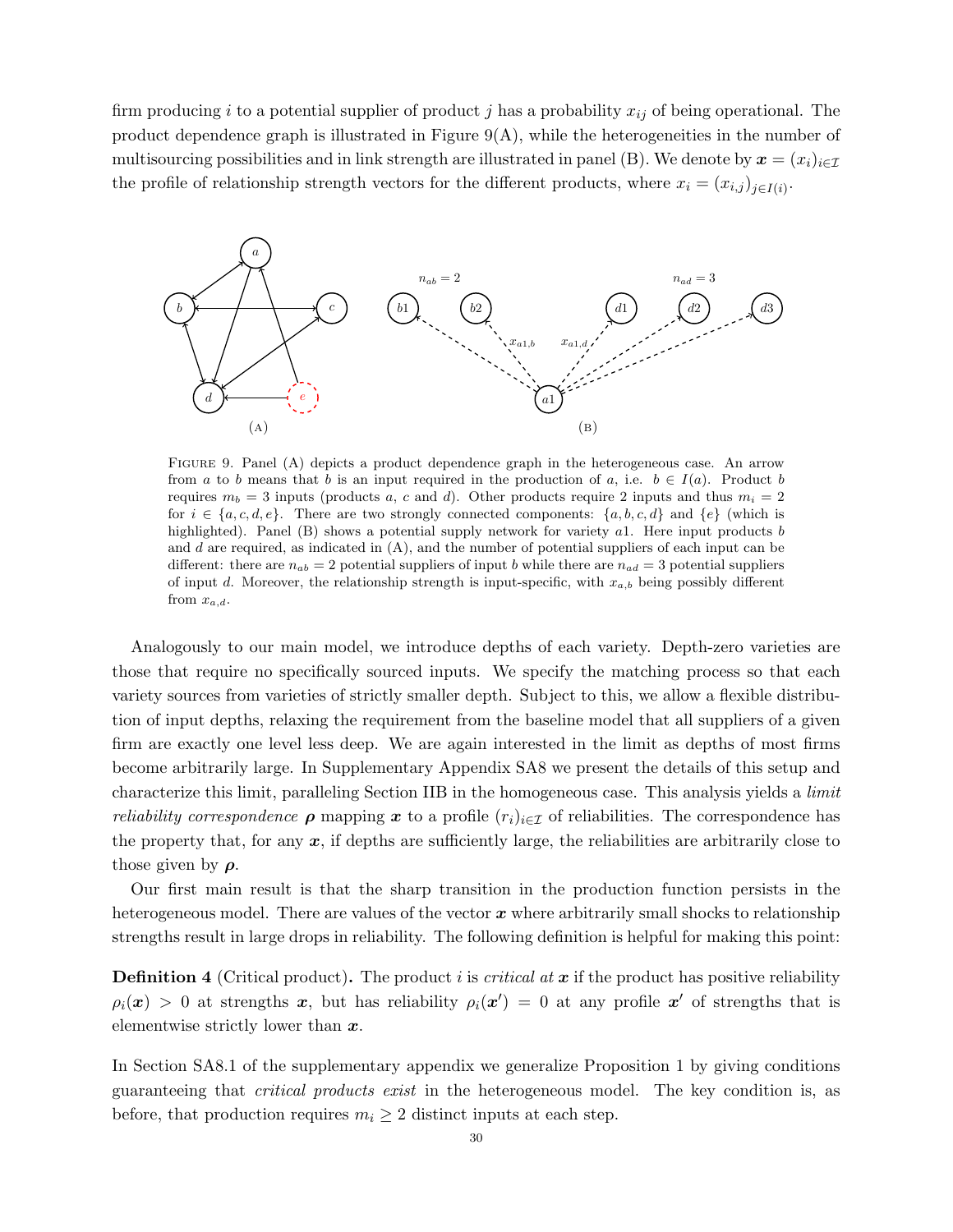firm producing $i$ to a potential supplier of product $j$ has a probability $x_{ij}$ of being operational. The product dependence graph is illustrated in Figure 9(A), while the heterogeneities in the number of multisourcing possibilities and in link strength are illustrated in panel (B). We denote by $\boldsymbol{x} = (x_i)_{i \in \mathcal{I}}$ the profile of relationship strength vectors for the different products, where $x_i = (x_{i,j})_{j \in I(i)}$.

FIGURE 9. Panel (A) depicts a product dependence graph in the heterogeneous case. An arrow from $a$ to $b$ means that $b$ is an input required in the production of $a$, i.e. $b \in I(a)$. Product $b$ requires $m_b = 3$ inputs (products $a$, $c$ and $d$). Other products require 2 inputs and thus $m_i = 2$ for $i \in \{a, c, d, e\}$. There are two strongly connected components: $\{a, b, c, d\}$ and $\{e\}$ (which is highlighted). Panel (B) shows a potential supply network for variety $a1$. Here input products $b$ and $d$ are required, as indicated in (A), and the number of potential suppliers of each input can be different: there are $n_{ab} = 2$ potential suppliers of input $b$ while there are $n_{ad} = 3$ potential suppliers of input $d$. Moreover, the relationship strength is input-specific, with $x_{a,b}$ being possibly different from $x_{a,d}$.

Analogously to our main model, we introduce depths of each variety. Depth-zero varieties are those that require no specifically sourced inputs. We specify the matching process so that each variety sources from varieties of strictly smaller depth. Subject to this, we allow a flexible distribution of input depths, relaxing the requirement from the baseline model that all suppliers of a given firm are exactly one level less deep. We are again interested in the limit as depths of most firms become arbitrarily large. In Supplementary Appendix SA8 we present the details of this setup and characterize this limit, paralleling Section IIB in the homogeneous case. This analysis yields a *limit reliability correspondence* $\boldsymbol{\rho}$ mapping $\boldsymbol{x}$ to a profile $(r_i)_{i \in \mathcal{I}}$ of reliabilities. The correspondence has the property that, for any $\boldsymbol{x}$, if depths are sufficiently large, the reliabilities are arbitrarily close to those given by $\boldsymbol{\rho}$.

Our first main result is that the sharp transition in the production function persists in the heterogeneous model. There are values of the vector $\boldsymbol{x}$ where arbitrarily small shocks to relationship strengths result in large drops in reliability. The following definition is helpful for making this point:

**Definition 4** (Critical product)**.** The product $i$ is *critical at* $\boldsymbol{x}$ if the product has positive reliability $\rho_i(\boldsymbol{x}) > 0$ at strengths $\boldsymbol{x}$, but has reliability $\rho_i(\boldsymbol{x}') = 0$ at any profile $\boldsymbol{x}'$ of strengths that is elementwise strictly lower than $\boldsymbol{x}$.

In Section SA8.1 of the supplementary appendix we generalize Proposition 1 by giving conditions guaranteeing that *critical products exist* in the heterogeneous model. The key condition is, as before, that production requires $m_i \geq 2$ distinct inputs at each step.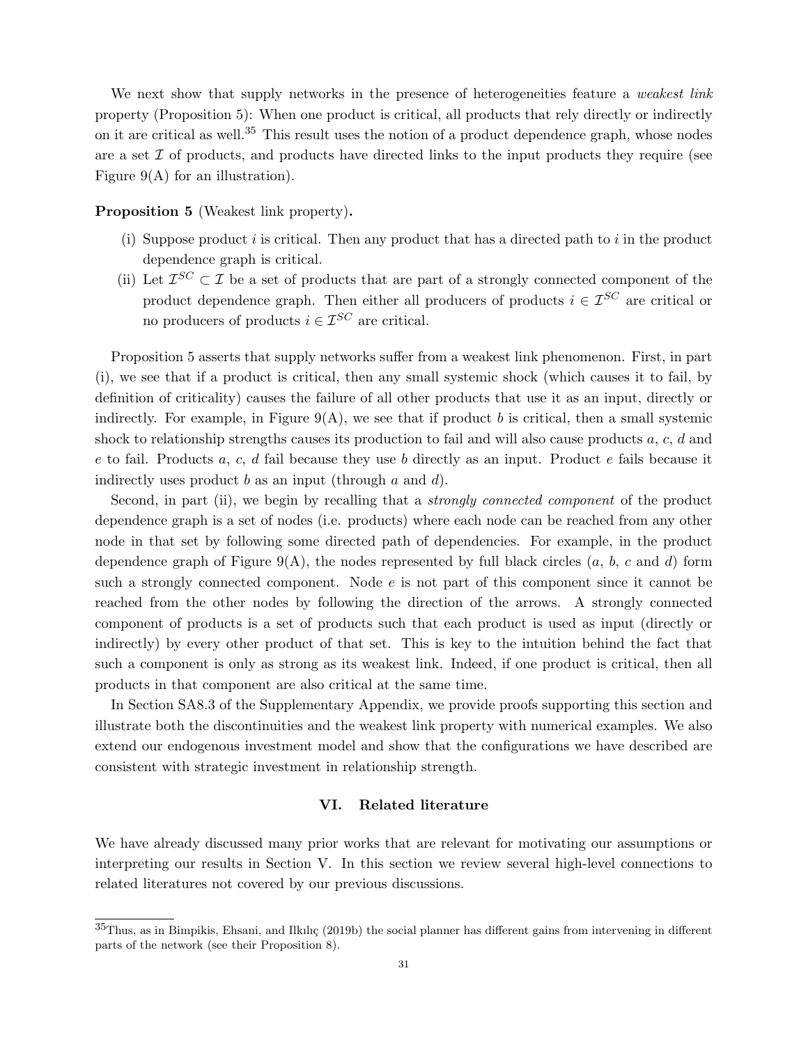We next show that supply networks in the presence of heterogeneities feature a *weakest link* property (Proposition 5): When one product is critical, all products that rely directly or indirectly on it are critical as well.[35] This result uses the notion of a product dependence graph, whose nodes are a set $\mathcal{I}$ of products, and products have directed links to the input products they require (see Figure 9(A) for an illustration).

**Proposition 5** (Weakest link property)**.**

(i) Suppose product $i$ is critical. Then any product that has a directed path to $i$ in the product dependence graph is critical.

(ii) Let $\mathcal{I}^{SC} \subset \mathcal{I}$ be a set of products that are part of a strongly connected component of the product dependence graph. Then either all producers of products $i \in \mathcal{I}^{SC}$ are critical or no producers of products $i \in \mathcal{I}^{SC}$ are critical.

Proposition 5 asserts that supply networks suffer from a weakest link phenomenon. First, in part (i), we see that if a product is critical, then any small systemic shock (which causes it to fail, by definition of criticality) causes the failure of all other products that use it as an input, directly or indirectly. For example, in Figure 9(A), we see that if product $b$ is critical, then a small systemic shock to relationship strengths causes its production to fail and will also cause products $a$, $c$, $d$ and $e$ to fail. Products $a$, $c$, $d$ fail because they use $b$ directly as an input. Product $e$ fails because it indirectly uses product $b$ as an input (through $a$ and $d$).

Second, in part (ii), we begin by recalling that a *strongly connected component* of the product dependence graph is a set of nodes (i.e. products) where each node can be reached from any other node in that set by following some directed path of dependencies. For example, in the product dependence graph of Figure 9(A), the nodes represented by full black circles ($a$, $b$, $c$ and $d$) form such a strongly connected component. Node $e$ is not part of this component since it cannot be reached from the other nodes by following the direction of the arrows. A strongly connected component of products is a set of products such that each product is used as input (directly or indirectly) by every other product of that set. This is key to the intuition behind the fact that such a component is only as strong as its weakest link. Indeed, if one product is critical, then all products in that component are also critical at the same time.

In Section SA8.3 of the Supplementary Appendix, we provide proofs supporting this section and illustrate both the discontinuities and the weakest link property with numerical examples. We also extend our endogenous investment model and show that the configurations we have described are consistent with strategic investment in relationship strength.

## VI. Related literature

We have already discussed many prior works that are relevant for motivating our assumptions or interpreting our results in Section V. In this section we review several high-level connections to related literatures not covered by our previous discussions.

---

[35] Thus, as in Bimpikis, Ehsani, and Ilkılıç (2019b) the social planner has different gains from intervening in different parts of the network (see their Proposition 8).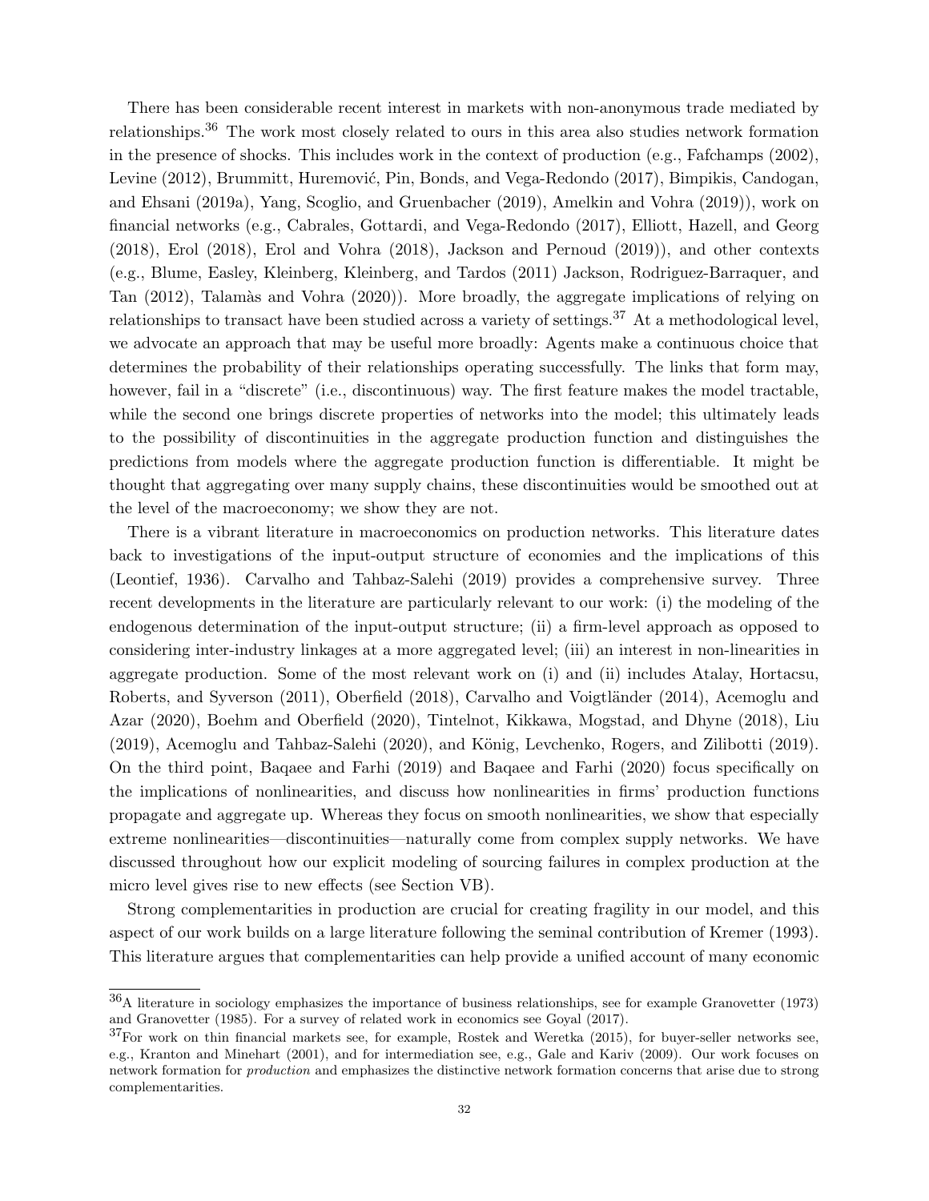There has been considerable recent interest in markets with non-anonymous trade mediated by relationships.[36] The work most closely related to ours in this area also studies network formation in the presence of shocks. This includes work in the context of production (e.g., Fafchamps (2002), Levine (2012), Brummitt, Huremović, Pin, Bonds, and Vega-Redondo (2017), Bimpikis, Candogan, and Ehsani (2019a), Yang, Scoglio, and Gruenbacher (2019), Amelkin and Vohra (2019)), work on financial networks (e.g., Cabrales, Gottardi, and Vega-Redondo (2017), Elliott, Hazell, and Georg (2018), Erol (2018), Erol and Vohra (2018), Jackson and Pernoud (2019)), and other contexts (e.g., Blume, Easley, Kleinberg, Kleinberg, and Tardos (2011) Jackson, Rodriguez-Barraquer, and Tan (2012), Talamàs and Vohra (2020)). More broadly, the aggregate implications of relying on relationships to transact have been studied across a variety of settings.[37] At a methodological level, we advocate an approach that may be useful more broadly: Agents make a continuous choice that determines the probability of their relationships operating successfully. The links that form may, however, fail in a "discrete" (i.e., discontinuous) way. The first feature makes the model tractable, while the second one brings discrete properties of networks into the model; this ultimately leads to the possibility of discontinuities in the aggregate production function and distinguishes the predictions from models where the aggregate production function is differentiable. It might be thought that aggregating over many supply chains, these discontinuities would be smoothed out at the level of the macroeconomy; we show they are not.

There is a vibrant literature in macroeconomics on production networks. This literature dates back to investigations of the input-output structure of economies and the implications of this (Leontief, 1936). Carvalho and Tahbaz-Salehi (2019) provides a comprehensive survey. Three recent developments in the literature are particularly relevant to our work: (i) the modeling of the endogenous determination of the input-output structure; (ii) a firm-level approach as opposed to considering inter-industry linkages at a more aggregated level; (iii) an interest in non-linearities in aggregate production. Some of the most relevant work on (i) and (ii) includes Atalay, Hortacsu, Roberts, and Syverson (2011), Oberfield (2018), Carvalho and Voigtländer (2014), Acemoglu and Azar (2020), Boehm and Oberfield (2020), Tintelnot, Kikkawa, Mogstad, and Dhyne (2018), Liu (2019), Acemoglu and Tahbaz-Salehi (2020), and König, Levchenko, Rogers, and Zilibotti (2019). On the third point, Baqaee and Farhi (2019) and Baqaee and Farhi (2020) focus specifically on the implications of nonlinearities, and discuss how nonlinearities in firms' production functions propagate and aggregate up. Whereas they focus on smooth nonlinearities, we show that especially extreme nonlinearities—discontinuities—naturally come from complex supply networks. We have discussed throughout how our explicit modeling of sourcing failures in complex production at the micro level gives rise to new effects (see Section VB).

Strong complementarities in production are crucial for creating fragility in our model, and this aspect of our work builds on a large literature following the seminal contribution of Kremer (1993). This literature argues that complementarities can help provide a unified account of many economic

[36] A literature in sociology emphasizes the importance of business relationships, see for example Granovetter (1973) and Granovetter (1985). For a survey of related work in economics see Goyal (2017).

[37] For work on thin financial markets see, for example, Rostek and Weretka (2015), for buyer-seller networks see, e.g., Kranton and Minehart (2001), and for intermediation see, e.g., Gale and Kariv (2009). Our work focuses on network formation for *production* and emphasizes the distinctive network formation concerns that arise due to strong complementarities.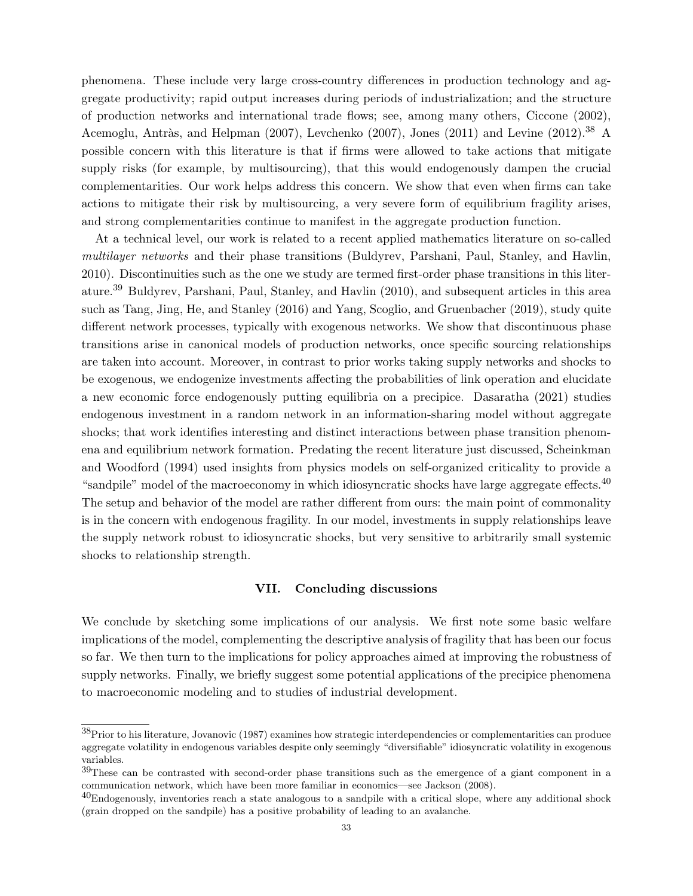phenomena. These include very large cross-country differences in production technology and aggregate productivity; rapid output increases during periods of industrialization; and the structure of production networks and international trade flows; see, among many others, Ciccone (2002), Acemoglu, Antràs, and Helpman (2007), Levchenko (2007), Jones (2011) and Levine (2012).[38] A possible concern with this literature is that if firms were allowed to take actions that mitigate supply risks (for example, by multisourcing), that this would endogenously dampen the crucial complementarities. Our work helps address this concern. We show that even when firms can take actions to mitigate their risk by multisourcing, a very severe form of equilibrium fragility arises, and strong complementarities continue to manifest in the aggregate production function.

At a technical level, our work is related to a recent applied mathematics literature on so-called *multilayer networks* and their phase transitions (Buldyrev, Parshani, Paul, Stanley, and Havlin, 2010). Discontinuities such as the one we study are termed first-order phase transitions in this literature.[39] Buldyrev, Parshani, Paul, Stanley, and Havlin (2010), and subsequent articles in this area such as Tang, Jing, He, and Stanley (2016) and Yang, Scoglio, and Gruenbacher (2019), study quite different network processes, typically with exogenous networks. We show that discontinuous phase transitions arise in canonical models of production networks, once specific sourcing relationships are taken into account. Moreover, in contrast to prior works taking supply networks and shocks to be exogenous, we endogenize investments affecting the probabilities of link operation and elucidate a new economic force endogenously putting equilibria on a precipice. Dasaratha (2021) studies endogenous investment in a random network in an information-sharing model without aggregate shocks; that work identifies interesting and distinct interactions between phase transition phenomena and equilibrium network formation. Predating the recent literature just discussed, Scheinkman and Woodford (1994) used insights from physics models on self-organized criticality to provide a "sandpile" model of the macroeconomy in which idiosyncratic shocks have large aggregate effects.[40] The setup and behavior of the model are rather different from ours: the main point of commonality is in the concern with endogenous fragility. In our model, investments in supply relationships leave the supply network robust to idiosyncratic shocks, but very sensitive to arbitrarily small systemic shocks to relationship strength.

## VII. Concluding discussions

We conclude by sketching some implications of our analysis. We first note some basic welfare implications of the model, complementing the descriptive analysis of fragility that has been our focus so far. We then turn to the implications for policy approaches aimed at improving the robustness of supply networks. Finally, we briefly suggest some potential applications of the precipice phenomena to macroeconomic modeling and to studies of industrial development.

---

[38] Prior to his literature, Jovanovic (1987) examines how strategic interdependencies or complementarities can produce aggregate volatility in endogenous variables despite only seemingly "diversifiable" idiosyncratic volatility in exogenous variables.

[39] These can be contrasted with second-order phase transitions such as the emergence of a giant component in a communication network, which have been more familiar in economics—see Jackson (2008).

[40] Endogenously, inventories reach a state analogous to a sandpile with a critical slope, where any additional shock (grain dropped on the sandpile) has a positive probability of leading to an avalanche.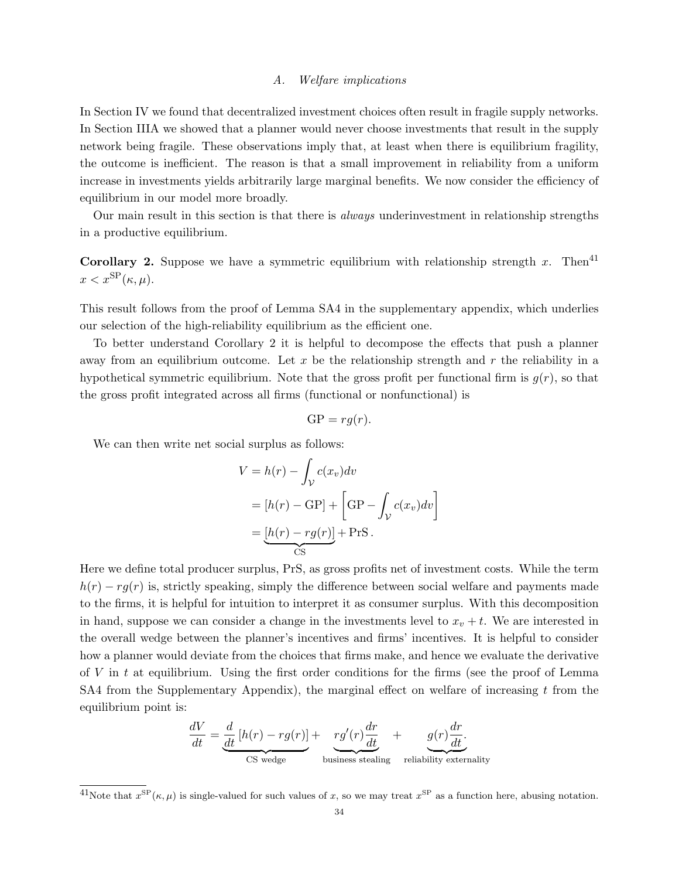### A. Welfare implications

In Section IV we found that decentralized investment choices often result in fragile supply networks. In Section IIIA we showed that a planner would never choose investments that result in the supply network being fragile. These observations imply that, at least when there is equilibrium fragility, the outcome is inefficient. The reason is that a small improvement in reliability from a uniform increase in investments yields arbitrarily large marginal benefits. We now consider the efficiency of equilibrium in our model more broadly.

Our main result in this section is that there is *always* underinvestment in relationship strengths in a productive equilibrium.

**Corollary 2.** Suppose we have a symmetric equilibrium with relationship strength $x$. Then[41] $x < x^{\mathrm{SP}}(\kappa, \mu)$.

This result follows from the proof of Lemma SA4 in the supplementary appendix, which underlies our selection of the high-reliability equilibrium as the efficient one.

To better understand Corollary 2 it is helpful to decompose the effects that push a planner away from an equilibrium outcome. Let $x$ be the relationship strength and $r$ the reliability in a hypothetical symmetric equilibrium. Note that the gross profit per functional firm is $g(r)$, so that the gross profit integrated across all firms (functional or nonfunctional) is

$$\mathrm{GP} = rg(r).$$

We can then write net social surplus as follows:

$$\begin{aligned} V &= h(r) - \int_{\mathcal{V}} c(x_v)dv \\ &= [h(r) - \mathrm{GP}] + \left[\mathrm{GP} - \int_{\mathcal{V}} c(x_v)dv\right] \\ &= \underbrace{[h(r) - rg(r)]}_{\mathrm{CS}} + \mathrm{PrS}\,. \end{aligned}$$

Here we define total producer surplus, PrS, as gross profits net of investment costs. While the term $h(r) - rg(r)$ is, strictly speaking, simply the difference between social welfare and payments made to the firms, it is helpful for intuition to interpret it as consumer surplus. With this decomposition in hand, suppose we can consider a change in the investments level to $x_v + t$. We are interested in the overall wedge between the planner's incentives and firms' incentives. It is helpful to consider how a planner would deviate from the choices that firms make, and hence we evaluate the derivative of $V$ in $t$ at equilibrium. Using the first order conditions for the firms (see the proof of Lemma SA4 from the Supplementary Appendix), the marginal effect on welfare of increasing $t$ from the equilibrium point is:

$$\frac{dV}{dt} = \underbrace{\frac{d}{dt}\left[h(r) - rg(r)\right]}_{\text{CS wedge}} + \underbrace{rg'(r)\frac{dr}{dt}}_{\text{business stealing}} + \underbrace{g(r)\frac{dr}{dt}}_{\text{reliability externality}}.$$

[41] Note that $x^{\mathrm{SP}}(\kappa, \mu)$ is single-valued for such values of $x$, so we may treat $x^{\mathrm{SP}}$ as a function here, abusing notation.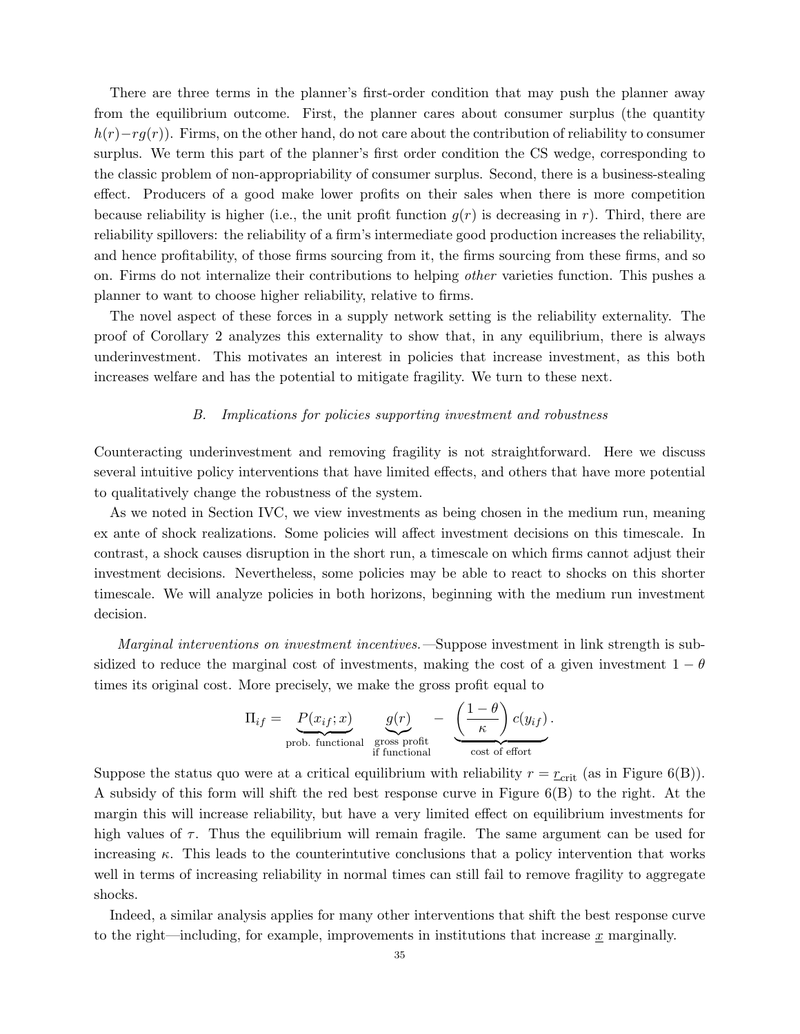There are three terms in the planner's first-order condition that may push the planner away from the equilibrium outcome. First, the planner cares about consumer surplus (the quantity $h(r) - rg(r)$). Firms, on the other hand, do not care about the contribution of reliability to consumer surplus. We term this part of the planner's first order condition the CS wedge, corresponding to the classic problem of non-appropriability of consumer surplus. Second, there is a business-stealing effect. Producers of a good make lower profits on their sales when there is more competition because reliability is higher (i.e., the unit profit function $g(r)$ is decreasing in $r$). Third, there are reliability spillovers: the reliability of a firm's intermediate good production increases the reliability, and hence profitability, of those firms sourcing from it, the firms sourcing from these firms, and so on. Firms do not internalize their contributions to helping *other* varieties function. This pushes a planner to want to choose higher reliability, relative to firms.

The novel aspect of these forces in a supply network setting is the reliability externality. The proof of Corollary 2 analyzes this externality to show that, in any equilibrium, there is always underinvestment. This motivates an interest in policies that increase investment, as this both increases welfare and has the potential to mitigate fragility. We turn to these next.

### *B. Implications for policies supporting investment and robustness*

Counteracting underinvestment and removing fragility is not straightforward. Here we discuss several intuitive policy interventions that have limited effects, and others that have more potential to qualitatively change the robustness of the system.

As we noted in Section IVC, we view investments as being chosen in the medium run, meaning ex ante of shock realizations. Some policies will affect investment decisions on this timescale. In contrast, a shock causes disruption in the short run, a timescale on which firms cannot adjust their investment decisions. Nevertheless, some policies may be able to react to shocks on this shorter timescale. We will analyze policies in both horizons, beginning with the medium run investment decision.

*Marginal interventions on investment incentives.*—Suppose investment in link strength is subsidized to reduce the marginal cost of investments, making the cost of a given investment $1 - \theta$ times its original cost. More precisely, we make the gross profit equal to

$$\Pi_{if} = \underbrace{P(x_{if}; x)}_{\text{prob. functional}} \quad \underbrace{g(r)}_{\substack{\text{gross profit} \\ \text{if functional}}} \quad - \quad \underbrace{\left(\frac{1-\theta}{\kappa}\right) c(y_{if})}_{\text{cost of effort}}.$$

Suppose the status quo were at a critical equilibrium with reliability $r = \underline{r}_{\text{crit}}$ (as in Figure 6(B)). A subsidy of this form will shift the red best response curve in Figure 6(B) to the right. At the margin this will increase reliability, but have a very limited effect on equilibrium investments for high values of $\tau$. Thus the equilibrium will remain fragile. The same argument can be used for increasing $\kappa$. This leads to the counterintutive conclusions that a policy intervention that works well in terms of increasing reliability in normal times can still fail to remove fragility to aggregate shocks.

Indeed, a similar analysis applies for many other interventions that shift the best response curve to the right—including, for example, improvements in institutions that increase $\underline{x}$ marginally.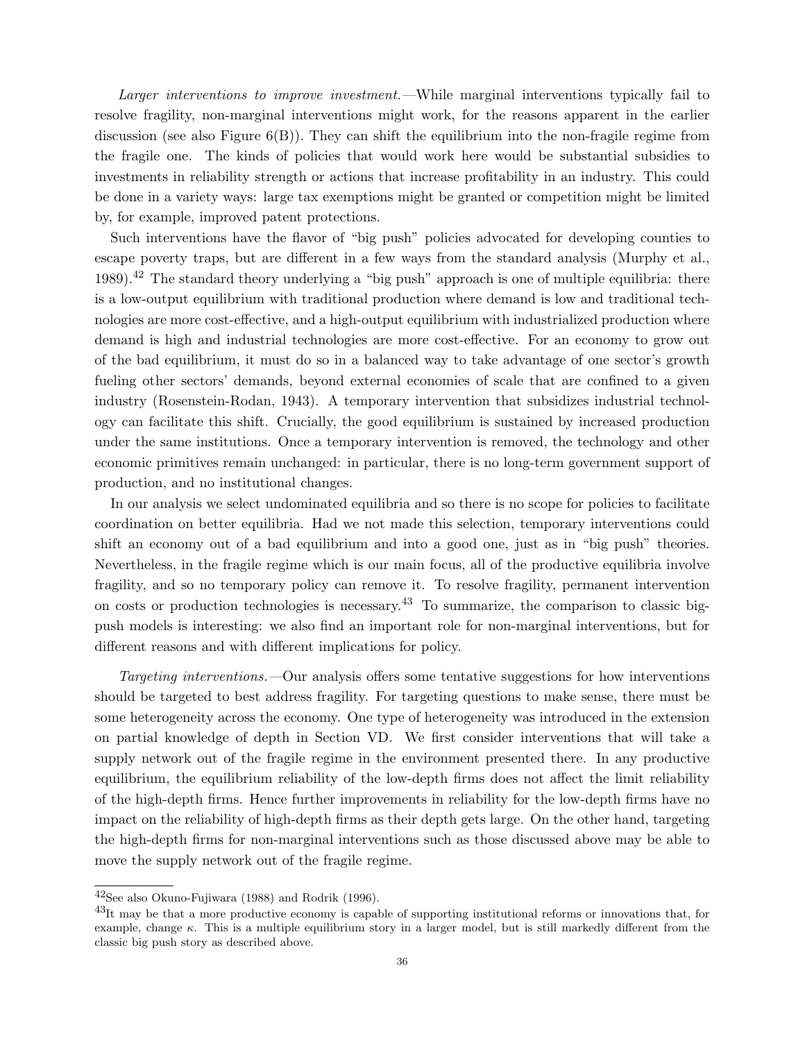*Larger interventions to improve investment.*—While marginal interventions typically fail to resolve fragility, non-marginal interventions might work, for the reasons apparent in the earlier discussion (see also Figure 6(B)). They can shift the equilibrium into the non-fragile regime from the fragile one. The kinds of policies that would work here would be substantial subsidies to investments in reliability strength or actions that increase profitability in an industry. This could be done in a variety ways: large tax exemptions might be granted or competition might be limited by, for example, improved patent protections.

Such interventions have the flavor of "big push" policies advocated for developing counties to escape poverty traps, but are different in a few ways from the standard analysis (Murphy et al., 1989).[42] The standard theory underlying a "big push" approach is one of multiple equilibria: there is a low-output equilibrium with traditional production where demand is low and traditional technologies are more cost-effective, and a high-output equilibrium with industrialized production where demand is high and industrial technologies are more cost-effective. For an economy to grow out of the bad equilibrium, it must do so in a balanced way to take advantage of one sector's growth fueling other sectors' demands, beyond external economies of scale that are confined to a given industry (Rosenstein-Rodan, 1943). A temporary intervention that subsidizes industrial technology can facilitate this shift. Crucially, the good equilibrium is sustained by increased production under the same institutions. Once a temporary intervention is removed, the technology and other economic primitives remain unchanged: in particular, there is no long-term government support of production, and no institutional changes.

In our analysis we select undominated equilibria and so there is no scope for policies to facilitate coordination on better equilibria. Had we not made this selection, temporary interventions could shift an economy out of a bad equilibrium and into a good one, just as in "big push" theories. Nevertheless, in the fragile regime which is our main focus, all of the productive equilibria involve fragility, and so no temporary policy can remove it. To resolve fragility, permanent intervention on costs or production technologies is necessary.[43] To summarize, the comparison to classic big-push models is interesting: we also find an important role for non-marginal interventions, but for different reasons and with different implications for policy.

*Targeting interventions.*—Our analysis offers some tentative suggestions for how interventions should be targeted to best address fragility. For targeting questions to make sense, there must be some heterogeneity across the economy. One type of heterogeneity was introduced in the extension on partial knowledge of depth in Section VD. We first consider interventions that will take a supply network out of the fragile regime in the environment presented there. In any productive equilibrium, the equilibrium reliability of the low-depth firms does not affect the limit reliability of the high-depth firms. Hence further improvements in reliability for the low-depth firms have no impact on the reliability of high-depth firms as their depth gets large. On the other hand, targeting the high-depth firms for non-marginal interventions such as those discussed above may be able to move the supply network out of the fragile regime.

[42]See also Okuno-Fujiwara (1988) and Rodrik (1996).

[43]It may be that a more productive economy is capable of supporting institutional reforms or innovations that, for example, change $\kappa$. This is a multiple equilibrium story in a larger model, but is still markedly different from the classic big push story as described above.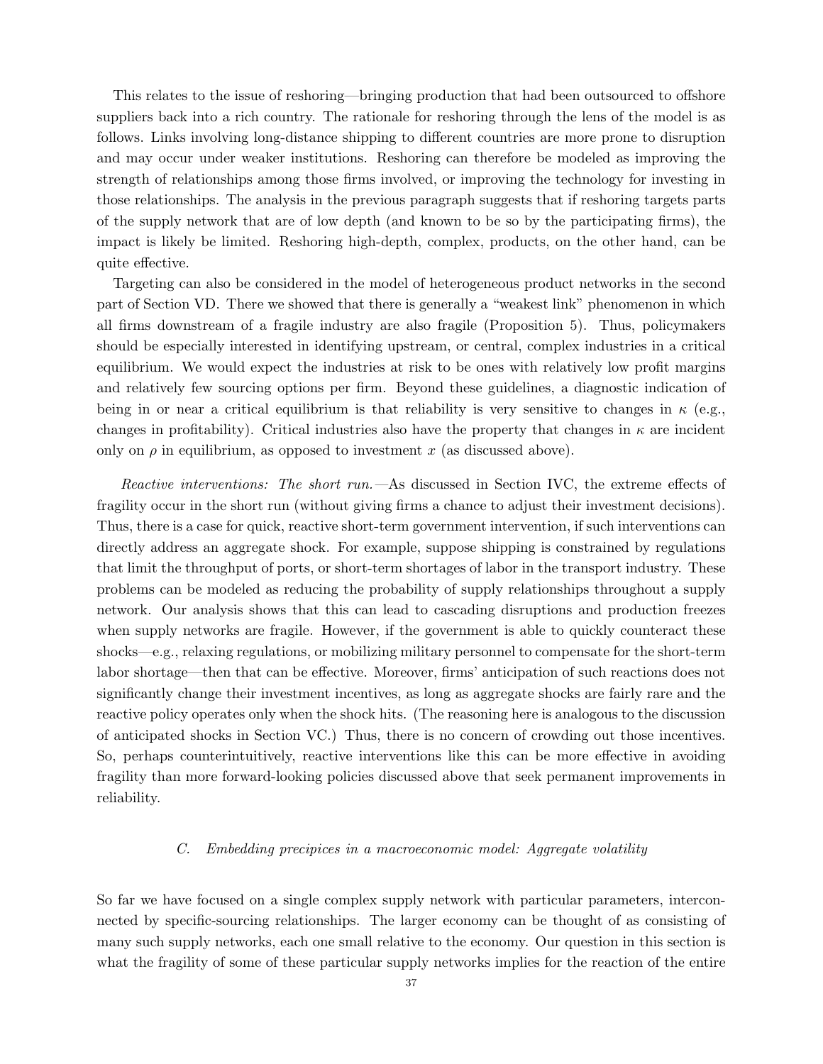This relates to the issue of reshoring—bringing production that had been outsourced to offshore suppliers back into a rich country. The rationale for reshoring through the lens of the model is as follows. Links involving long-distance shipping to different countries are more prone to disruption and may occur under weaker institutions. Reshoring can therefore be modeled as improving the strength of relationships among those firms involved, or improving the technology for investing in those relationships. The analysis in the previous paragraph suggests that if reshoring targets parts of the supply network that are of low depth (and known to be so by the participating firms), the impact is likely be limited. Reshoring high-depth, complex, products, on the other hand, can be quite effective.

Targeting can also be considered in the model of heterogeneous product networks in the second part of Section VD. There we showed that there is generally a "weakest link" phenomenon in which all firms downstream of a fragile industry are also fragile (Proposition 5). Thus, policymakers should be especially interested in identifying upstream, or central, complex industries in a critical equilibrium. We would expect the industries at risk to be ones with relatively low profit margins and relatively few sourcing options per firm. Beyond these guidelines, a diagnostic indication of being in or near a critical equilibrium is that reliability is very sensitive to changes in $\kappa$ (e.g., changes in profitability). Critical industries also have the property that changes in $\kappa$ are incident only on $\rho$ in equilibrium, as opposed to investment $x$ (as discussed above).

*Reactive interventions: The short run.*—As discussed in Section IVC, the extreme effects of fragility occur in the short run (without giving firms a chance to adjust their investment decisions). Thus, there is a case for quick, reactive short-term government intervention, if such interventions can directly address an aggregate shock. For example, suppose shipping is constrained by regulations that limit the throughput of ports, or short-term shortages of labor in the transport industry. These problems can be modeled as reducing the probability of supply relationships throughout a supply network. Our analysis shows that this can lead to cascading disruptions and production freezes when supply networks are fragile. However, if the government is able to quickly counteract these shocks—e.g., relaxing regulations, or mobilizing military personnel to compensate for the short-term labor shortage—then that can be effective. Moreover, firms' anticipation of such reactions does not significantly change their investment incentives, as long as aggregate shocks are fairly rare and the reactive policy operates only when the shock hits. (The reasoning here is analogous to the discussion of anticipated shocks in Section VC.) Thus, there is no concern of crowding out those incentives. So, perhaps counterintuitively, reactive interventions like this can be more effective in avoiding fragility than more forward-looking policies discussed above that seek permanent improvements in reliability.

### C. *Embedding precipices in a macroeconomic model: Aggregate volatility*

So far we have focused on a single complex supply network with particular parameters, interconnected by specific-sourcing relationships. The larger economy can be thought of as consisting of many such supply networks, each one small relative to the economy. Our question in this section is what the fragility of some of these particular supply networks implies for the reaction of the entire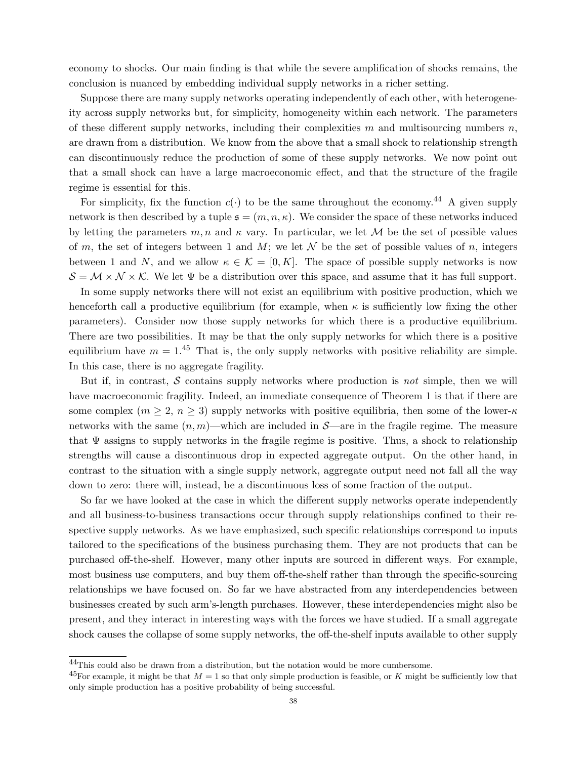economy to shocks. Our main finding is that while the severe amplification of shocks remains, the conclusion is nuanced by embedding individual supply networks in a richer setting.

Suppose there are many supply networks operating independently of each other, with heterogeneity across supply networks but, for simplicity, homogeneity within each network. The parameters of these different supply networks, including their complexities $m$ and multisourcing numbers $n$, are drawn from a distribution. We know from the above that a small shock to relationship strength can discontinuously reduce the production of some of these supply networks. We now point out that a small shock can have a large macroeconomic effect, and that the structure of the fragile regime is essential for this.

For simplicity, fix the function $c(\cdot)$ to be the same throughout the economy.[44] A given supply network is then described by a tuple $\mathfrak{s} = (m, n, \kappa)$. We consider the space of these networks induced by letting the parameters $m, n$ and $\kappa$ vary. In particular, we let $\mathcal{M}$ be the set of possible values of $m$, the set of integers between 1 and $M$; we let $\mathcal{N}$ be the set of possible values of $n$, integers between 1 and $N$, and we allow $\kappa \in \mathcal{K} = [0, K]$. The space of possible supply networks is now $\mathcal{S} = \mathcal{M} \times \mathcal{N} \times \mathcal{K}$. We let $\Psi$ be a distribution over this space, and assume that it has full support.

In some supply networks there will not exist an equilibrium with positive production, which we henceforth call a productive equilibrium (for example, when $\kappa$ is sufficiently low fixing the other parameters). Consider now those supply networks for which there is a productive equilibrium. There are two possibilities. It may be that the only supply networks for which there is a positive equilibrium have $m = 1$.[45] That is, the only supply networks with positive reliability are simple. In this case, there is no aggregate fragility.

But if, in contrast, $\mathcal{S}$ contains supply networks where production is *not* simple, then we will have macroeconomic fragility. Indeed, an immediate consequence of Theorem 1 is that if there are some complex ($m \geq 2$, $n \geq 3$) supply networks with positive equilibria, then some of the lower-$\kappa$ networks with the same $(n, m)$—which are included in $\mathcal{S}$—are in the fragile regime. The measure that $\Psi$ assigns to supply networks in the fragile regime is positive. Thus, a shock to relationship strengths will cause a discontinuous drop in expected aggregate output. On the other hand, in contrast to the situation with a single supply network, aggregate output need not fall all the way down to zero: there will, instead, be a discontinuous loss of some fraction of the output.

So far we have looked at the case in which the different supply networks operate independently and all business-to-business transactions occur through supply relationships confined to their respective supply networks. As we have emphasized, such specific relationships correspond to inputs tailored to the specifications of the business purchasing them. They are not products that can be purchased off-the-shelf. However, many other inputs are sourced in different ways. For example, most business use computers, and buy them off-the-shelf rather than through the specific-sourcing relationships we have focused on. So far we have abstracted from any interdependencies between businesses created by such arm's-length purchases. However, these interdependencies might also be present, and they interact in interesting ways with the forces we have studied. If a small aggregate shock causes the collapse of some supply networks, the off-the-shelf inputs available to other supply

[44] This could also be drawn from a distribution, but the notation would be more cumbersome.

[45] For example, it might be that $M = 1$ so that only simple production is feasible, or $K$ might be sufficiently low that only simple production has a positive probability of being successful.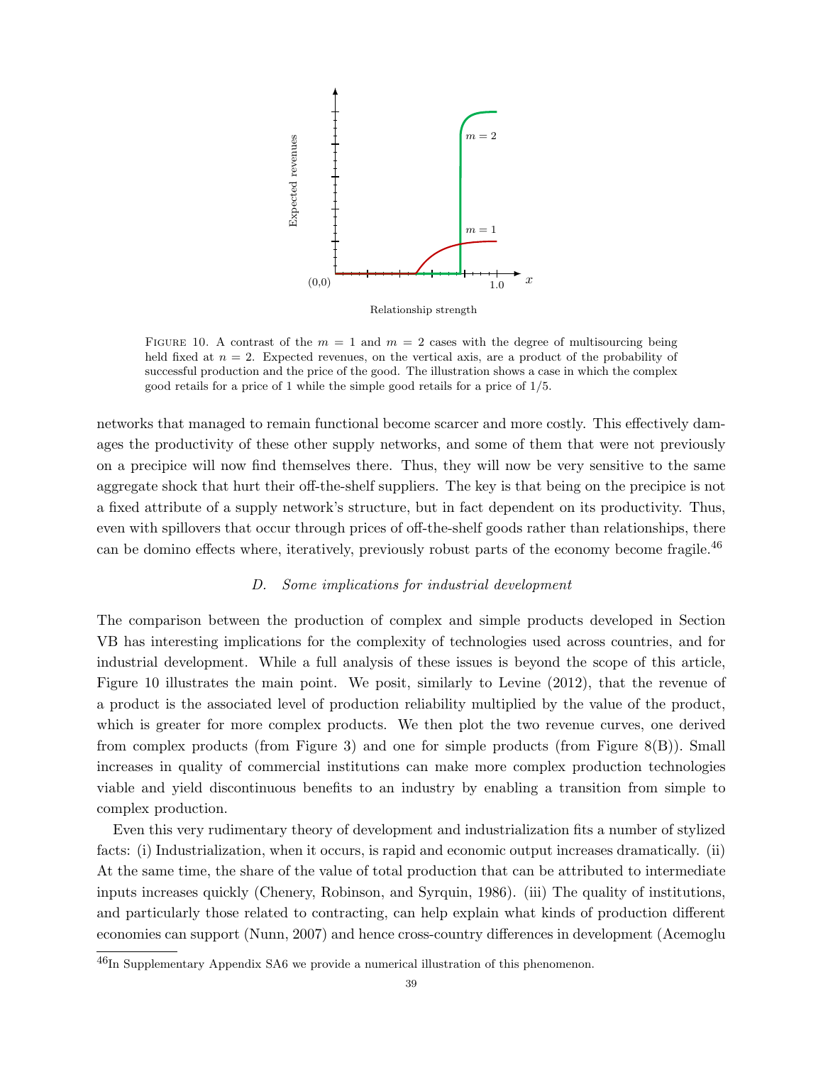FIGURE 10. A contrast of the $m = 1$ and $m = 2$ cases with the degree of multisourcing being held fixed at $n = 2$. Expected revenues, on the vertical axis, are a product of the probability of successful production and the price of the good. The illustration shows a case in which the complex good retails for a price of 1 while the simple good retails for a price of 1/5.

networks that managed to remain functional become scarcer and more costly. This effectively damages the productivity of these other supply networks, and some of them that were not previously on a precipice will now find themselves there. Thus, they will now be very sensitive to the same aggregate shock that hurt their off-the-shelf suppliers. The key is that being on the precipice is not a fixed attribute of a supply network's structure, but in fact dependent on its productivity. Thus, even with spillovers that occur through prices of off-the-shelf goods rather than relationships, there can be domino effects where, iteratively, previously robust parts of the economy become fragile.[46]

### D. *Some implications for industrial development*

The comparison between the production of complex and simple products developed in Section VB has interesting implications for the complexity of technologies used across countries, and for industrial development. While a full analysis of these issues is beyond the scope of this article, Figure 10 illustrates the main point. We posit, similarly to Levine (2012), that the revenue of a product is the associated level of production reliability multiplied by the value of the product, which is greater for more complex products. We then plot the two revenue curves, one derived from complex products (from Figure 3) and one for simple products (from Figure 8(B)). Small increases in quality of commercial institutions can make more complex production technologies viable and yield discontinuous benefits to an industry by enabling a transition from simple to complex production.

Even this very rudimentary theory of development and industrialization fits a number of stylized facts: (i) Industrialization, when it occurs, is rapid and economic output increases dramatically. (ii) At the same time, the share of the value of total production that can be attributed to intermediate inputs increases quickly (Chenery, Robinson, and Syrquin, 1986). (iii) The quality of institutions, and particularly those related to contracting, can help explain what kinds of production different economies can support (Nunn, 2007) and hence cross-country differences in development (Acemoglu

[46]In Supplementary Appendix SA6 we provide a numerical illustration of this phenomenon.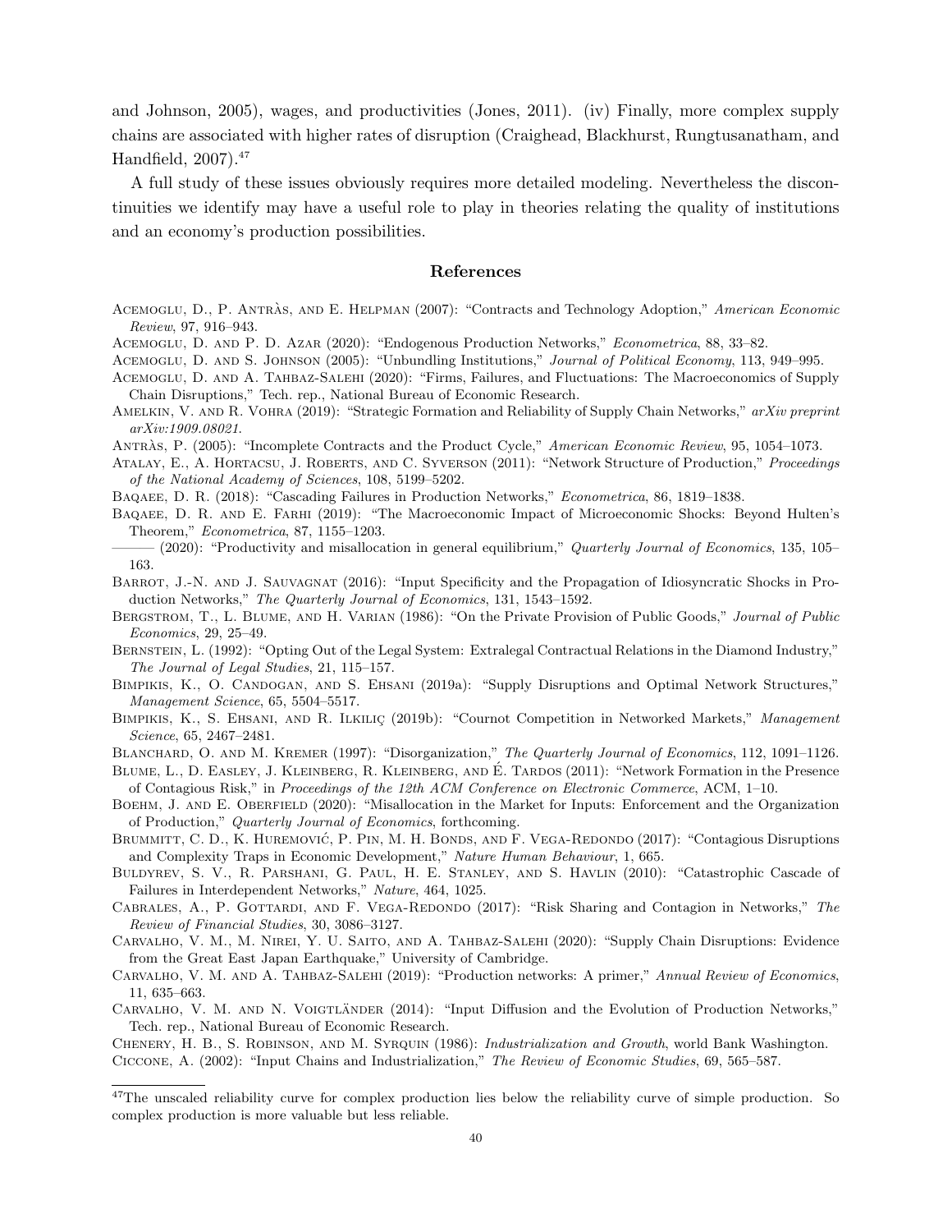and Johnson, 2005), wages, and productivities (Jones, 2011). (iv) Finally, more complex supply chains are associated with higher rates of disruption (Craighead, Blackhurst, Rungtusanatham, and Handfield, 2007).[47]

A full study of these issues obviously requires more detailed modeling. Nevertheless the discontinuities we identify may have a useful role to play in theories relating the quality of institutions and an economy's production possibilities.

## References

Acemoglu, D., P. Antràs, and E. Helpman (2007): "Contracts and Technology Adoption," *American Economic Review*, 97, 916–943.

Acemoglu, D. and P. D. Azar (2020): "Endogenous Production Networks," *Econometrica*, 88, 33–82.

Acemoglu, D. and S. Johnson (2005): "Unbundling Institutions," *Journal of Political Economy*, 113, 949–995.

Acemoglu, D. and A. Tahbaz-Salehi (2020): "Firms, Failures, and Fluctuations: The Macroeconomics of Supply Chain Disruptions," Tech. rep., National Bureau of Economic Research.

Amelkin, V. and R. Vohra (2019): "Strategic Formation and Reliability of Supply Chain Networks," *arXiv preprint arXiv:1909.08021*.

Antràs, P. (2005): "Incomplete Contracts and the Product Cycle," *American Economic Review*, 95, 1054–1073.

Atalay, E., A. Hortacsu, J. Roberts, and C. Syverson (2011): "Network Structure of Production," *Proceedings of the National Academy of Sciences*, 108, 5199–5202.

Baqaee, D. R. (2018): "Cascading Failures in Production Networks," *Econometrica*, 86, 1819–1838.

Baqaee, D. R. and E. Farhi (2019): "The Macroeconomic Impact of Microeconomic Shocks: Beyond Hulten's Theorem," *Econometrica*, 87, 1155–1203.

——— (2020): "Productivity and misallocation in general equilibrium," *Quarterly Journal of Economics*, 135, 105–163.

Barrot, J.-N. and J. Sauvagnat (2016): "Input Specificity and the Propagation of Idiosyncratic Shocks in Production Networks," *The Quarterly Journal of Economics*, 131, 1543–1592.

Bergstrom, T., L. Blume, and H. Varian (1986): "On the Private Provision of Public Goods," *Journal of Public Economics*, 29, 25–49.

Bernstein, L. (1992): "Opting Out of the Legal System: Extralegal Contractual Relations in the Diamond Industry," *The Journal of Legal Studies*, 21, 115–157.

Bimpikis, K., O. Candogan, and S. Ehsani (2019a): "Supply Disruptions and Optimal Network Structures," *Management Science*, 65, 5504–5517.

Bimpikis, K., S. Ehsani, and R. Ilkiliç (2019b): "Cournot Competition in Networked Markets," *Management Science*, 65, 2467–2481.

Blanchard, O. and M. Kremer (1997): "Disorganization," *The Quarterly Journal of Economics*, 112, 1091–1126.

Blume, L., D. Easley, J. Kleinberg, R. Kleinberg, and É. Tardos (2011): "Network Formation in the Presence of Contagious Risk," in *Proceedings of the 12th ACM Conference on Electronic Commerce*, ACM, 1–10.

Boehm, J. and E. Oberfield (2020): "Misallocation in the Market for Inputs: Enforcement and the Organization of Production," *Quarterly Journal of Economics*, forthcoming.

Brummitt, C. D., K. Huremović, P. Pin, M. H. Bonds, and F. Vega-Redondo (2017): "Contagious Disruptions and Complexity Traps in Economic Development," *Nature Human Behaviour*, 1, 665.

Buldyrev, S. V., R. Parshani, G. Paul, H. E. Stanley, and S. Havlin (2010): "Catastrophic Cascade of Failures in Interdependent Networks," *Nature*, 464, 1025.

Cabrales, A., P. Gottardi, and F. Vega-Redondo (2017): "Risk Sharing and Contagion in Networks," *The Review of Financial Studies*, 30, 3086–3127.

Carvalho, V. M., M. Nirei, Y. U. Saito, and A. Tahbaz-Salehi (2020): "Supply Chain Disruptions: Evidence from the Great East Japan Earthquake," University of Cambridge.

Carvalho, V. M. and A. Tahbaz-Salehi (2019): "Production networks: A primer," *Annual Review of Economics*, 11, 635–663.

Carvalho, V. M. and N. Voigtländer (2014): "Input Diffusion and the Evolution of Production Networks," Tech. rep., National Bureau of Economic Research.

Chenery, H. B., S. Robinson, and M. Syrquin (1986): *Industrialization and Growth*, world Bank Washington.

Ciccone, A. (2002): "Input Chains and Industrialization," *The Review of Economic Studies*, 69, 565–587.

[47]The unscaled reliability curve for complex production lies below the reliability curve of simple production. So complex production is more valuable but less reliable.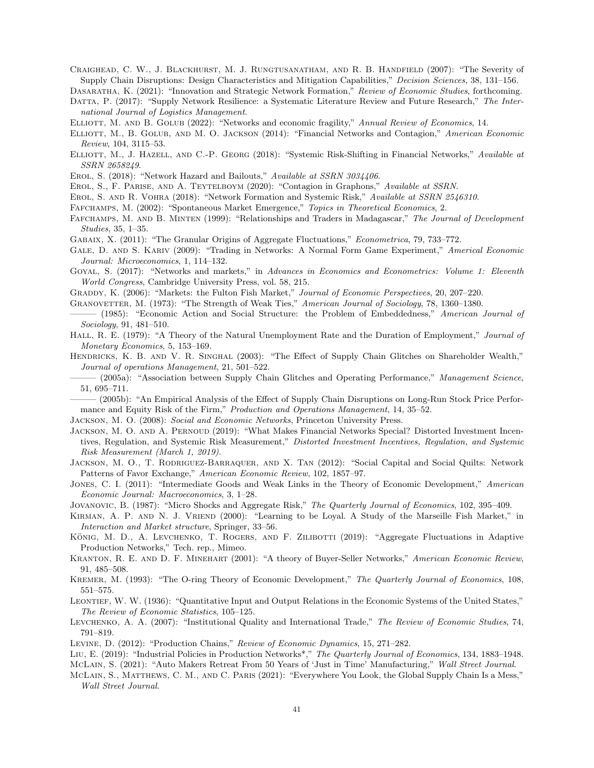Craighead, C. W., J. Blackhurst, M. J. Rungtusanatham, and R. B. Handfield (2007): "The Severity of Supply Chain Disruptions: Design Characteristics and Mitigation Capabilities," *Decision Sciences*, 38, 131–156.

Dasaratha, K. (2021): "Innovation and Strategic Network Formation," *Review of Economic Studies*, forthcoming.

Datta, P. (2017): "Supply Network Resilience: a Systematic Literature Review and Future Research," *The International Journal of Logistics Management*.

Elliott, M. and B. Golub (2022): "Networks and economic fragility," *Annual Review of Economics*, 14.

Elliott, M., B. Golub, and M. O. Jackson (2014): "Financial Networks and Contagion," *American Economic Review*, 104, 3115–53.

Elliott, M., J. Hazell, and C.-P. Georg (2018): "Systemic Risk-Shifting in Financial Networks," *Available at SSRN 2658249*.

Erol, S. (2018): "Network Hazard and Bailouts," *Available at SSRN 3034406*.

Erol, S., F. Parise, and A. Teytelboym (2020): "Contagion in Graphons," *Available at SSRN*.

Erol, S. and R. Vohra (2018): "Network Formation and Systemic Risk," *Available at SSRN 2546310*.

Fafchamps, M. (2002): "Spontaneous Market Emergence," *Topics in Theoretical Economics*, 2.

Fafchamps, M. and B. Minten (1999): "Relationships and Traders in Madagascar," *The Journal of Development Studies*, 35, 1–35.

Gabaix, X. (2011): "The Granular Origins of Aggregate Fluctuations," *Econometrica*, 79, 733–772.

Gale, D. and S. Kariv (2009): "Trading in Networks: A Normal Form Game Experiment," *Americal Economic Journal: Microeconomics*, 1, 114–132.

Goyal, S. (2017): "Networks and markets," in *Advances in Economics and Econometrics: Volume 1: Eleventh World Congress*, Cambridge University Press, vol. 58, 215.

Graddy, K. (2006): "Markets: the Fulton Fish Market," *Journal of Economic Perspectives*, 20, 207–220.

Granovetter, M. (1973): "The Strength of Weak Ties," *American Journal of Sociology*, 78, 1360–1380.

——— (1985): "Economic Action and Social Structure: the Problem of Embeddedness," *American Journal of Sociology*, 91, 481–510.

Hall, R. E. (1979): "A Theory of the Natural Unemployment Rate and the Duration of Employment," *Journal of Monetary Economics*, 5, 153–169.

Hendricks, K. B. and V. R. Singhal (2003): "The Effect of Supply Chain Glitches on Shareholder Wealth," *Journal of operations Management*, 21, 501–522.

——— (2005a): "Association between Supply Chain Glitches and Operating Performance," *Management Science*, 51, 695–711.

——— (2005b): "An Empirical Analysis of the Effect of Supply Chain Disruptions on Long-Run Stock Price Performance and Equity Risk of the Firm," *Production and Operations Management*, 14, 35–52.

Jackson, M. O. (2008): *Social and Economic Networks*, Princeton University Press.

Jackson, M. O. and A. Pernoud (2019): "What Makes Financial Networks Special? Distorted Investment Incentives, Regulation, and Systemic Risk Measurement," *Distorted Investment Incentives, Regulation, and Systemic Risk Measurement (March 1, 2019)*.

Jackson, M. O., T. Rodriguez-Barraquer, and X. Tan (2012): "Social Capital and Social Quilts: Network Patterns of Favor Exchange," *American Economic Review*, 102, 1857–97.

Jones, C. I. (2011): "Intermediate Goods and Weak Links in the Theory of Economic Development," *American Economic Journal: Macroeconomics*, 3, 1–28.

Jovanovic, B. (1987): "Micro Shocks and Aggregate Risk," *The Quarterly Journal of Economics*, 102, 395–409.

Kirman, A. P. and N. J. Vriend (2000): "Learning to be Loyal. A Study of the Marseille Fish Market," in *Interaction and Market structure*, Springer, 33–56.

König, M. D., A. Levchenko, T. Rogers, and F. Zilibotti (2019): "Aggregate Fluctuations in Adaptive Production Networks," Tech. rep., Mimeo.

Kranton, R. E. and D. F. Minehart (2001): "A theory of Buyer-Seller Networks," *American Economic Review*, 91, 485–508.

Kremer, M. (1993): "The O-ring Theory of Economic Development," *The Quarterly Journal of Economics*, 108, 551–575.

Leontief, W. W. (1936): "Quantitative Input and Output Relations in the Economic Systems of the United States," *The Review of Economic Statistics*, 105–125.

Levchenko, A. A. (2007): "Institutional Quality and International Trade," *The Review of Economic Studies*, 74, 791–819.

Levine, D. (2012): "Production Chains," *Review of Economic Dynamics*, 15, 271–282.

Liu, E. (2019): "Industrial Policies in Production Networks*," *The Quarterly Journal of Economics*, 134, 1883–1948.

McLain, S. (2021): "Auto Makers Retreat From 50 Years of 'Just in Time' Manufacturing," *Wall Street Journal*.

McLain, S., Matthews, C. M., and C. Paris (2021): "Everywhere You Look, the Global Supply Chain Is a Mess," *Wall Street Journal*.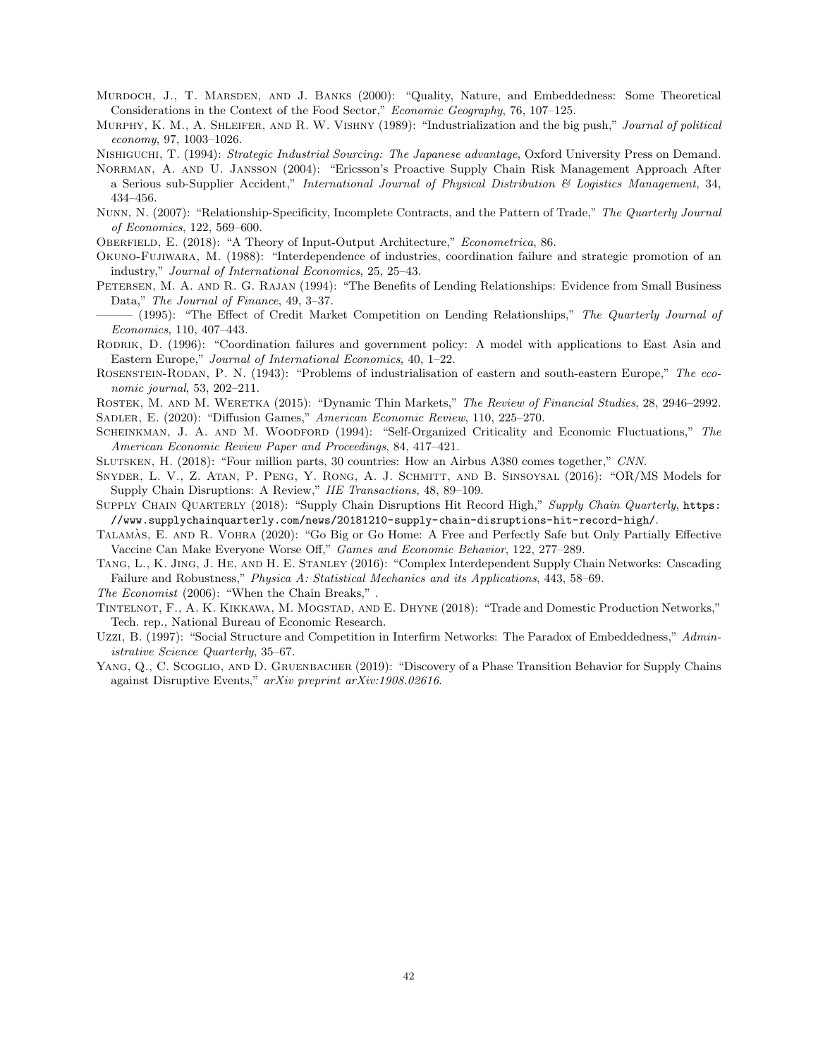Murdoch, J., T. Marsden, and J. Banks (2000): "Quality, Nature, and Embeddedness: Some Theoretical Considerations in the Context of the Food Sector," *Economic Geography*, 76, 107–125.

Murphy, K. M., A. Shleifer, and R. W. Vishny (1989): "Industrialization and the big push," *Journal of political economy*, 97, 1003–1026.

Nishiguchi, T. (1994): *Strategic Industrial Sourcing: The Japanese advantage*, Oxford University Press on Demand.

Norrman, A. and U. Jansson (2004): "Ericsson's Proactive Supply Chain Risk Management Approach After a Serious sub-Supplier Accident," *International Journal of Physical Distribution & Logistics Management*, 34, 434–456.

Nunn, N. (2007): "Relationship-Specificity, Incomplete Contracts, and the Pattern of Trade," *The Quarterly Journal of Economics*, 122, 569–600.

Oberfield, E. (2018): "A Theory of Input-Output Architecture," *Econometrica*, 86.

Okuno-Fujiwara, M. (1988): "Interdependence of industries, coordination failure and strategic promotion of an industry," *Journal of International Economics*, 25, 25–43.

Petersen, M. A. and R. G. Rajan (1994): "The Benefits of Lending Relationships: Evidence from Small Business Data," *The Journal of Finance*, 49, 3–37.

——— (1995): "The Effect of Credit Market Competition on Lending Relationships," *The Quarterly Journal of Economics*, 110, 407–443.

Rodrik, D. (1996): "Coordination failures and government policy: A model with applications to East Asia and Eastern Europe," *Journal of International Economics*, 40, 1–22.

Rosenstein-Rodan, P. N. (1943): "Problems of industrialisation of eastern and south-eastern Europe," *The economic journal*, 53, 202–211.

Rostek, M. and M. Weretka (2015): "Dynamic Thin Markets," *The Review of Financial Studies*, 28, 2946–2992.

Sadler, E. (2020): "Diffusion Games," *American Economic Review*, 110, 225–270.

Scheinkman, J. A. and M. Woodford (1994): "Self-Organized Criticality and Economic Fluctuations," *The American Economic Review Paper and Proceedings*, 84, 417–421.

Slutsken, H. (2018): "Four million parts, 30 countries: How an Airbus A380 comes together," *CNN*.

Snyder, L. V., Z. Atan, P. Peng, Y. Rong, A. J. Schmitt, and B. Sinsoysal (2016): "OR/MS Models for Supply Chain Disruptions: A Review," *IIE Transactions*, 48, 89–109.

Supply Chain Quarterly (2018): "Supply Chain Disruptions Hit Record High," *Supply Chain Quarterly*, https://www.supplychainquarterly.com/news/20181210-supply-chain-disruptions-hit-record-high/.

Talamàs, E. and R. Vohra (2020): "Go Big or Go Home: A Free and Perfectly Safe but Only Partially Effective Vaccine Can Make Everyone Worse Off," *Games and Economic Behavior*, 122, 277–289.

Tang, L., K. Jing, J. He, and H. E. Stanley (2016): "Complex Interdependent Supply Chain Networks: Cascading Failure and Robustness," *Physica A: Statistical Mechanics and its Applications*, 443, 58–69.

*The Economist* (2006): "When the Chain Breaks," .

Tintelnot, F., A. K. Kikkawa, M. Mogstad, and E. Dhyne (2018): "Trade and Domestic Production Networks," Tech. rep., National Bureau of Economic Research.

Uzzi, B. (1997): "Social Structure and Competition in Interfirm Networks: The Paradox of Embeddedness," *Administrative Science Quarterly*, 35–67.

Yang, Q., C. Scoglio, and D. Gruenbacher (2019): "Discovery of a Phase Transition Behavior for Supply Chains against Disruptive Events," *arXiv preprint arXiv:1908.02616*.